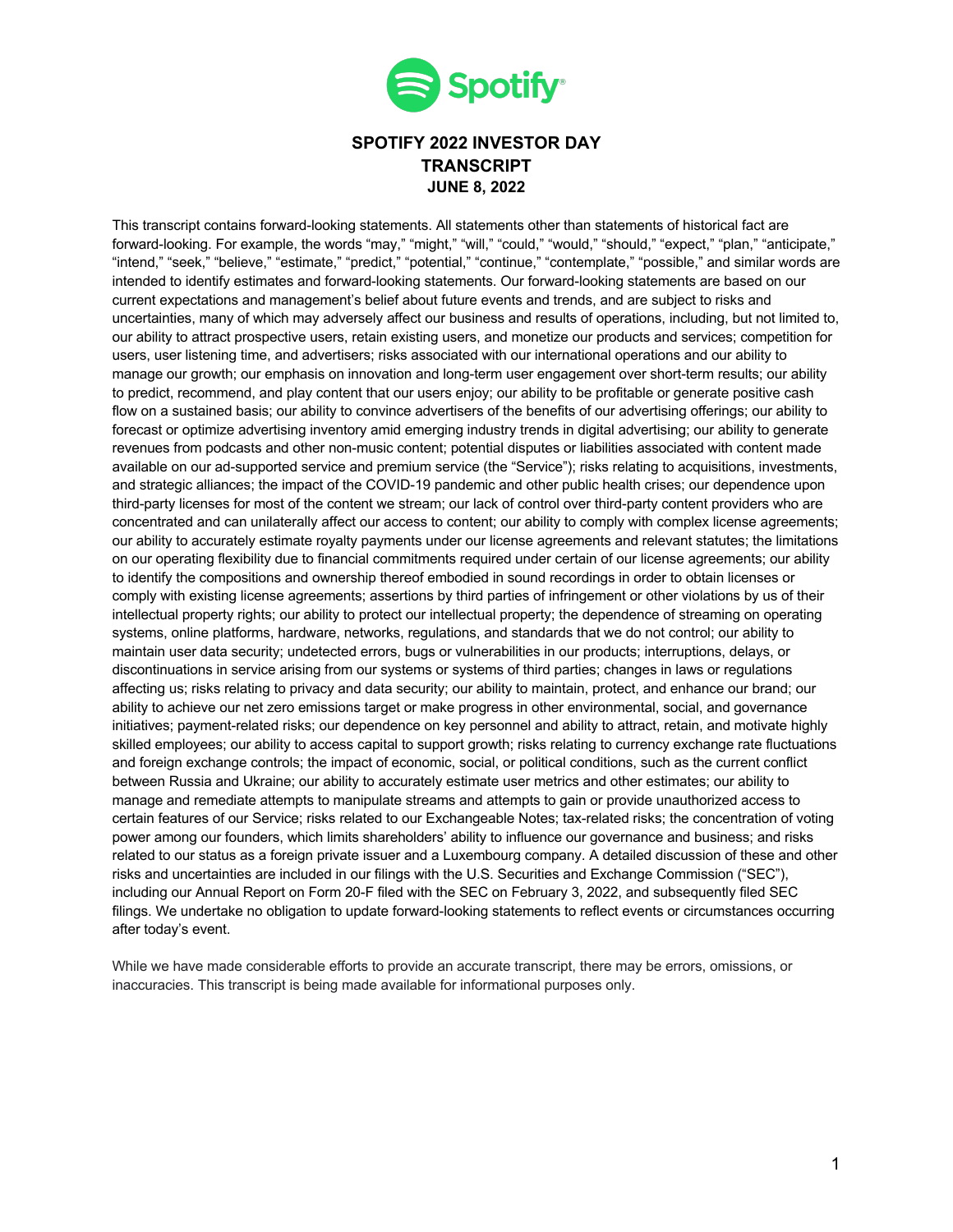# SPOTIFY 2022 INVESTOR DAY TRANSCRIPT JUNE 8, 2022

This transcript contains forward-looking statements. All statements other than statements of historical fact are forward-looking. For example, the words "may," "might," "will," "could," "would," "should," "expect," "plan," "anticipate," "intend," "seek," "believe," "estimate," "predict," "potential," "continue," "contemplate," "possible," and similar words are intended to identify estimates and forward-looking statements. Our forward-looking statements are based on our current expectations and management's belief about future events and trends, and are subject to risks and uncertainties, many of which may adversely affect our business and results of operations, including, but not limited to, our ability to attract prospective users, retain existing users, and monetize our products and services; competition for users, user listening time, and advertisers; risks associated with our international operations and our ability to manage our growth; our emphasis on innovation and long-term user engagement over short-term results; our ability to predict, recommend, and play content that our users enjoy; our ability to be profitable or generate positive cash flow on a sustained basis; our ability to convince advertisers of the benefits of our advertising offerings; our ability to forecast or optimize advertising inventory amid emerging industry trends in digital advertising; our ability to generate revenues from podcasts and other non-music content; potential disputes or liabilities associated with content made available on our ad-supported service and premium service (the "Service"); risks relating to acquisitions, investments, and strategic alliances; the impact of the COVID-19 pandemic and other public health crises; our dependence upon third-party licenses for most of the content we stream; our lack of control over third-party content providers who are concentrated and can unilaterally affect our access to content; our ability to comply with complex license agreements; our ability to accurately estimate royalty payments under our license agreements and relevant statutes; the limitations on our operating flexibility due to financial commitments required under certain of our license agreements; our ability to identify the compositions and ownership thereof embodied in sound recordings in order to obtain licenses or comply with existing license agreements; assertions by third parties of infringement or other violations by us of their intellectual property rights; our ability to protect our intellectual property; the dependence of streaming on operating systems, online platforms, hardware, networks, regulations, and standards that we do not control; our ability to maintain user data security; undetected errors, bugs or vulnerabilities in our products; interruptions, delays, or discontinuations in service arising from our systems or systems of third parties; changes in laws or regulations affecting us; risks relating to privacy and data security; our ability to maintain, protect, and enhance our brand; our ability to achieve our net zero emissions target or make progress in other environmental, social, and governance initiatives; payment-related risks; our dependence on key personnel and ability to attract, retain, and motivate highly skilled employees; our ability to access capital to support growth; risks relating to currency exchange rate fluctuations and foreign exchange controls; the impact of economic, social, or political conditions, such as the current conflict between Russia and Ukraine; our ability to accurately estimate user metrics and other estimates; our ability to manage and remediate attempts to manipulate streams and attempts to gain or provide unauthorized access to certain features of our Service; risks related to our Exchangeable Notes; tax-related risks; the concentration of voting power among our founders, which limits shareholders' ability to influence our governance and business; and risks related to our status as a foreign private issuer and a Luxembourg company. A detailed discussion of these and other risks and uncertainties are included in our filings with the U.S. Securities and Exchange Commission ("SEC"), including our Annual Report on Form 20-F filed with the SEC on February 3, 2022, and subsequently filed SEC filings. We undertake no obligation to update forward-looking statements to reflect events or circumstances occurring after today's event.

While we have made considerable efforts to provide an accurate transcript, there may be errors, omissions, or inaccuracies. This transcript is being made available for informational purposes only.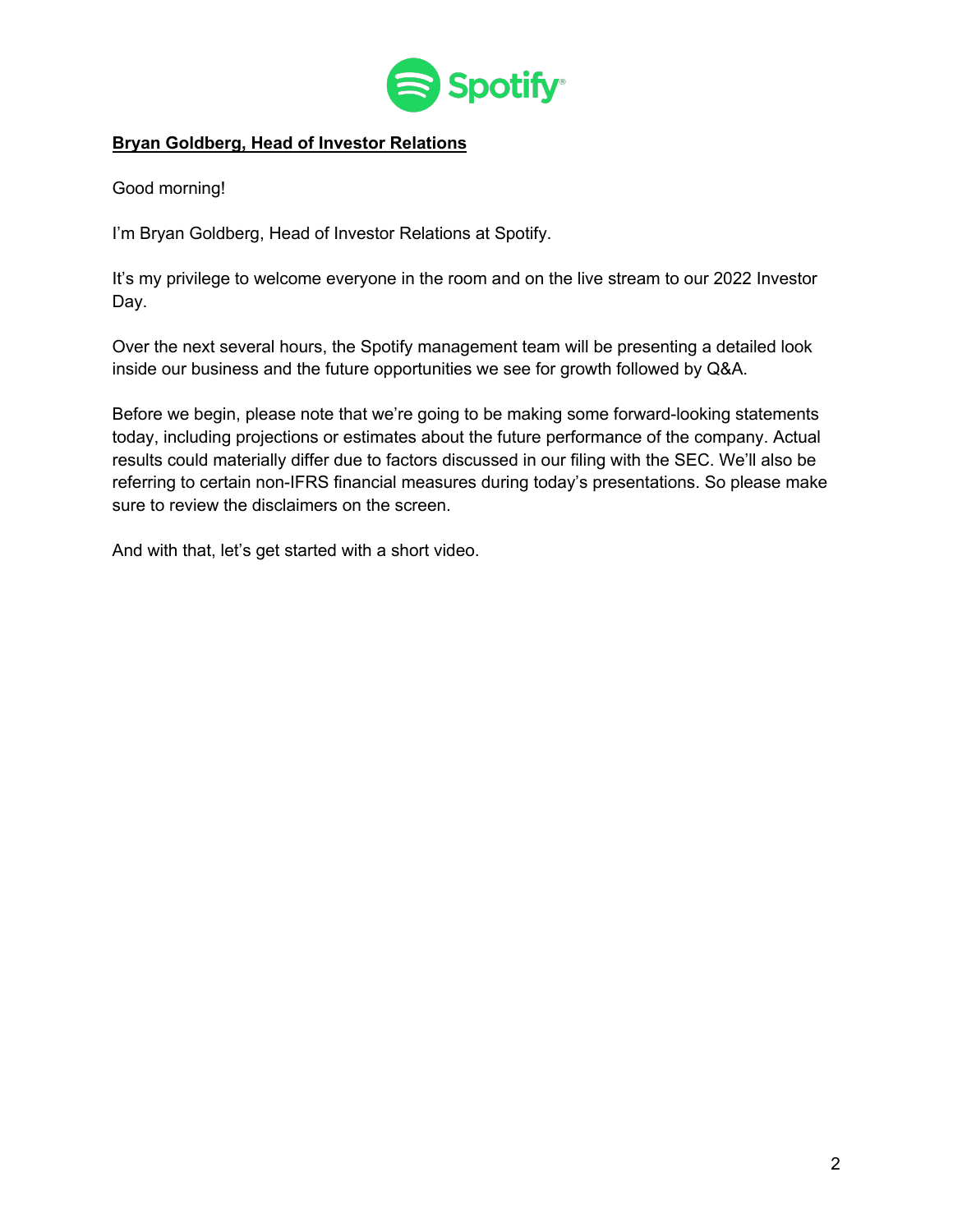**Bryan Goldberg, Head of Investor Relations**

Good morning!

I'm Bryan Goldberg, Head of Investor Relations at Spotify.

It's my privilege to welcome everyone in the room and on the live stream to our 2022 Investor Day.

Over the next several hours, the Spotify management team will be presenting a detailed look inside our business and the future opportunities we see for growth followed by Q&A.

Before we begin, please note that we're going to be making some forward-looking statements today, including projections or estimates about the future performance of the company. Actual results could materially differ due to factors discussed in our filing with the SEC. We'll also be referring to certain non-IFRS financial measures during today's presentations. So please make sure to review the disclaimers on the screen.

And with that, let's get started with a short video.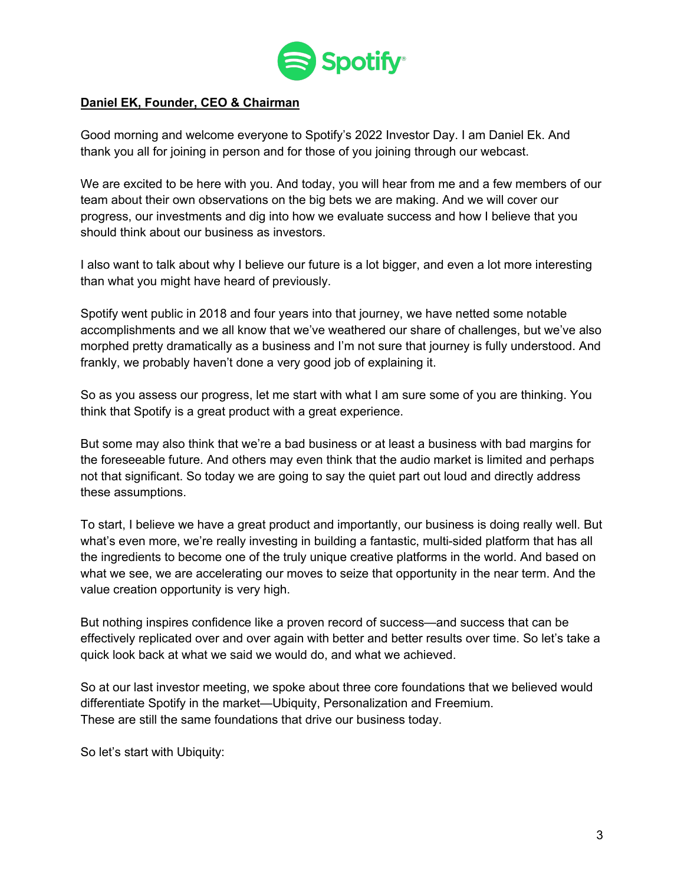**Daniel EK, Founder, CEO & Chairman**

Good morning and welcome everyone to Spotify's 2022 Investor Day. I am Daniel Ek. And thank you all for joining in person and for those of you joining through our webcast.

We are excited to be here with you. And today, you will hear from me and a few members of our team about their own observations on the big bets we are making. And we will cover our progress, our investments and dig into how we evaluate success and how I believe that you should think about our business as investors.

I also want to talk about why I believe our future is a lot bigger, and even a lot more interesting than what you might have heard of previously.

Spotify went public in 2018 and four years into that journey, we have netted some notable accomplishments and we all know that we've weathered our share of challenges, but we've also morphed pretty dramatically as a business and I'm not sure that journey is fully understood. And frankly, we probably haven't done a very good job of explaining it.

So as you assess our progress, let me start with what I am sure some of you are thinking. You think that Spotify is a great product with a great experience.

But some may also think that we're a bad business or at least a business with bad margins for the foreseeable future. And others may even think that the audio market is limited and perhaps not that significant. So today we are going to say the quiet part out loud and directly address these assumptions.

To start, I believe we have a great product and importantly, our business is doing really well. But what's even more, we're really investing in building a fantastic, multi-sided platform that has all the ingredients to become one of the truly unique creative platforms in the world. And based on what we see, we are accelerating our moves to seize that opportunity in the near term. And the value creation opportunity is very high.

But nothing inspires confidence like a proven record of success—and success that can be effectively replicated over and over again with better and better results over time. So let's take a quick look back at what we said we would do, and what we achieved.

So at our last investor meeting, we spoke about three core foundations that we believed would differentiate Spotify in the market—Ubiquity, Personalization and Freemium.
These are still the same foundations that drive our business today.

So let's start with Ubiquity: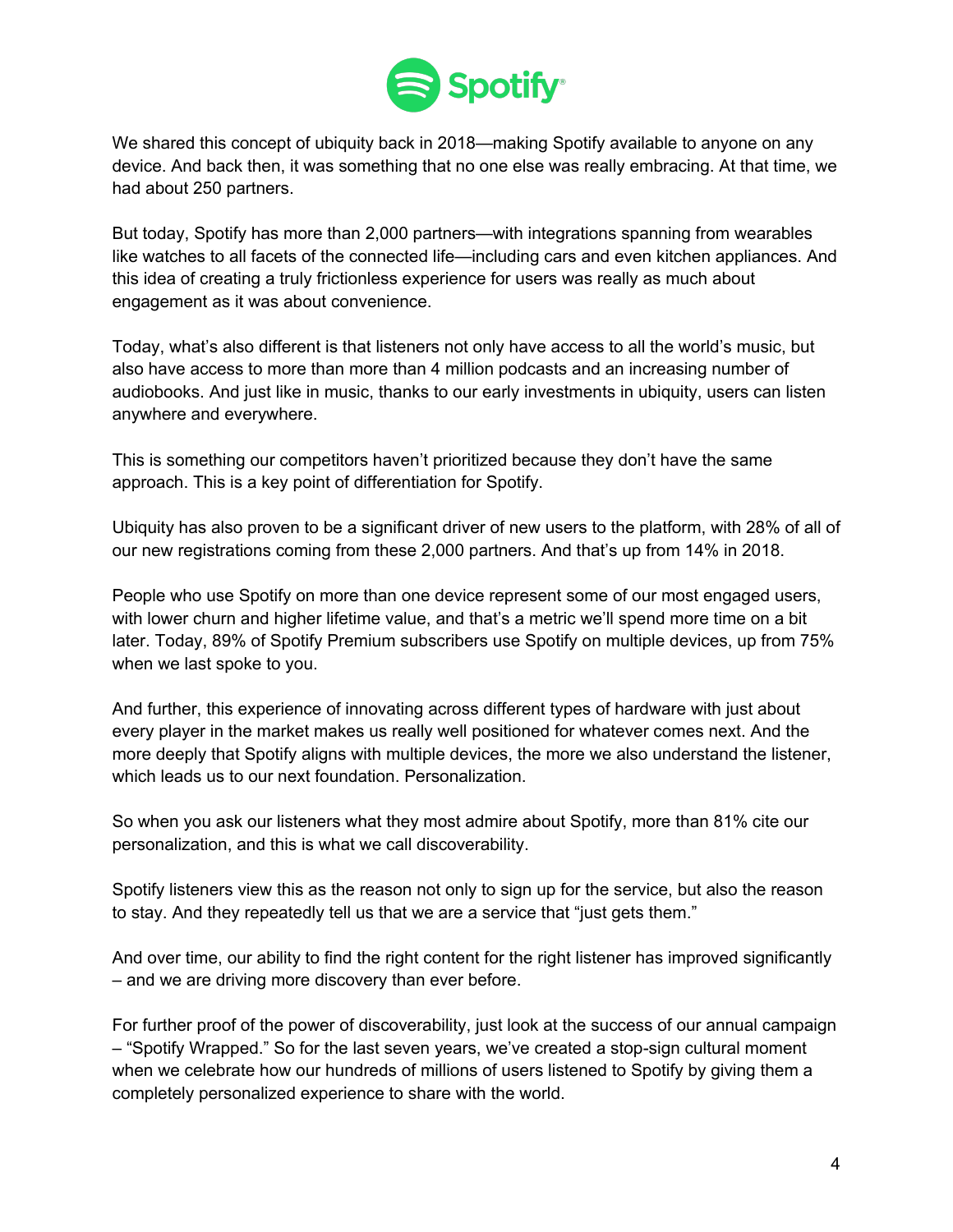We shared this concept of ubiquity back in 2018—making Spotify available to anyone on any device. And back then, it was something that no one else was really embracing. At that time, we had about 250 partners.

But today, Spotify has more than 2,000 partners—with integrations spanning from wearables like watches to all facets of the connected life—including cars and even kitchen appliances. And this idea of creating a truly frictionless experience for users was really as much about engagement as it was about convenience.

Today, what's also different is that listeners not only have access to all the world's music, but also have access to more than more than 4 million podcasts and an increasing number of audiobooks. And just like in music, thanks to our early investments in ubiquity, users can listen anywhere and everywhere.

This is something our competitors haven't prioritized because they don't have the same approach. This is a key point of differentiation for Spotify.

Ubiquity has also proven to be a significant driver of new users to the platform, with 28% of all of our new registrations coming from these 2,000 partners. And that's up from 14% in 2018.

People who use Spotify on more than one device represent some of our most engaged users, with lower churn and higher lifetime value, and that's a metric we'll spend more time on a bit later. Today, 89% of Spotify Premium subscribers use Spotify on multiple devices, up from 75% when we last spoke to you.

And further, this experience of innovating across different types of hardware with just about every player in the market makes us really well positioned for whatever comes next. And the more deeply that Spotify aligns with multiple devices, the more we also understand the listener, which leads us to our next foundation. Personalization.

So when you ask our listeners what they most admire about Spotify, more than 81% cite our personalization, and this is what we call discoverability.

Spotify listeners view this as the reason not only to sign up for the service, but also the reason to stay. And they repeatedly tell us that we are a service that "just gets them."

And over time, our ability to find the right content for the right listener has improved significantly – and we are driving more discovery than ever before.

For further proof of the power of discoverability, just look at the success of our annual campaign – "Spotify Wrapped." So for the last seven years, we've created a stop-sign cultural moment when we celebrate how our hundreds of millions of users listened to Spotify by giving them a completely personalized experience to share with the world.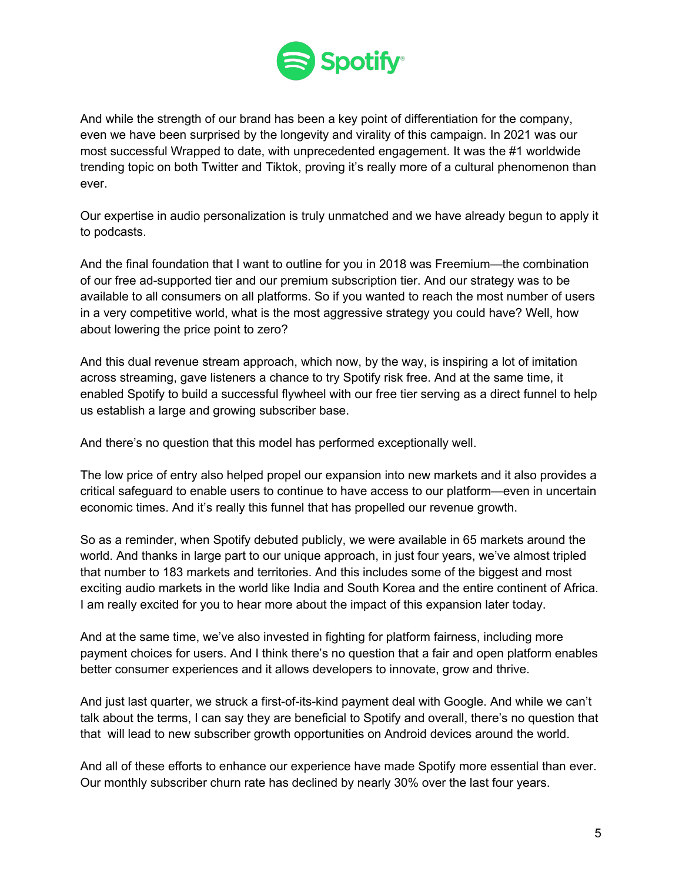And while the strength of our brand has been a key point of differentiation for the company, even we have been surprised by the longevity and virality of this campaign. In 2021 was our most successful Wrapped to date, with unprecedented engagement. It was the #1 worldwide trending topic on both Twitter and Tiktok, proving it's really more of a cultural phenomenon than ever.

Our expertise in audio personalization is truly unmatched and we have already begun to apply it to podcasts.

And the final foundation that I want to outline for you in 2018 was Freemium—the combination of our free ad-supported tier and our premium subscription tier. And our strategy was to be available to all consumers on all platforms. So if you wanted to reach the most number of users in a very competitive world, what is the most aggressive strategy you could have? Well, how about lowering the price point to zero?

And this dual revenue stream approach, which now, by the way, is inspiring a lot of imitation across streaming, gave listeners a chance to try Spotify risk free. And at the same time, it enabled Spotify to build a successful flywheel with our free tier serving as a direct funnel to help us establish a large and growing subscriber base.

And there's no question that this model has performed exceptionally well.

The low price of entry also helped propel our expansion into new markets and it also provides a critical safeguard to enable users to continue to have access to our platform—even in uncertain economic times. And it's really this funnel that has propelled our revenue growth.

So as a reminder, when Spotify debuted publicly, we were available in 65 markets around the world. And thanks in large part to our unique approach, in just four years, we've almost tripled that number to 183 markets and territories. And this includes some of the biggest and most exciting audio markets in the world like India and South Korea and the entire continent of Africa. I am really excited for you to hear more about the impact of this expansion later today.

And at the same time, we've also invested in fighting for platform fairness, including more payment choices for users. And I think there's no question that a fair and open platform enables better consumer experiences and it allows developers to innovate, grow and thrive.

And just last quarter, we struck a first-of-its-kind payment deal with Google. And while we can't talk about the terms, I can say they are beneficial to Spotify and overall, there's no question that that will lead to new subscriber growth opportunities on Android devices around the world.

And all of these efforts to enhance our experience have made Spotify more essential than ever. Our monthly subscriber churn rate has declined by nearly 30% over the last four years.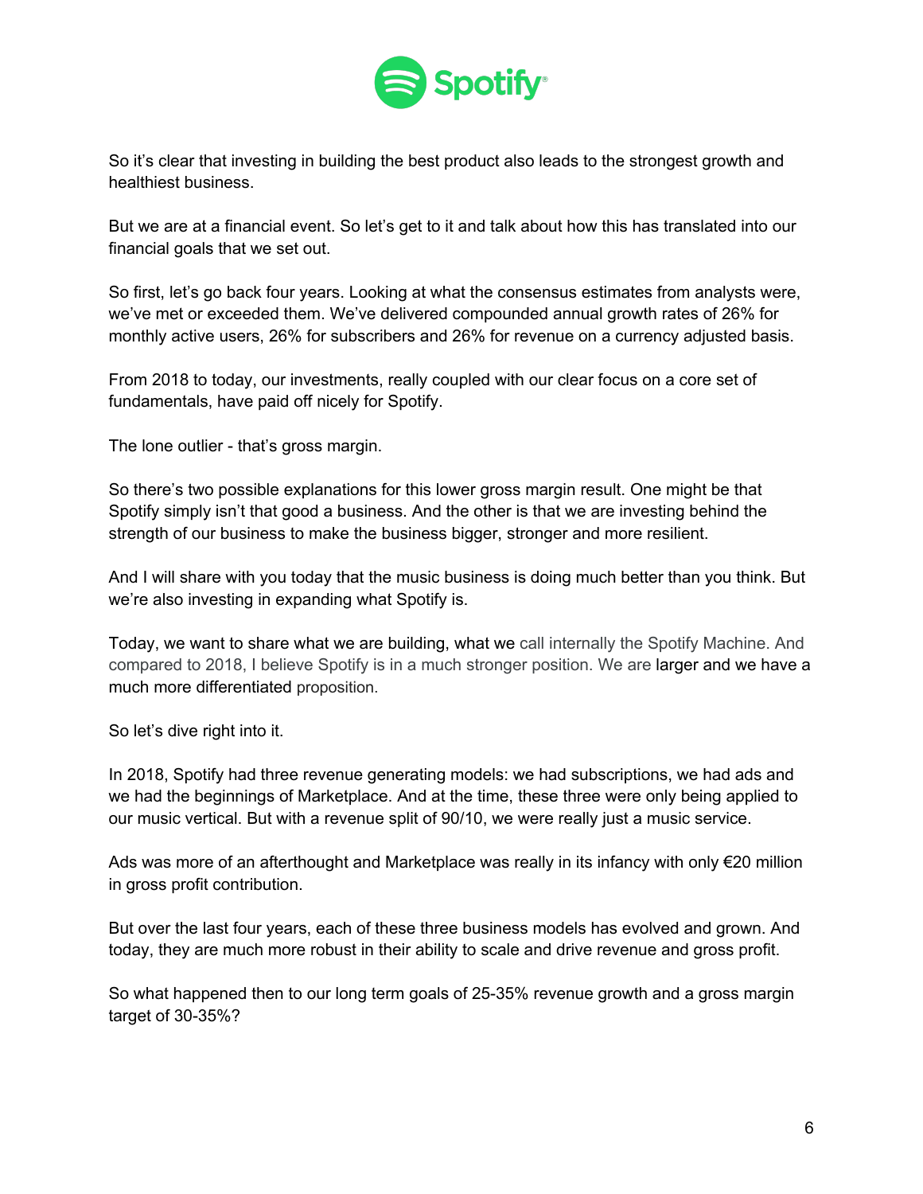So it's clear that investing in building the best product also leads to the strongest growth and healthiest business.

But we are at a financial event. So let's get to it and talk about how this has translated into our financial goals that we set out.

So first, let's go back four years. Looking at what the consensus estimates from analysts were, we've met or exceeded them. We've delivered compounded annual growth rates of 26% for monthly active users, 26% for subscribers and 26% for revenue on a currency adjusted basis.

From 2018 to today, our investments, really coupled with our clear focus on a core set of fundamentals, have paid off nicely for Spotify.

The lone outlier - that's gross margin.

So there's two possible explanations for this lower gross margin result. One might be that Spotify simply isn't that good a business. And the other is that we are investing behind the strength of our business to make the business bigger, stronger and more resilient.

And I will share with you today that the music business is doing much better than you think. But we're also investing in expanding what Spotify is.

Today, we want to share what we are building, what we call internally the Spotify Machine. And compared to 2018, I believe Spotify is in a much stronger position. We are larger and we have a much more differentiated proposition.

So let's dive right into it.

In 2018, Spotify had three revenue generating models: we had subscriptions, we had ads and we had the beginnings of Marketplace. And at the time, these three were only being applied to our music vertical. But with a revenue split of 90/10, we were really just a music service.

Ads was more of an afterthought and Marketplace was really in its infancy with only €20 million in gross profit contribution.

But over the last four years, each of these three business models has evolved and grown. And today, they are much more robust in their ability to scale and drive revenue and gross profit.

So what happened then to our long term goals of 25-35% revenue growth and a gross margin target of 30-35%?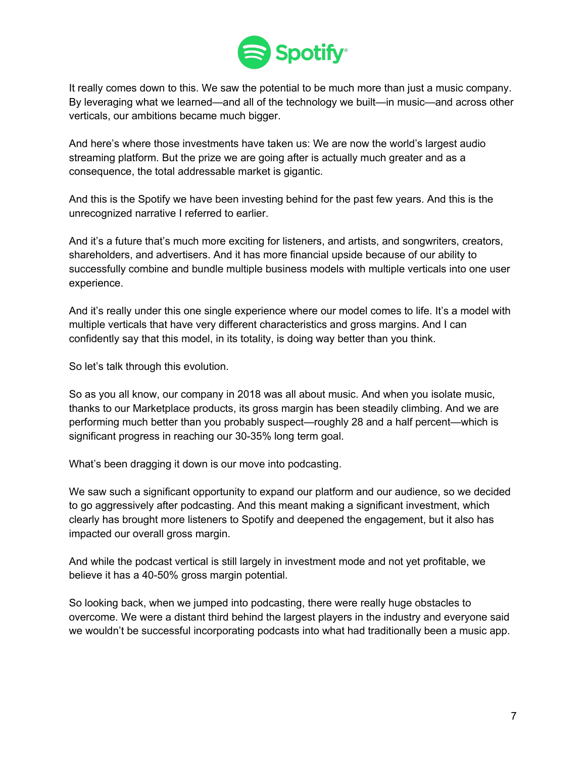It really comes down to this. We saw the potential to be much more than just a music company. By leveraging what we learned—and all of the technology we built—in music—and across other verticals, our ambitions became much bigger.

And here's where those investments have taken us: We are now the world's largest audio streaming platform. But the prize we are going after is actually much greater and as a consequence, the total addressable market is gigantic.

And this is the Spotify we have been investing behind for the past few years. And this is the unrecognized narrative I referred to earlier.

And it's a future that's much more exciting for listeners, and artists, and songwriters, creators, shareholders, and advertisers. And it has more financial upside because of our ability to successfully combine and bundle multiple business models with multiple verticals into one user experience.

And it's really under this one single experience where our model comes to life. It's a model with multiple verticals that have very different characteristics and gross margins. And I can confidently say that this model, in its totality, is doing way better than you think.

So let's talk through this evolution.

So as you all know, our company in 2018 was all about music. And when you isolate music, thanks to our Marketplace products, its gross margin has been steadily climbing. And we are performing much better than you probably suspect—roughly 28 and a half percent—which is significant progress in reaching our 30-35% long term goal.

What's been dragging it down is our move into podcasting.

We saw such a significant opportunity to expand our platform and our audience, so we decided to go aggressively after podcasting. And this meant making a significant investment, which clearly has brought more listeners to Spotify and deepened the engagement, but it also has impacted our overall gross margin.

And while the podcast vertical is still largely in investment mode and not yet profitable, we believe it has a 40-50% gross margin potential.

So looking back, when we jumped into podcasting, there were really huge obstacles to overcome. We were a distant third behind the largest players in the industry and everyone said we wouldn't be successful incorporating podcasts into what had traditionally been a music app.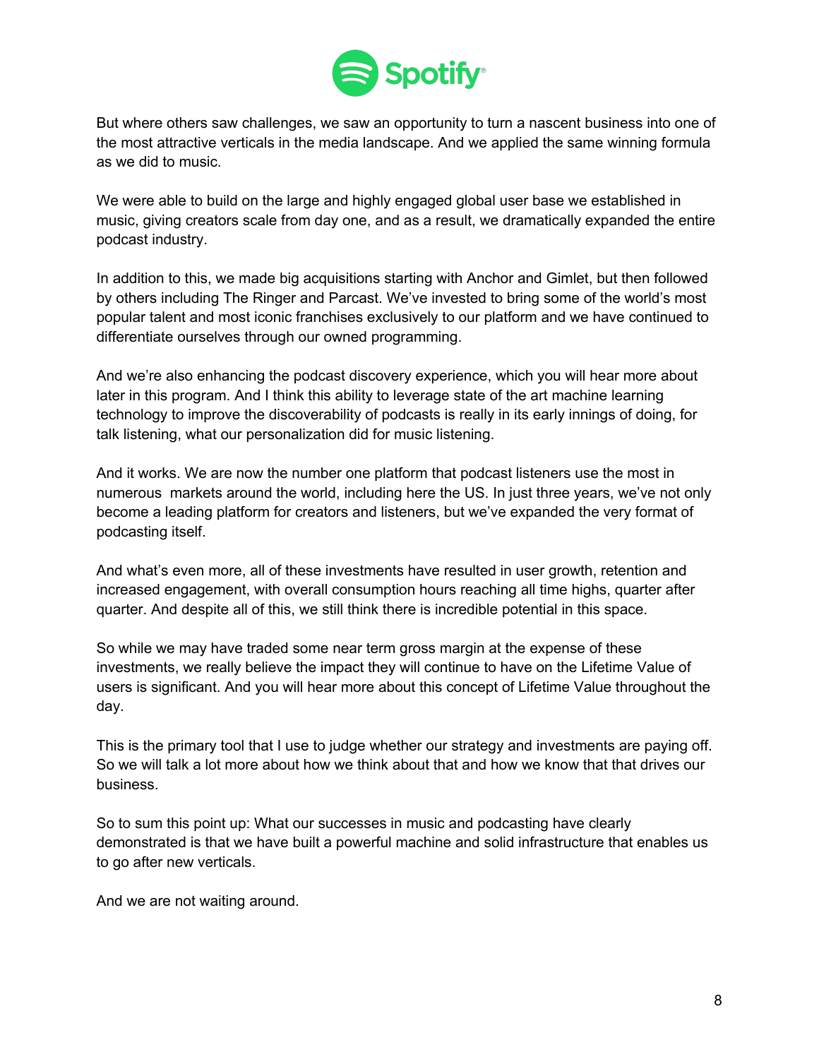But where others saw challenges, we saw an opportunity to turn a nascent business into one of the most attractive verticals in the media landscape. And we applied the same winning formula as we did to music.

We were able to build on the large and highly engaged global user base we established in music, giving creators scale from day one, and as a result, we dramatically expanded the entire podcast industry.

In addition to this, we made big acquisitions starting with Anchor and Gimlet, but then followed by others including The Ringer and Parcast. We've invested to bring some of the world's most popular talent and most iconic franchises exclusively to our platform and we have continued to differentiate ourselves through our owned programming.

And we're also enhancing the podcast discovery experience, which you will hear more about later in this program. And I think this ability to leverage state of the art machine learning technology to improve the discoverability of podcasts is really in its early innings of doing, for talk listening, what our personalization did for music listening.

And it works. We are now the number one platform that podcast listeners use the most in numerous markets around the world, including here the US. In just three years, we've not only become a leading platform for creators and listeners, but we've expanded the very format of podcasting itself.

And what's even more, all of these investments have resulted in user growth, retention and increased engagement, with overall consumption hours reaching all time highs, quarter after quarter. And despite all of this, we still think there is incredible potential in this space.

So while we may have traded some near term gross margin at the expense of these investments, we really believe the impact they will continue to have on the Lifetime Value of users is significant. And you will hear more about this concept of Lifetime Value throughout the day.

This is the primary tool that I use to judge whether our strategy and investments are paying off. So we will talk a lot more about how we think about that and how we know that that drives our business.

So to sum this point up: What our successes in music and podcasting have clearly demonstrated is that we have built a powerful machine and solid infrastructure that enables us to go after new verticals.

And we are not waiting around.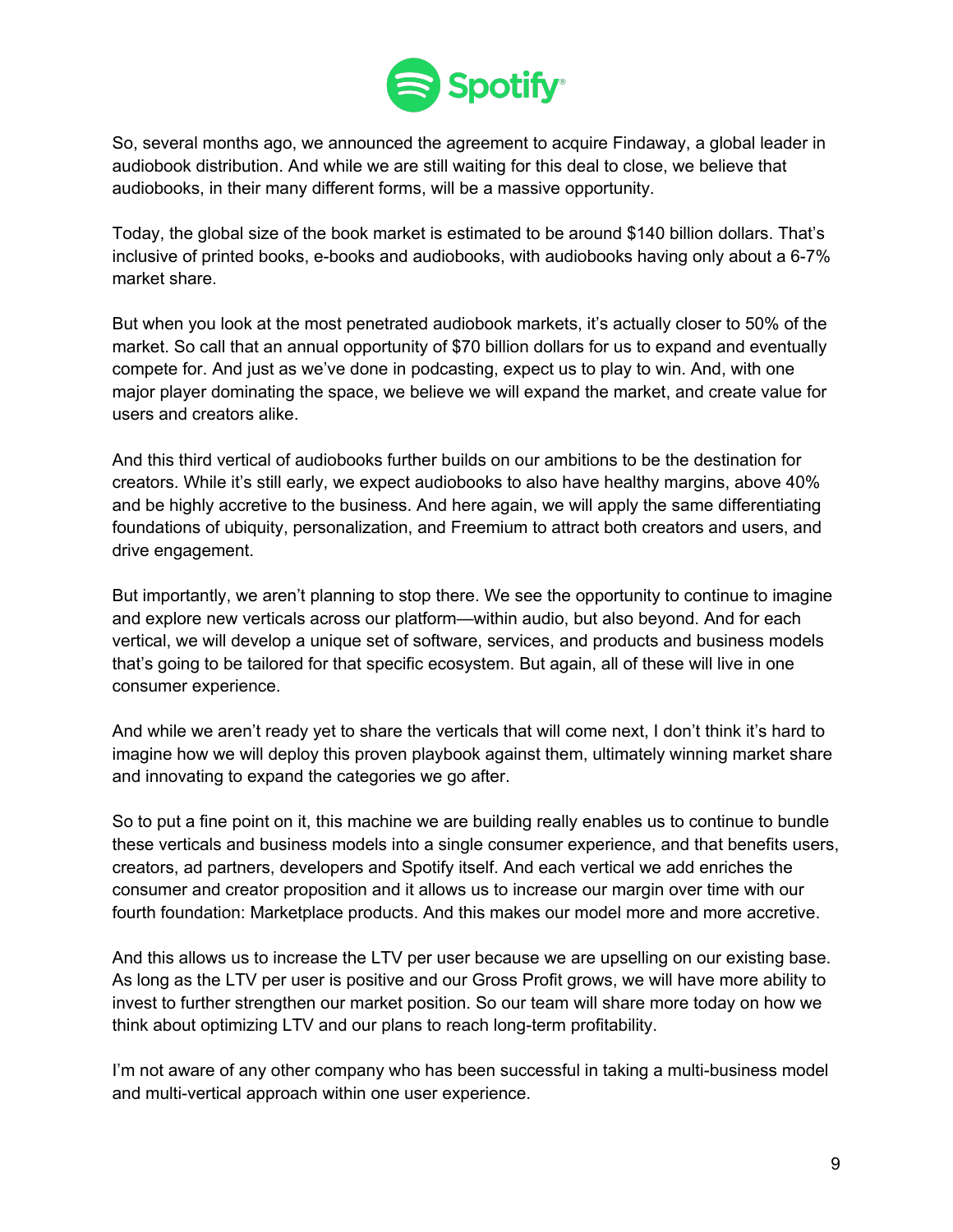So, several months ago, we announced the agreement to acquire Findaway, a global leader in audiobook distribution. And while we are still waiting for this deal to close, we believe that audiobooks, in their many different forms, will be a massive opportunity.

Today, the global size of the book market is estimated to be around $140 billion dollars. That's inclusive of printed books, e-books and audiobooks, with audiobooks having only about a 6-7% market share.

But when you look at the most penetrated audiobook markets, it's actually closer to 50% of the market. So call that an annual opportunity of $70 billion dollars for us to expand and eventually compete for. And just as we've done in podcasting, expect us to play to win. And, with one major player dominating the space, we believe we will expand the market, and create value for users and creators alike.

And this third vertical of audiobooks further builds on our ambitions to be the destination for creators. While it's still early, we expect audiobooks to also have healthy margins, above 40% and be highly accretive to the business. And here again, we will apply the same differentiating foundations of ubiquity, personalization, and Freemium to attract both creators and users, and drive engagement.

But importantly, we aren't planning to stop there. We see the opportunity to continue to imagine and explore new verticals across our platform—within audio, but also beyond. And for each vertical, we will develop a unique set of software, services, and products and business models that's going to be tailored for that specific ecosystem. But again, all of these will live in one consumer experience.

And while we aren't ready yet to share the verticals that will come next, I don't think it's hard to imagine how we will deploy this proven playbook against them, ultimately winning market share and innovating to expand the categories we go after.

So to put a fine point on it, this machine we are building really enables us to continue to bundle these verticals and business models into a single consumer experience, and that benefits users, creators, ad partners, developers and Spotify itself. And each vertical we add enriches the consumer and creator proposition and it allows us to increase our margin over time with our fourth foundation: Marketplace products. And this makes our model more and more accretive.

And this allows us to increase the LTV per user because we are upselling on our existing base. As long as the LTV per user is positive and our Gross Profit grows, we will have more ability to invest to further strengthen our market position. So our team will share more today on how we think about optimizing LTV and our plans to reach long-term profitability.

I'm not aware of any other company who has been successful in taking a multi-business model and multi-vertical approach within one user experience.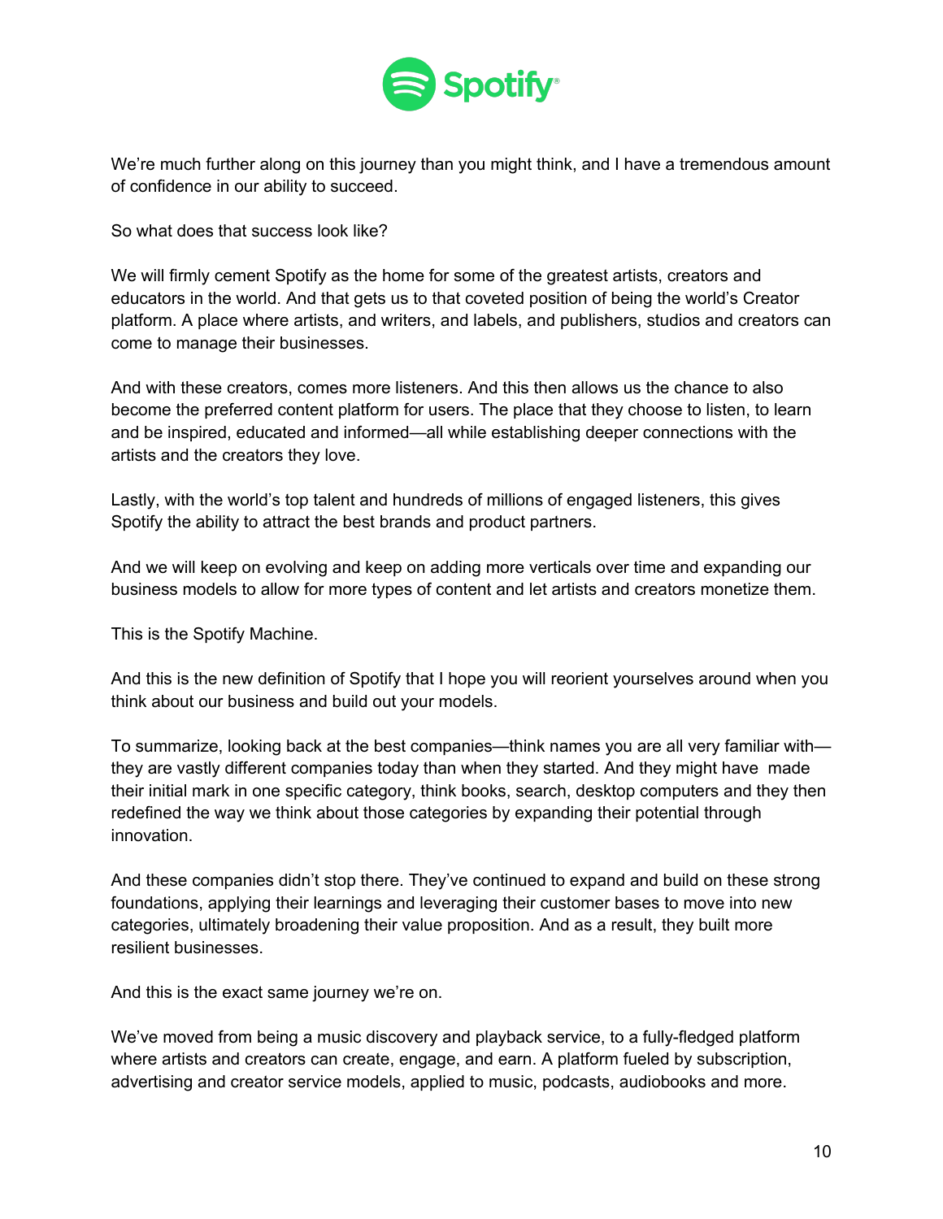We're much further along on this journey than you might think, and I have a tremendous amount of confidence in our ability to succeed.

So what does that success look like?

We will firmly cement Spotify as the home for some of the greatest artists, creators and educators in the world. And that gets us to that coveted position of being the world's Creator platform. A place where artists, and writers, and labels, and publishers, studios and creators can come to manage their businesses.

And with these creators, comes more listeners. And this then allows us the chance to also become the preferred content platform for users. The place that they choose to listen, to learn and be inspired, educated and informed—all while establishing deeper connections with the artists and the creators they love.

Lastly, with the world's top talent and hundreds of millions of engaged listeners, this gives Spotify the ability to attract the best brands and product partners.

And we will keep on evolving and keep on adding more verticals over time and expanding our business models to allow for more types of content and let artists and creators monetize them.

This is the Spotify Machine.

And this is the new definition of Spotify that I hope you will reorient yourselves around when you think about our business and build out your models.

To summarize, looking back at the best companies—think names you are all very familiar with—they are vastly different companies today than when they started. And they might have made their initial mark in one specific category, think books, search, desktop computers and they then redefined the way we think about those categories by expanding their potential through innovation.

And these companies didn't stop there. They've continued to expand and build on these strong foundations, applying their learnings and leveraging their customer bases to move into new categories, ultimately broadening their value proposition. And as a result, they built more resilient businesses.

And this is the exact same journey we're on.

We've moved from being a music discovery and playback service, to a fully-fledged platform where artists and creators can create, engage, and earn. A platform fueled by subscription, advertising and creator service models, applied to music, podcasts, audiobooks and more.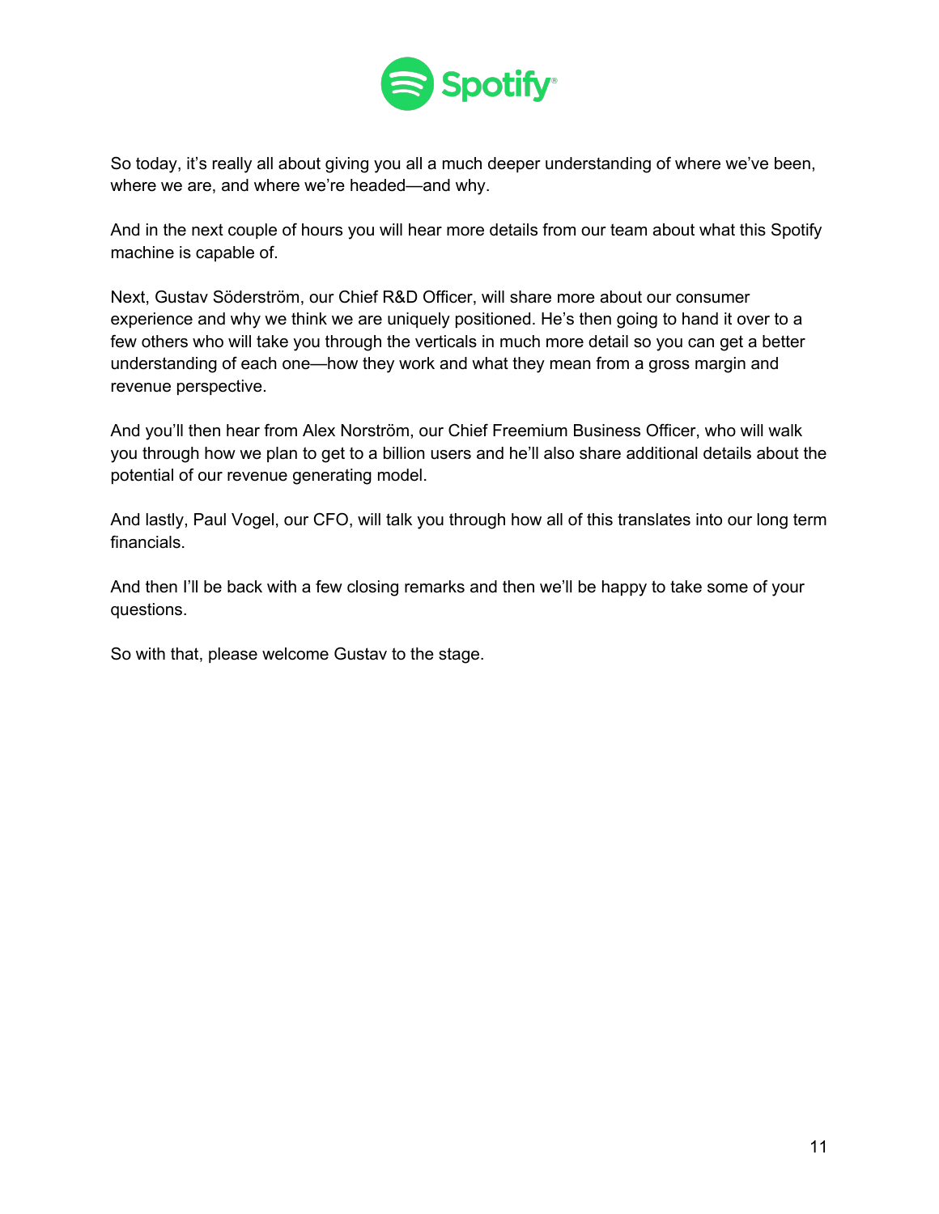So today, it's really all about giving you all a much deeper understanding of where we've been, where we are, and where we're headed—and why.

And in the next couple of hours you will hear more details from our team about what this Spotify machine is capable of.

Next, Gustav Söderström, our Chief R&D Officer, will share more about our consumer experience and why we think we are uniquely positioned. He's then going to hand it over to a few others who will take you through the verticals in much more detail so you can get a better understanding of each one—how they work and what they mean from a gross margin and revenue perspective.

And you'll then hear from Alex Norström, our Chief Freemium Business Officer, who will walk you through how we plan to get to a billion users and he'll also share additional details about the potential of our revenue generating model.

And lastly, Paul Vogel, our CFO, will talk you through how all of this translates into our long term financials.

And then I'll be back with a few closing remarks and then we'll be happy to take some of your questions.

So with that, please welcome Gustav to the stage.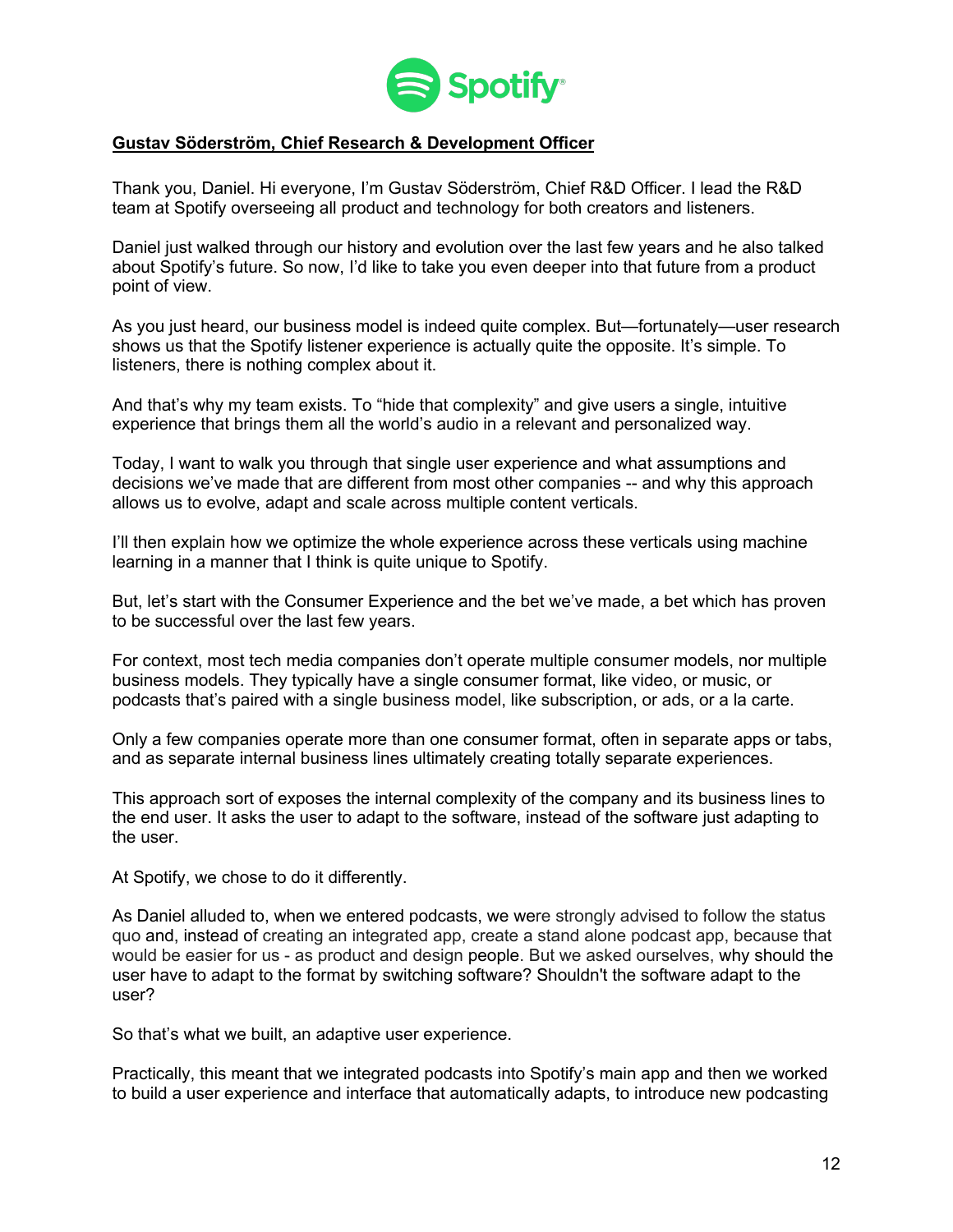**Gustav Söderström, Chief Research & Development Officer**

Thank you, Daniel. Hi everyone, I'm Gustav Söderström, Chief R&D Officer. I lead the R&D team at Spotify overseeing all product and technology for both creators and listeners.

Daniel just walked through our history and evolution over the last few years and he also talked about Spotify's future. So now, I'd like to take you even deeper into that future from a product point of view.

As you just heard, our business model is indeed quite complex. But—fortunately—user research shows us that the Spotify listener experience is actually quite the opposite. It's simple. To listeners, there is nothing complex about it.

And that's why my team exists. To "hide that complexity" and give users a single, intuitive experience that brings them all the world's audio in a relevant and personalized way.

Today, I want to walk you through that single user experience and what assumptions and decisions we've made that are different from most other companies -- and why this approach allows us to evolve, adapt and scale across multiple content verticals.

I'll then explain how we optimize the whole experience across these verticals using machine learning in a manner that I think is quite unique to Spotify.

But, let's start with the Consumer Experience and the bet we've made, a bet which has proven to be successful over the last few years.

For context, most tech media companies don't operate multiple consumer models, nor multiple business models. They typically have a single consumer format, like video, or music, or podcasts that's paired with a single business model, like subscription, or ads, or a la carte.

Only a few companies operate more than one consumer format, often in separate apps or tabs, and as separate internal business lines ultimately creating totally separate experiences.

This approach sort of exposes the internal complexity of the company and its business lines to the end user. It asks the user to adapt to the software, instead of the software just adapting to the user.

At Spotify, we chose to do it differently.

As Daniel alluded to, when we entered podcasts, we were strongly advised to follow the status quo and, instead of creating an integrated app, create a stand alone podcast app, because that would be easier for us - as product and design people. But we asked ourselves, why should the user have to adapt to the format by switching software? Shouldn't the software adapt to the user?

So that's what we built, an adaptive user experience.

Practically, this meant that we integrated podcasts into Spotify's main app and then we worked to build a user experience and interface that automatically adapts, to introduce new podcasting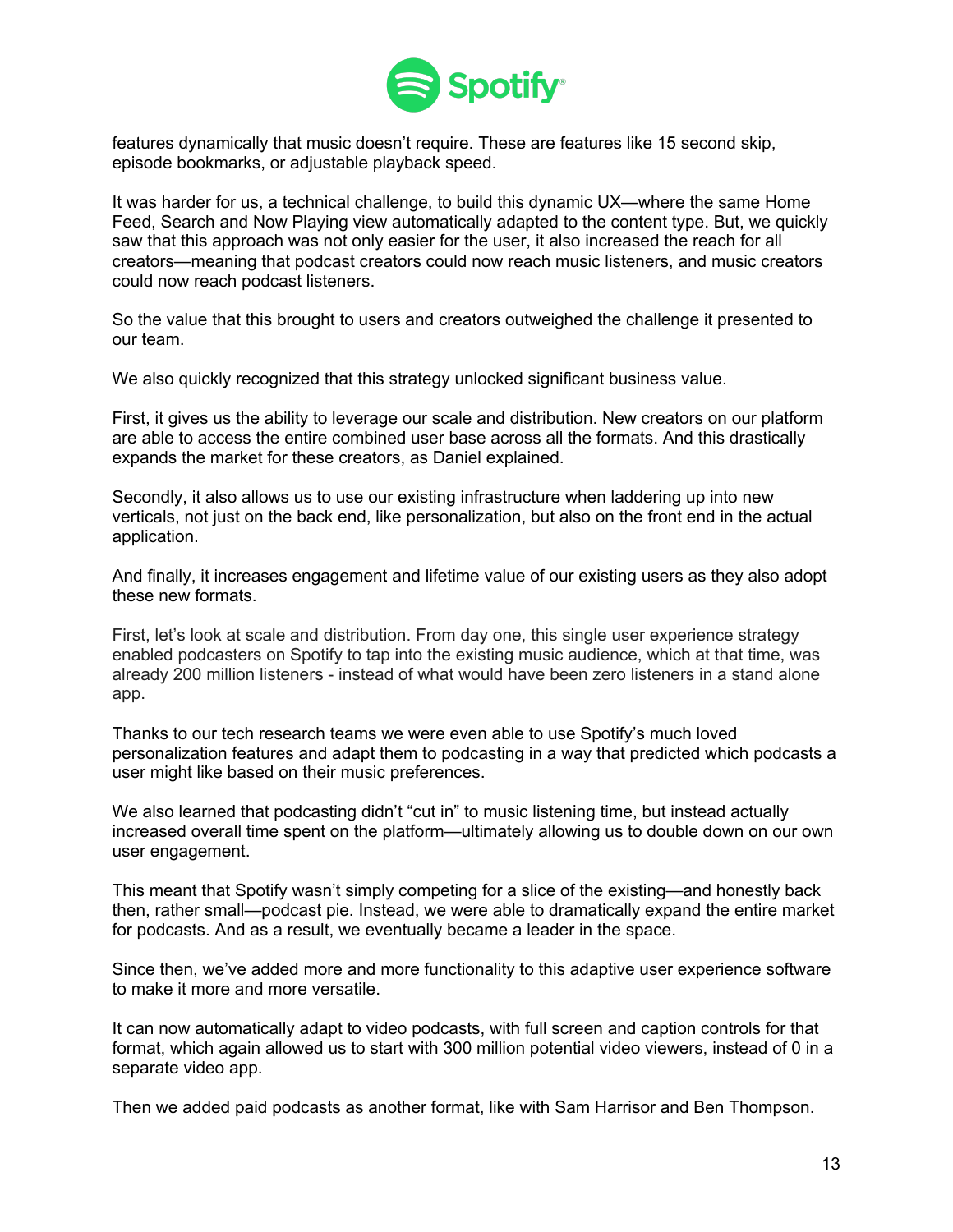features dynamically that music doesn't require. These are features like 15 second skip, episode bookmarks, or adjustable playback speed.

It was harder for us, a technical challenge, to build this dynamic UX—where the same Home Feed, Search and Now Playing view automatically adapted to the content type. But, we quickly saw that this approach was not only easier for the user, it also increased the reach for all creators—meaning that podcast creators could now reach music listeners, and music creators could now reach podcast listeners.

So the value that this brought to users and creators outweighed the challenge it presented to our team.

We also quickly recognized that this strategy unlocked significant business value.

First, it gives us the ability to leverage our scale and distribution. New creators on our platform are able to access the entire combined user base across all the formats. And this drastically expands the market for these creators, as Daniel explained.

Secondly, it also allows us to use our existing infrastructure when laddering up into new verticals, not just on the back end, like personalization, but also on the front end in the actual application.

And finally, it increases engagement and lifetime value of our existing users as they also adopt these new formats.

First, let's look at scale and distribution. From day one, this single user experience strategy enabled podcasters on Spotify to tap into the existing music audience, which at that time, was already 200 million listeners - instead of what would have been zero listeners in a stand alone app.

Thanks to our tech research teams we were even able to use Spotify's much loved personalization features and adapt them to podcasting in a way that predicted which podcasts a user might like based on their music preferences.

We also learned that podcasting didn't "cut in" to music listening time, but instead actually increased overall time spent on the platform—ultimately allowing us to double down on our own user engagement.

This meant that Spotify wasn't simply competing for a slice of the existing—and honestly back then, rather small—podcast pie. Instead, we were able to dramatically expand the entire market for podcasts. And as a result, we eventually became a leader in the space.

Since then, we've added more and more functionality to this adaptive user experience software to make it more and more versatile.

It can now automatically adapt to video podcasts, with full screen and caption controls for that format, which again allowed us to start with 300 million potential video viewers, instead of 0 in a separate video app.

Then we added paid podcasts as another format, like with Sam Harrisor and Ben Thompson.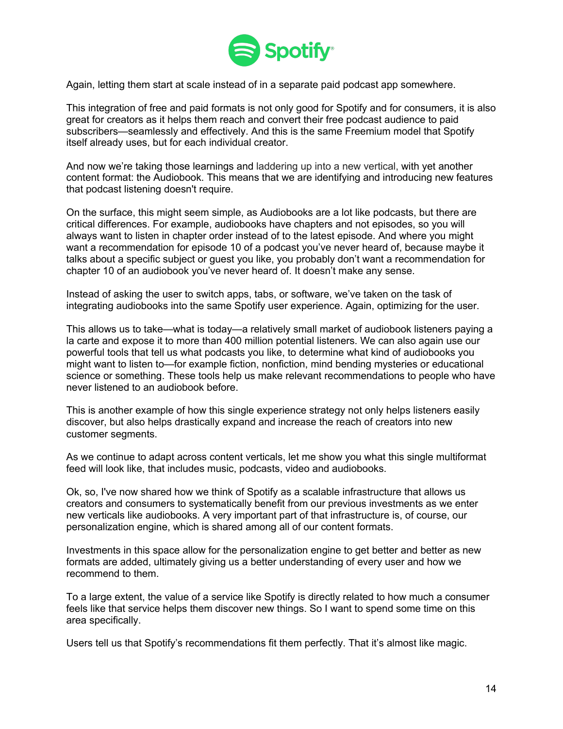Again, letting them start at scale instead of in a separate paid podcast app somewhere.

This integration of free and paid formats is not only good for Spotify and for consumers, it is also great for creators as it helps them reach and convert their free podcast audience to paid subscribers—seamlessly and effectively. And this is the same Freemium model that Spotify itself already uses, but for each individual creator.

And now we're taking those learnings and laddering up into a new vertical, with yet another content format: the Audiobook. This means that we are identifying and introducing new features that podcast listening doesn't require.

On the surface, this might seem simple, as Audiobooks are a lot like podcasts, but there are critical differences. For example, audiobooks have chapters and not episodes, so you will always want to listen in chapter order instead of to the latest episode. And where you might want a recommendation for episode 10 of a podcast you've never heard of, because maybe it talks about a specific subject or guest you like, you probably don't want a recommendation for chapter 10 of an audiobook you've never heard of. It doesn't make any sense.

Instead of asking the user to switch apps, tabs, or software, we've taken on the task of integrating audiobooks into the same Spotify user experience. Again, optimizing for the user.

This allows us to take—what is today—a relatively small market of audiobook listeners paying a la carte and expose it to more than 400 million potential listeners. We can also again use our powerful tools that tell us what podcasts you like, to determine what kind of audiobooks you might want to listen to—for example fiction, nonfiction, mind bending mysteries or educational science or something. These tools help us make relevant recommendations to people who have never listened to an audiobook before.

This is another example of how this single experience strategy not only helps listeners easily discover, but also helps drastically expand and increase the reach of creators into new customer segments.

As we continue to adapt across content verticals, let me show you what this single multiformat feed will look like, that includes music, podcasts, video and audiobooks.

Ok, so, I've now shared how we think of Spotify as a scalable infrastructure that allows us creators and consumers to systematically benefit from our previous investments as we enter new verticals like audiobooks. A very important part of that infrastructure is, of course, our personalization engine, which is shared among all of our content formats.

Investments in this space allow for the personalization engine to get better and better as new formats are added, ultimately giving us a better understanding of every user and how we recommend to them.

To a large extent, the value of a service like Spotify is directly related to how much a consumer feels like that service helps them discover new things. So I want to spend some time on this area specifically.

Users tell us that Spotify's recommendations fit them perfectly. That it's almost like magic.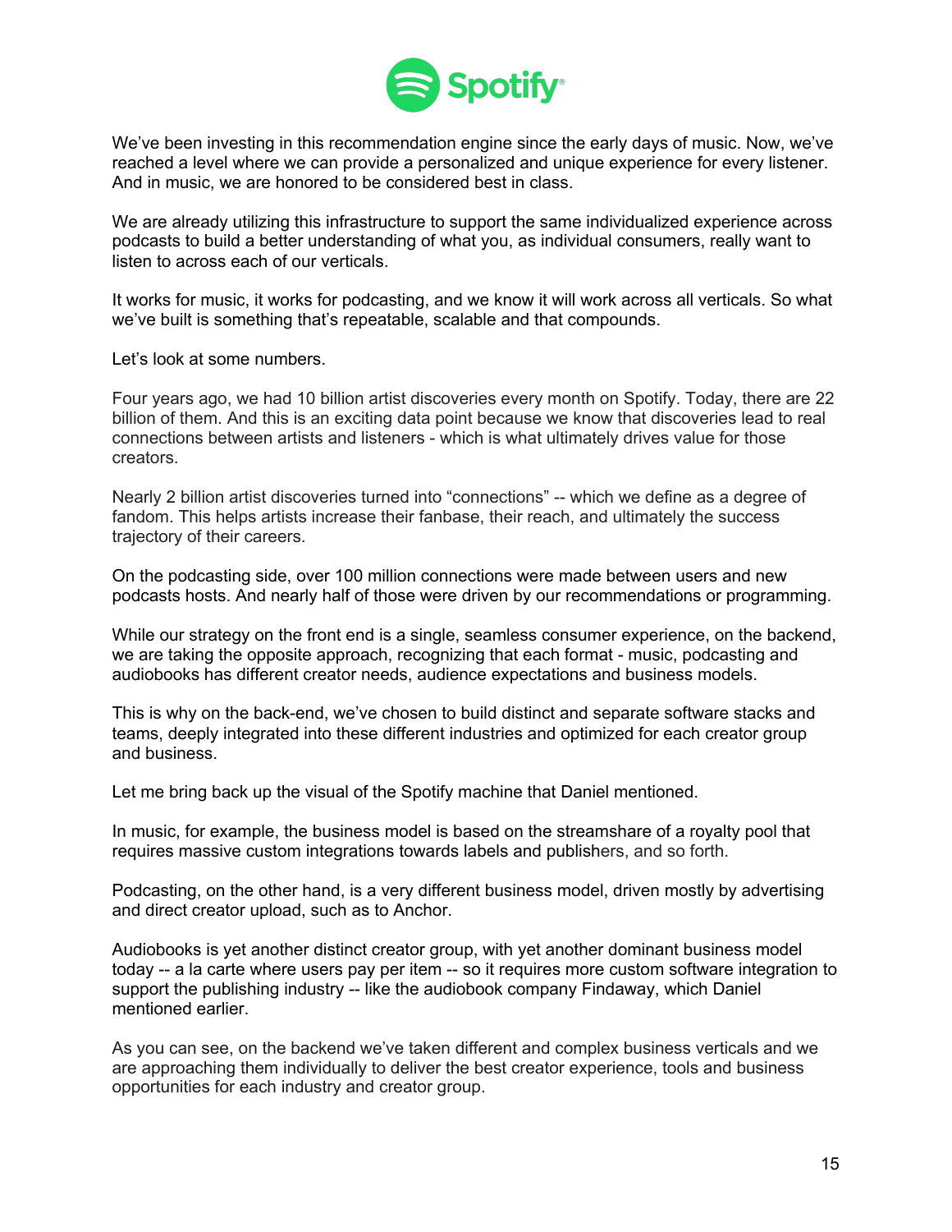We've been investing in this recommendation engine since the early days of music. Now, we've reached a level where we can provide a personalized and unique experience for every listener. And in music, we are honored to be considered best in class.

We are already utilizing this infrastructure to support the same individualized experience across podcasts to build a better understanding of what you, as individual consumers, really want to listen to across each of our verticals.

It works for music, it works for podcasting, and we know it will work across all verticals. So what we've built is something that's repeatable, scalable and that compounds.

Let's look at some numbers.

Four years ago, we had 10 billion artist discoveries every month on Spotify. Today, there are 22 billion of them. And this is an exciting data point because we know that discoveries lead to real connections between artists and listeners - which is what ultimately drives value for those creators.

Nearly 2 billion artist discoveries turned into "connections" -- which we define as a degree of fandom. This helps artists increase their fanbase, their reach, and ultimately the success trajectory of their careers.

On the podcasting side, over 100 million connections were made between users and new podcasts hosts. And nearly half of those were driven by our recommendations or programming.

While our strategy on the front end is a single, seamless consumer experience, on the backend, we are taking the opposite approach, recognizing that each format - music, podcasting and audiobooks has different creator needs, audience expectations and business models.

This is why on the back-end, we've chosen to build distinct and separate software stacks and teams, deeply integrated into these different industries and optimized for each creator group and business.

Let me bring back up the visual of the Spotify machine that Daniel mentioned.

In music, for example, the business model is based on the streamshare of a royalty pool that requires massive custom integrations towards labels and publishers, and so forth.

Podcasting, on the other hand, is a very different business model, driven mostly by advertising and direct creator upload, such as to Anchor.

Audiobooks is yet another distinct creator group, with yet another dominant business model today -- a la carte where users pay per item -- so it requires more custom software integration to support the publishing industry -- like the audiobook company Findaway, which Daniel mentioned earlier.

As you can see, on the backend we've taken different and complex business verticals and we are approaching them individually to deliver the best creator experience, tools and business opportunities for each industry and creator group.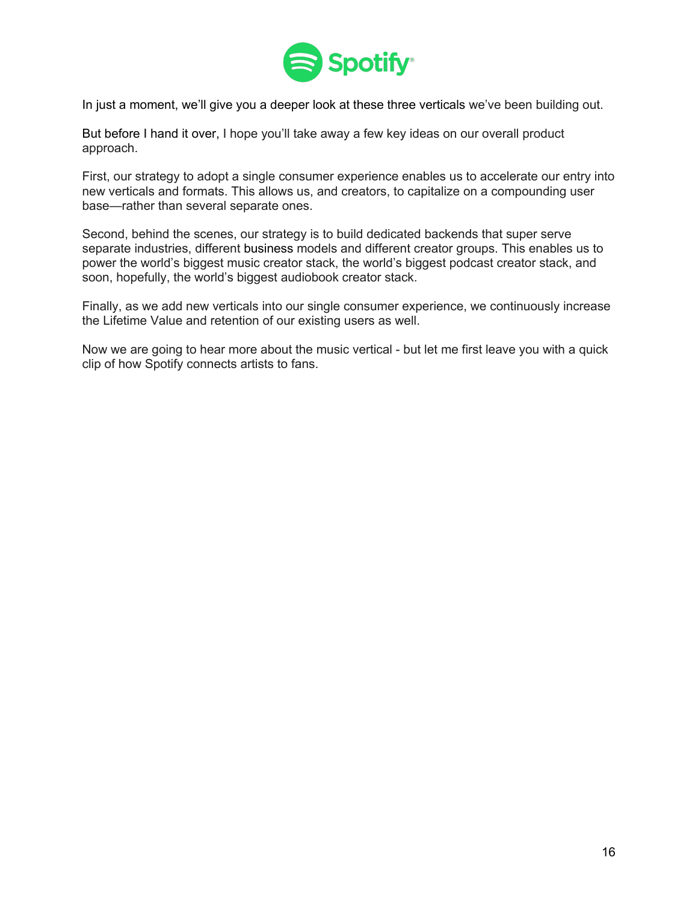In just a moment, we'll give you a deeper look at these three verticals we've been building out.

But before I hand it over, I hope you'll take away a few key ideas on our overall product approach.

First, our strategy to adopt a single consumer experience enables us to accelerate our entry into new verticals and formats. This allows us, and creators, to capitalize on a compounding user base—rather than several separate ones.

Second, behind the scenes, our strategy is to build dedicated backends that super serve separate industries, different business models and different creator groups. This enables us to power the world's biggest music creator stack, the world's biggest podcast creator stack, and soon, hopefully, the world's biggest audiobook creator stack.

Finally, as we add new verticals into our single consumer experience, we continuously increase the Lifetime Value and retention of our existing users as well.

Now we are going to hear more about the music vertical - but let me first leave you with a quick clip of how Spotify connects artists to fans.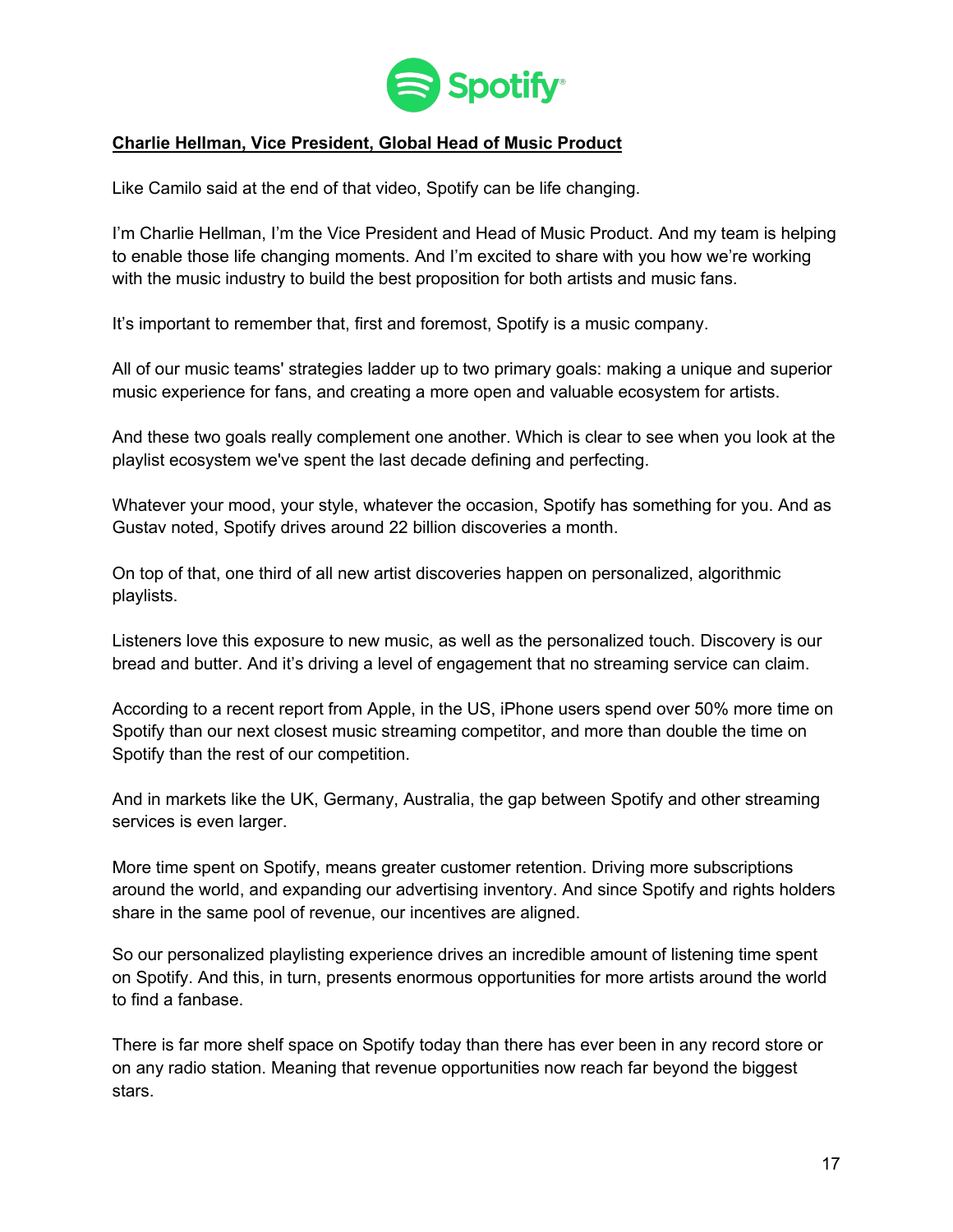**Charlie Hellman, Vice President, Global Head of Music Product**

Like Camilo said at the end of that video, Spotify can be life changing.

I'm Charlie Hellman, I'm the Vice President and Head of Music Product. And my team is helping to enable those life changing moments. And I'm excited to share with you how we're working with the music industry to build the best proposition for both artists and music fans.

It's important to remember that, first and foremost, Spotify is a music company.

All of our music teams' strategies ladder up to two primary goals: making a unique and superior music experience for fans, and creating a more open and valuable ecosystem for artists.

And these two goals really complement one another. Which is clear to see when you look at the playlist ecosystem we've spent the last decade defining and perfecting.

Whatever your mood, your style, whatever the occasion, Spotify has something for you. And as Gustav noted, Spotify drives around 22 billion discoveries a month.

On top of that, one third of all new artist discoveries happen on personalized, algorithmic playlists.

Listeners love this exposure to new music, as well as the personalized touch. Discovery is our bread and butter. And it's driving a level of engagement that no streaming service can claim.

According to a recent report from Apple, in the US, iPhone users spend over 50% more time on Spotify than our next closest music streaming competitor, and more than double the time on Spotify than the rest of our competition.

And in markets like the UK, Germany, Australia, the gap between Spotify and other streaming services is even larger.

More time spent on Spotify, means greater customer retention. Driving more subscriptions around the world, and expanding our advertising inventory. And since Spotify and rights holders share in the same pool of revenue, our incentives are aligned.

So our personalized playlisting experience drives an incredible amount of listening time spent on Spotify. And this, in turn, presents enormous opportunities for more artists around the world to find a fanbase.

There is far more shelf space on Spotify today than there has ever been in any record store or on any radio station. Meaning that revenue opportunities now reach far beyond the biggest stars.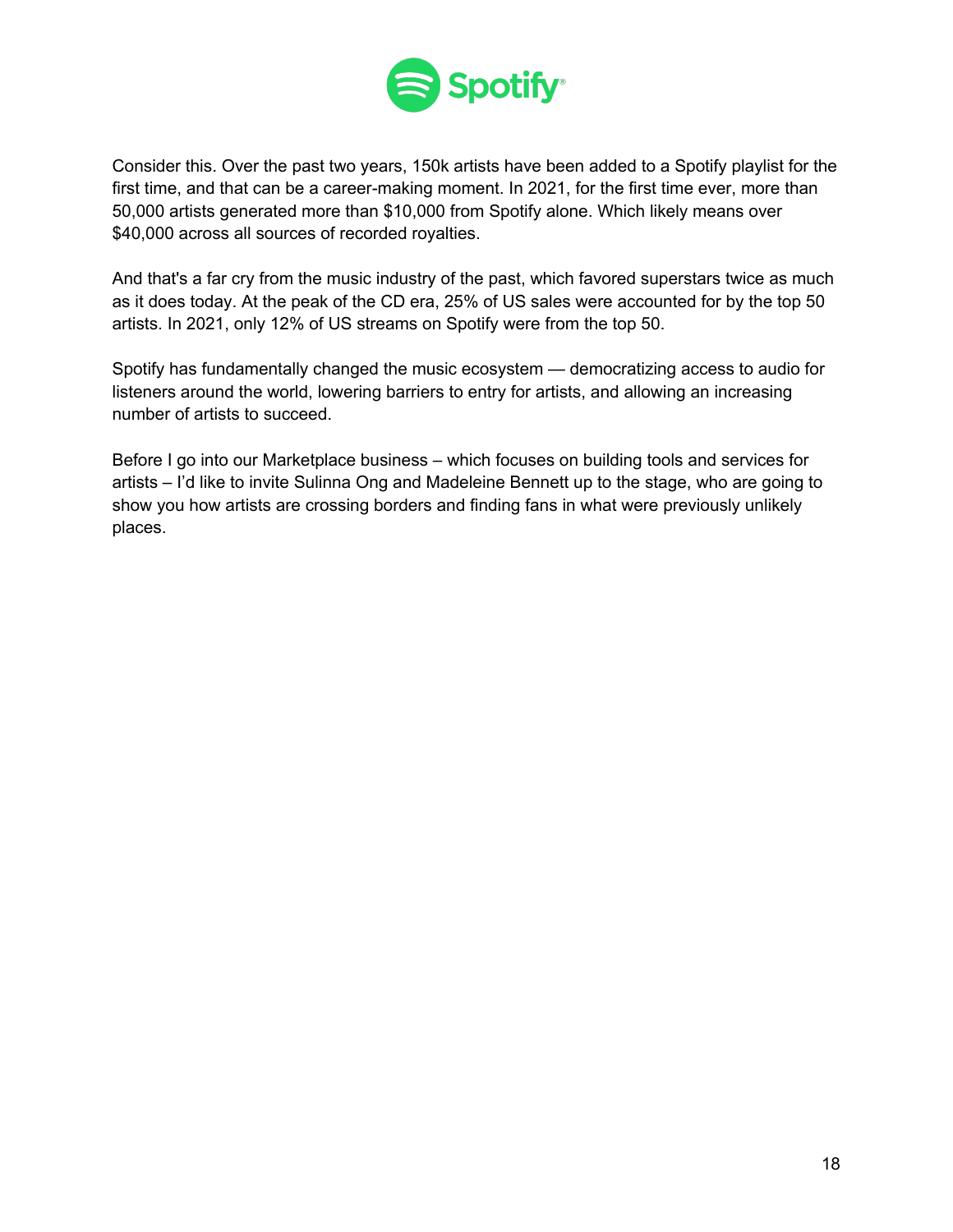Consider this. Over the past two years, 150k artists have been added to a Spotify playlist for the first time, and that can be a career-making moment. In 2021, for the first time ever, more than 50,000 artists generated more than $10,000 from Spotify alone. Which likely means over $40,000 across all sources of recorded royalties.

And that's a far cry from the music industry of the past, which favored superstars twice as much as it does today. At the peak of the CD era, 25% of US sales were accounted for by the top 50 artists. In 2021, only 12% of US streams on Spotify were from the top 50.

Spotify has fundamentally changed the music ecosystem — democratizing access to audio for listeners around the world, lowering barriers to entry for artists, and allowing an increasing number of artists to succeed.

Before I go into our Marketplace business – which focuses on building tools and services for artists – I'd like to invite Sulinna Ong and Madeleine Bennett up to the stage, who are going to show you how artists are crossing borders and finding fans in what were previously unlikely places.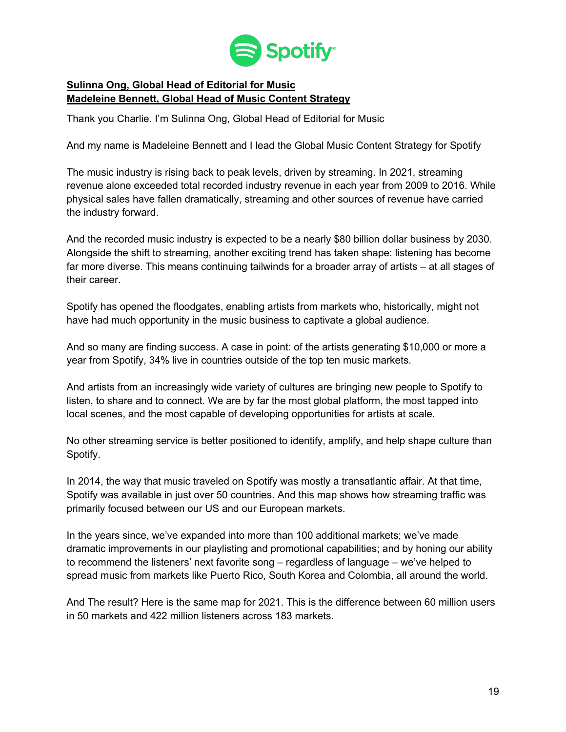**Sulinna Ong, Global Head of Editorial for Music**
**Madeleine Bennett, Global Head of Music Content Strategy**

Thank you Charlie. I'm Sulinna Ong, Global Head of Editorial for Music

And my name is Madeleine Bennett and I lead the Global Music Content Strategy for Spotify

The music industry is rising back to peak levels, driven by streaming. In 2021, streaming revenue alone exceeded total recorded industry revenue in each year from 2009 to 2016. While physical sales have fallen dramatically, streaming and other sources of revenue have carried the industry forward.

And the recorded music industry is expected to be a nearly $80 billion dollar business by 2030. Alongside the shift to streaming, another exciting trend has taken shape: listening has become far more diverse. This means continuing tailwinds for a broader array of artists – at all stages of their career.

Spotify has opened the floodgates, enabling artists from markets who, historically, might not have had much opportunity in the music business to captivate a global audience.

And so many are finding success. A case in point: of the artists generating $10,000 or more a year from Spotify, 34% live in countries outside of the top ten music markets.

And artists from an increasingly wide variety of cultures are bringing new people to Spotify to listen, to share and to connect. We are by far the most global platform, the most tapped into local scenes, and the most capable of developing opportunities for artists at scale.

No other streaming service is better positioned to identify, amplify, and help shape culture than Spotify.

In 2014, the way that music traveled on Spotify was mostly a transatlantic affair. At that time, Spotify was available in just over 50 countries. And this map shows how streaming traffic was primarily focused between our US and our European markets.

In the years since, we've expanded into more than 100 additional markets; we've made dramatic improvements in our playlisting and promotional capabilities; and by honing our ability to recommend the listeners' next favorite song – regardless of language – we've helped to spread music from markets like Puerto Rico, South Korea and Colombia, all around the world.

And The result? Here is the same map for 2021. This is the difference between 60 million users in 50 markets and 422 million listeners across 183 markets.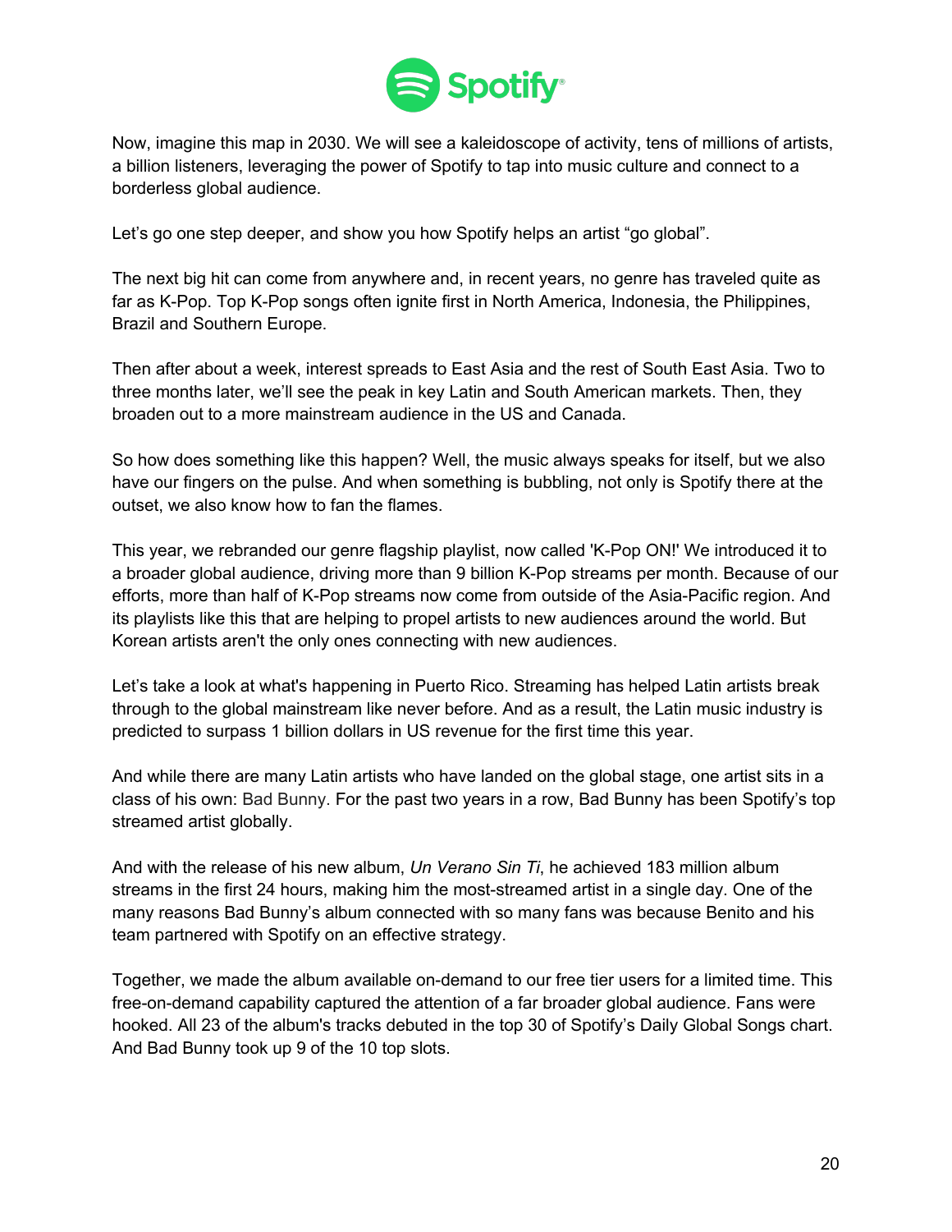Now, imagine this map in 2030. We will see a kaleidoscope of activity, tens of millions of artists, a billion listeners, leveraging the power of Spotify to tap into music culture and connect to a borderless global audience.

Let's go one step deeper, and show you how Spotify helps an artist "go global".

The next big hit can come from anywhere and, in recent years, no genre has traveled quite as far as K-Pop. Top K-Pop songs often ignite first in North America, Indonesia, the Philippines, Brazil and Southern Europe.

Then after about a week, interest spreads to East Asia and the rest of South East Asia. Two to three months later, we'll see the peak in key Latin and South American markets. Then, they broaden out to a more mainstream audience in the US and Canada.

So how does something like this happen? Well, the music always speaks for itself, but we also have our fingers on the pulse. And when something is bubbling, not only is Spotify there at the outset, we also know how to fan the flames.

This year, we rebranded our genre flagship playlist, now called 'K-Pop ON!' We introduced it to a broader global audience, driving more than 9 billion K-Pop streams per month. Because of our efforts, more than half of K-Pop streams now come from outside of the Asia-Pacific region. And its playlists like this that are helping to propel artists to new audiences around the world. But Korean artists aren't the only ones connecting with new audiences.

Let's take a look at what's happening in Puerto Rico. Streaming has helped Latin artists break through to the global mainstream like never before. And as a result, the Latin music industry is predicted to surpass 1 billion dollars in US revenue for the first time this year.

And while there are many Latin artists who have landed on the global stage, one artist sits in a class of his own: Bad Bunny. For the past two years in a row, Bad Bunny has been Spotify's top streamed artist globally.

And with the release of his new album, *Un Verano Sin Ti*, he achieved 183 million album streams in the first 24 hours, making him the most-streamed artist in a single day. One of the many reasons Bad Bunny's album connected with so many fans was because Benito and his team partnered with Spotify on an effective strategy.

Together, we made the album available on-demand to our free tier users for a limited time. This free-on-demand capability captured the attention of a far broader global audience. Fans were hooked. All 23 of the album's tracks debuted in the top 30 of Spotify's Daily Global Songs chart. And Bad Bunny took up 9 of the 10 top slots.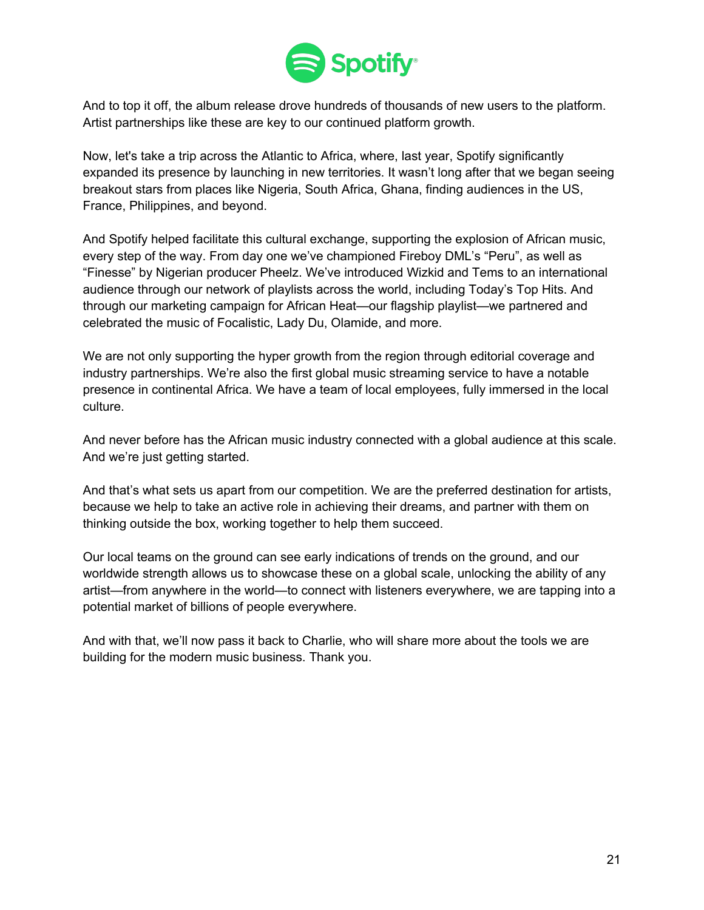And to top it off, the album release drove hundreds of thousands of new users to the platform. Artist partnerships like these are key to our continued platform growth.

Now, let's take a trip across the Atlantic to Africa, where, last year, Spotify significantly expanded its presence by launching in new territories. It wasn't long after that we began seeing breakout stars from places like Nigeria, South Africa, Ghana, finding audiences in the US, France, Philippines, and beyond.

And Spotify helped facilitate this cultural exchange, supporting the explosion of African music, every step of the way. From day one we've championed Fireboy DML's "Peru", as well as "Finesse" by Nigerian producer Pheelz. We've introduced Wizkid and Tems to an international audience through our network of playlists across the world, including Today's Top Hits. And through our marketing campaign for African Heat—our flagship playlist—we partnered and celebrated the music of Focalistic, Lady Du, Olamide, and more.

We are not only supporting the hyper growth from the region through editorial coverage and industry partnerships. We're also the first global music streaming service to have a notable presence in continental Africa. We have a team of local employees, fully immersed in the local culture.

And never before has the African music industry connected with a global audience at this scale. And we're just getting started.

And that's what sets us apart from our competition. We are the preferred destination for artists, because we help to take an active role in achieving their dreams, and partner with them on thinking outside the box, working together to help them succeed.

Our local teams on the ground can see early indications of trends on the ground, and our worldwide strength allows us to showcase these on a global scale, unlocking the ability of any artist—from anywhere in the world—to connect with listeners everywhere, we are tapping into a potential market of billions of people everywhere.

And with that, we'll now pass it back to Charlie, who will share more about the tools we are building for the modern music business. Thank you.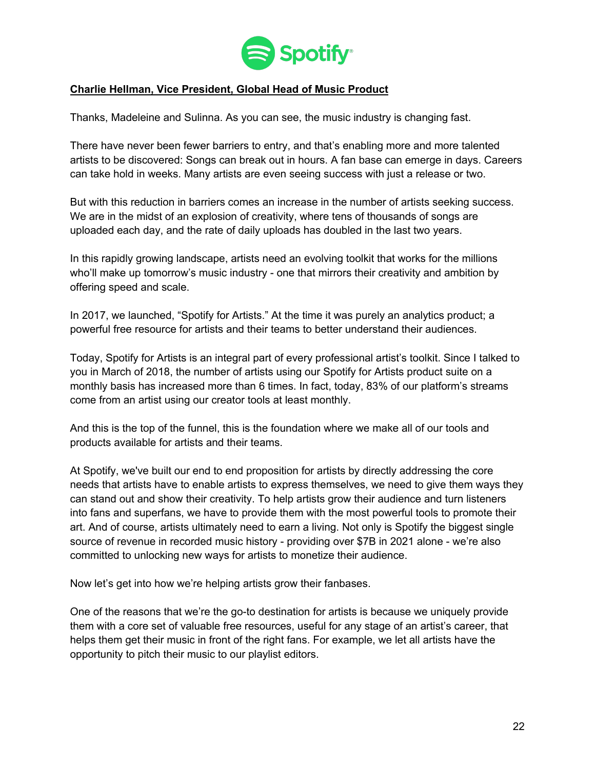**Charlie Hellman, Vice President, Global Head of Music Product**

Thanks, Madeleine and Sulinna. As you can see, the music industry is changing fast.

There have never been fewer barriers to entry, and that's enabling more and more talented artists to be discovered: Songs can break out in hours. A fan base can emerge in days. Careers can take hold in weeks. Many artists are even seeing success with just a release or two.

But with this reduction in barriers comes an increase in the number of artists seeking success. We are in the midst of an explosion of creativity, where tens of thousands of songs are uploaded each day, and the rate of daily uploads has doubled in the last two years.

In this rapidly growing landscape, artists need an evolving toolkit that works for the millions who'll make up tomorrow's music industry - one that mirrors their creativity and ambition by offering speed and scale.

In 2017, we launched, "Spotify for Artists." At the time it was purely an analytics product; a powerful free resource for artists and their teams to better understand their audiences.

Today, Spotify for Artists is an integral part of every professional artist's toolkit. Since I talked to you in March of 2018, the number of artists using our Spotify for Artists product suite on a monthly basis has increased more than 6 times. In fact, today, 83% of our platform's streams come from an artist using our creator tools at least monthly.

And this is the top of the funnel, this is the foundation where we make all of our tools and products available for artists and their teams.

At Spotify, we've built our end to end proposition for artists by directly addressing the core needs that artists have to enable artists to express themselves, we need to give them ways they can stand out and show their creativity. To help artists grow their audience and turn listeners into fans and superfans, we have to provide them with the most powerful tools to promote their art. And of course, artists ultimately need to earn a living. Not only is Spotify the biggest single source of revenue in recorded music history - providing over $7B in 2021 alone - we're also committed to unlocking new ways for artists to monetize their audience.

Now let's get into how we're helping artists grow their fanbases.

One of the reasons that we're the go-to destination for artists is because we uniquely provide them with a core set of valuable free resources, useful for any stage of an artist's career, that helps them get their music in front of the right fans. For example, we let all artists have the opportunity to pitch their music to our playlist editors.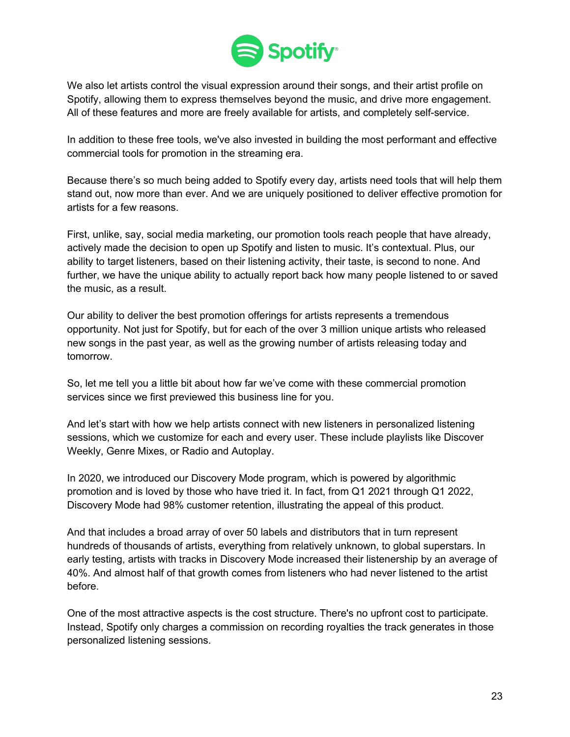We also let artists control the visual expression around their songs, and their artist profile on Spotify, allowing them to express themselves beyond the music, and drive more engagement. All of these features and more are freely available for artists, and completely self-service.

In addition to these free tools, we've also invested in building the most performant and effective commercial tools for promotion in the streaming era.

Because there's so much being added to Spotify every day, artists need tools that will help them stand out, now more than ever. And we are uniquely positioned to deliver effective promotion for artists for a few reasons.

First, unlike, say, social media marketing, our promotion tools reach people that have already, actively made the decision to open up Spotify and listen to music. It's contextual. Plus, our ability to target listeners, based on their listening activity, their taste, is second to none. And further, we have the unique ability to actually report back how many people listened to or saved the music, as a result.

Our ability to deliver the best promotion offerings for artists represents a tremendous opportunity. Not just for Spotify, but for each of the over 3 million unique artists who released new songs in the past year, as well as the growing number of artists releasing today and tomorrow.

So, let me tell you a little bit about how far we've come with these commercial promotion services since we first previewed this business line for you.

And let's start with how we help artists connect with new listeners in personalized listening sessions, which we customize for each and every user. These include playlists like Discover Weekly, Genre Mixes, or Radio and Autoplay.

In 2020, we introduced our Discovery Mode program, which is powered by algorithmic promotion and is loved by those who have tried it. In fact, from Q1 2021 through Q1 2022, Discovery Mode had 98% customer retention, illustrating the appeal of this product.

And that includes a broad array of over 50 labels and distributors that in turn represent hundreds of thousands of artists, everything from relatively unknown, to global superstars. In early testing, artists with tracks in Discovery Mode increased their listenership by an average of 40%. And almost half of that growth comes from listeners who had never listened to the artist before.

One of the most attractive aspects is the cost structure. There's no upfront cost to participate. Instead, Spotify only charges a commission on recording royalties the track generates in those personalized listening sessions.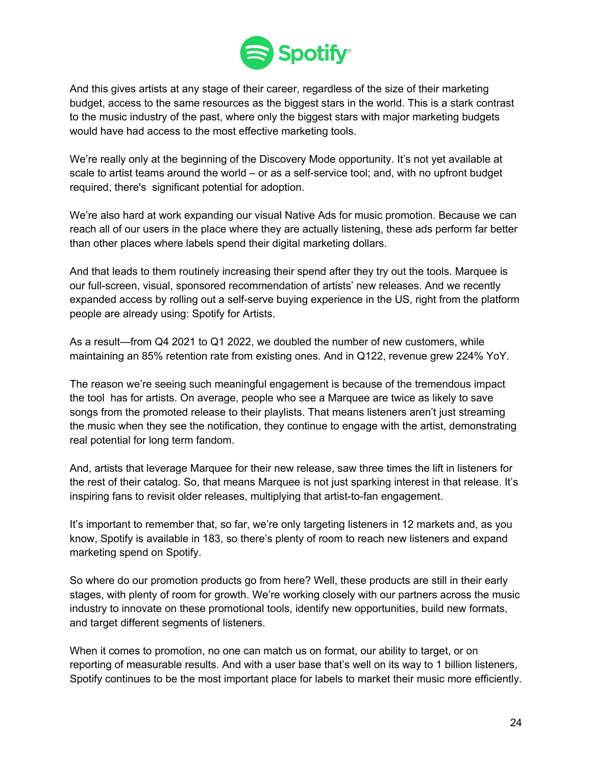And this gives artists at any stage of their career, regardless of the size of their marketing budget, access to the same resources as the biggest stars in the world. This is a stark contrast to the music industry of the past, where only the biggest stars with major marketing budgets would have had access to the most effective marketing tools.

We're really only at the beginning of the Discovery Mode opportunity. It's not yet available at scale to artist teams around the world – or as a self-service tool; and, with no upfront budget required, there's significant potential for adoption.

We're also hard at work expanding our visual Native Ads for music promotion. Because we can reach all of our users in the place where they are actually listening, these ads perform far better than other places where labels spend their digital marketing dollars.

And that leads to them routinely increasing their spend after they try out the tools. Marquee is our full-screen, visual, sponsored recommendation of artists' new releases. And we recently expanded access by rolling out a self-serve buying experience in the US, right from the platform people are already using: Spotify for Artists.

As a result—from Q4 2021 to Q1 2022, we doubled the number of new customers, while maintaining an 85% retention rate from existing ones. And in Q122, revenue grew 224% YoY.

The reason we're seeing such meaningful engagement is because of the tremendous impact the tool has for artists. On average, people who see a Marquee are twice as likely to save songs from the promoted release to their playlists. That means listeners aren't just streaming the music when they see the notification, they continue to engage with the artist, demonstrating real potential for long term fandom.

And, artists that leverage Marquee for their new release, saw three times the lift in listeners for the rest of their catalog. So, that means Marquee is not just sparking interest in that release. It's inspiring fans to revisit older releases, multiplying that artist-to-fan engagement.

It's important to remember that, so far, we're only targeting listeners in 12 markets and, as you know, Spotify is available in 183, so there's plenty of room to reach new listeners and expand marketing spend on Spotify.

So where do our promotion products go from here? Well, these products are still in their early stages, with plenty of room for growth. We're working closely with our partners across the music industry to innovate on these promotional tools, identify new opportunities, build new formats, and target different segments of listeners.

When it comes to promotion, no one can match us on format, our ability to target, or on reporting of measurable results. And with a user base that's well on its way to 1 billion listeners, Spotify continues to be the most important place for labels to market their music more efficiently.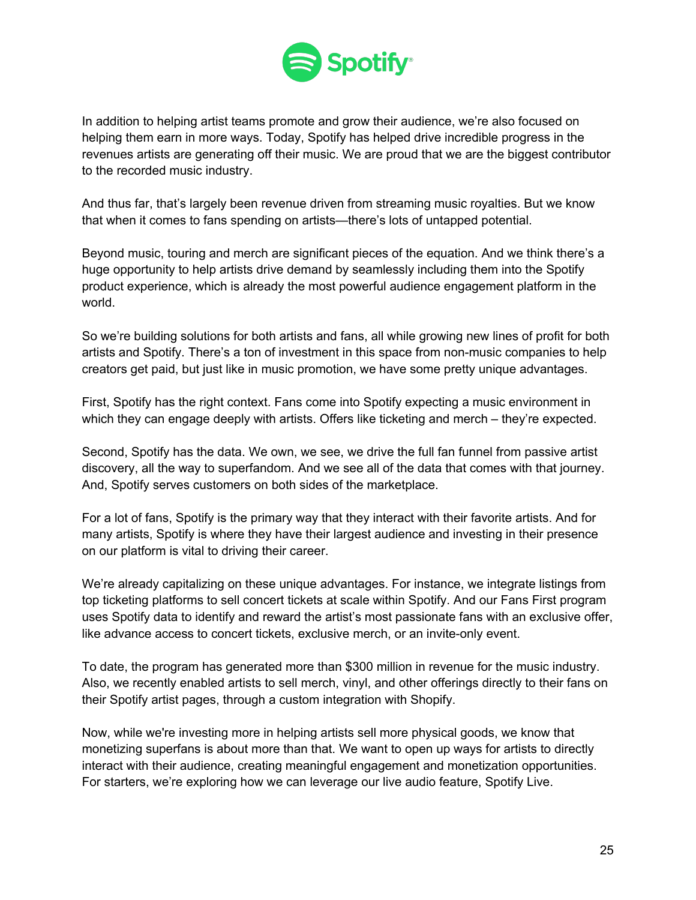In addition to helping artist teams promote and grow their audience, we're also focused on helping them earn in more ways. Today, Spotify has helped drive incredible progress in the revenues artists are generating off their music. We are proud that we are the biggest contributor to the recorded music industry.

And thus far, that's largely been revenue driven from streaming music royalties. But we know that when it comes to fans spending on artists—there's lots of untapped potential.

Beyond music, touring and merch are significant pieces of the equation. And we think there's a huge opportunity to help artists drive demand by seamlessly including them into the Spotify product experience, which is already the most powerful audience engagement platform in the world.

So we're building solutions for both artists and fans, all while growing new lines of profit for both artists and Spotify. There's a ton of investment in this space from non-music companies to help creators get paid, but just like in music promotion, we have some pretty unique advantages.

First, Spotify has the right context. Fans come into Spotify expecting a music environment in which they can engage deeply with artists. Offers like ticketing and merch – they're expected.

Second, Spotify has the data. We own, we see, we drive the full fan funnel from passive artist discovery, all the way to superfandom. And we see all of the data that comes with that journey. And, Spotify serves customers on both sides of the marketplace.

For a lot of fans, Spotify is the primary way that they interact with their favorite artists. And for many artists, Spotify is where they have their largest audience and investing in their presence on our platform is vital to driving their career.

We're already capitalizing on these unique advantages. For instance, we integrate listings from top ticketing platforms to sell concert tickets at scale within Spotify. And our Fans First program uses Spotify data to identify and reward the artist's most passionate fans with an exclusive offer, like advance access to concert tickets, exclusive merch, or an invite-only event.

To date, the program has generated more than $300 million in revenue for the music industry. Also, we recently enabled artists to sell merch, vinyl, and other offerings directly to their fans on their Spotify artist pages, through a custom integration with Shopify.

Now, while we're investing more in helping artists sell more physical goods, we know that monetizing superfans is about more than that. We want to open up ways for artists to directly interact with their audience, creating meaningful engagement and monetization opportunities. For starters, we're exploring how we can leverage our live audio feature, Spotify Live.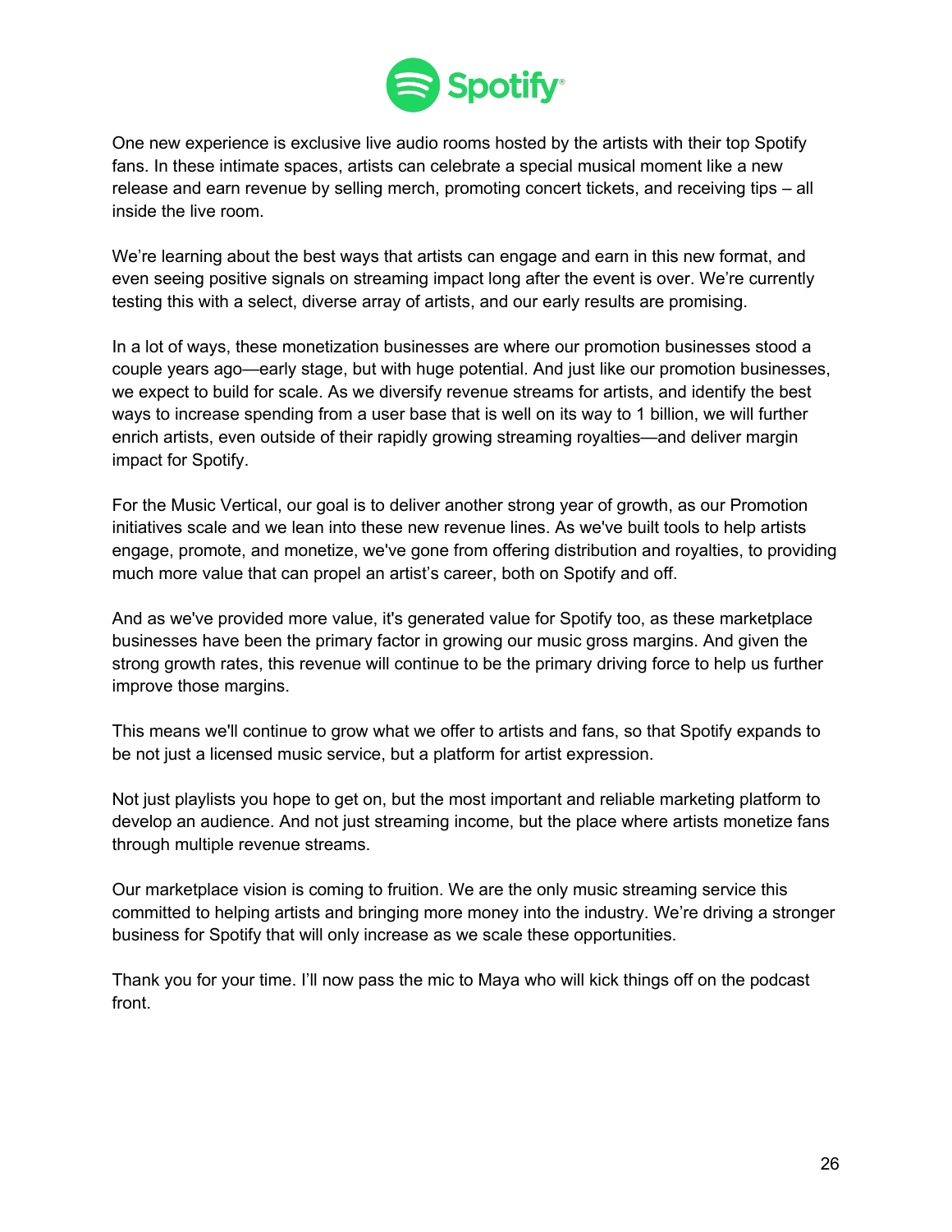One new experience is exclusive live audio rooms hosted by the artists with their top Spotify fans. In these intimate spaces, artists can celebrate a special musical moment like a new release and earn revenue by selling merch, promoting concert tickets, and receiving tips – all inside the live room.

We're learning about the best ways that artists can engage and earn in this new format, and even seeing positive signals on streaming impact long after the event is over. We're currently testing this with a select, diverse array of artists, and our early results are promising.

In a lot of ways, these monetization businesses are where our promotion businesses stood a couple years ago—early stage, but with huge potential. And just like our promotion businesses, we expect to build for scale. As we diversify revenue streams for artists, and identify the best ways to increase spending from a user base that is well on its way to 1 billion, we will further enrich artists, even outside of their rapidly growing streaming royalties—and deliver margin impact for Spotify.

For the Music Vertical, our goal is to deliver another strong year of growth, as our Promotion initiatives scale and we lean into these new revenue lines. As we've built tools to help artists engage, promote, and monetize, we've gone from offering distribution and royalties, to providing much more value that can propel an artist's career, both on Spotify and off.

And as we've provided more value, it's generated value for Spotify too, as these marketplace businesses have been the primary factor in growing our music gross margins. And given the strong growth rates, this revenue will continue to be the primary driving force to help us further improve those margins.

This means we'll continue to grow what we offer to artists and fans, so that Spotify expands to be not just a licensed music service, but a platform for artist expression.

Not just playlists you hope to get on, but the most important and reliable marketing platform to develop an audience. And not just streaming income, but the place where artists monetize fans through multiple revenue streams.

Our marketplace vision is coming to fruition. We are the only music streaming service this committed to helping artists and bringing more money into the industry. We're driving a stronger business for Spotify that will only increase as we scale these opportunities.

Thank you for your time. I'll now pass the mic to Maya who will kick things off on the podcast front.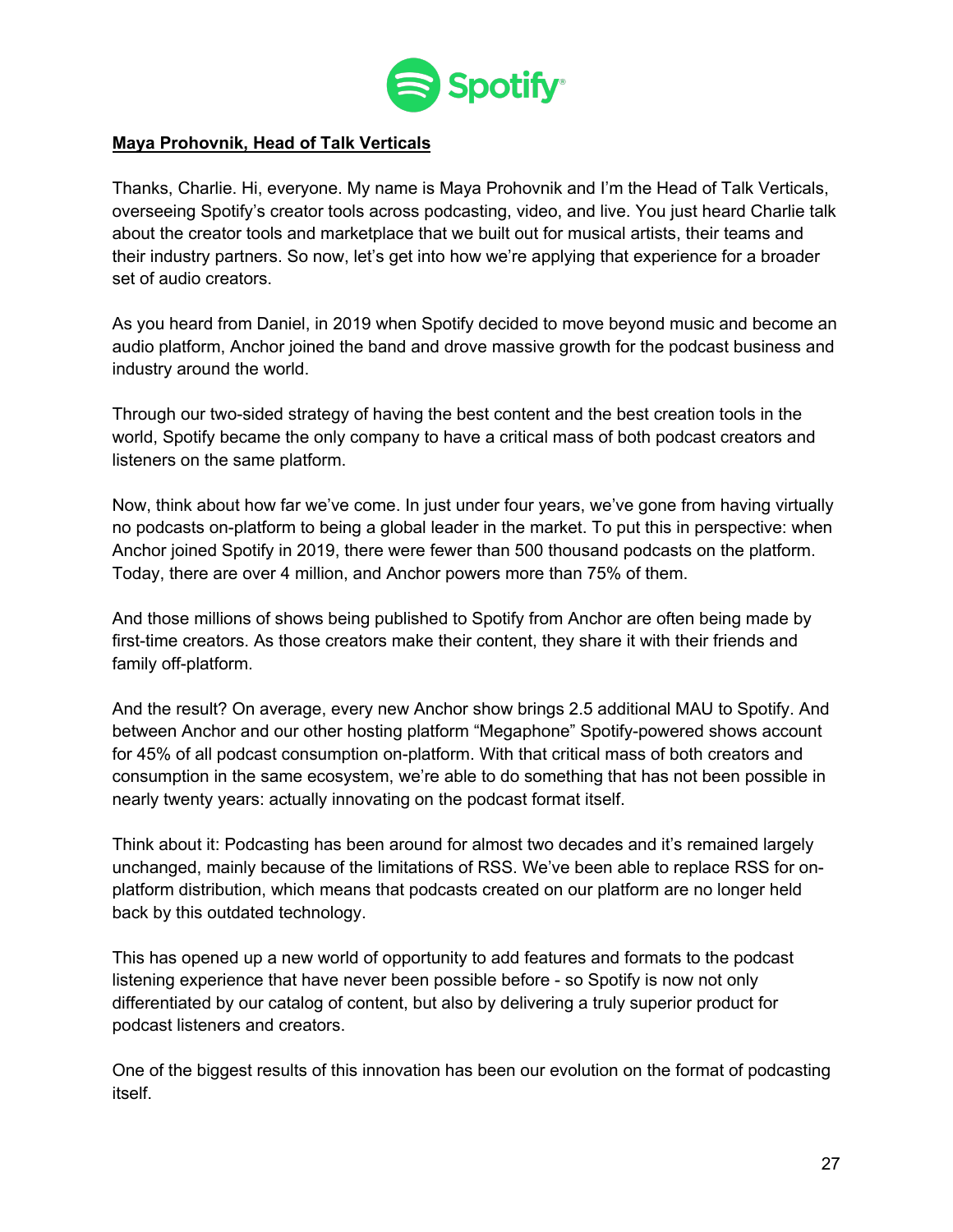**Maya Prohovnik, Head of Talk Verticals**

Thanks, Charlie. Hi, everyone. My name is Maya Prohovnik and I'm the Head of Talk Verticals, overseeing Spotify's creator tools across podcasting, video, and live. You just heard Charlie talk about the creator tools and marketplace that we built out for musical artists, their teams and their industry partners. So now, let's get into how we're applying that experience for a broader set of audio creators.

As you heard from Daniel, in 2019 when Spotify decided to move beyond music and become an audio platform, Anchor joined the band and drove massive growth for the podcast business and industry around the world.

Through our two-sided strategy of having the best content and the best creation tools in the world, Spotify became the only company to have a critical mass of both podcast creators and listeners on the same platform.

Now, think about how far we've come. In just under four years, we've gone from having virtually no podcasts on-platform to being a global leader in the market. To put this in perspective: when Anchor joined Spotify in 2019, there were fewer than 500 thousand podcasts on the platform. Today, there are over 4 million, and Anchor powers more than 75% of them.

And those millions of shows being published to Spotify from Anchor are often being made by first-time creators. As those creators make their content, they share it with their friends and family off-platform.

And the result? On average, every new Anchor show brings 2.5 additional MAU to Spotify. And between Anchor and our other hosting platform "Megaphone" Spotify-powered shows account for 45% of all podcast consumption on-platform. With that critical mass of both creators and consumption in the same ecosystem, we're able to do something that has not been possible in nearly twenty years: actually innovating on the podcast format itself.

Think about it: Podcasting has been around for almost two decades and it's remained largely unchanged, mainly because of the limitations of RSS. We've been able to replace RSS for on-platform distribution, which means that podcasts created on our platform are no longer held back by this outdated technology.

This has opened up a new world of opportunity to add features and formats to the podcast listening experience that have never been possible before - so Spotify is now not only differentiated by our catalog of content, but also by delivering a truly superior product for podcast listeners and creators.

One of the biggest results of this innovation has been our evolution on the format of podcasting itself.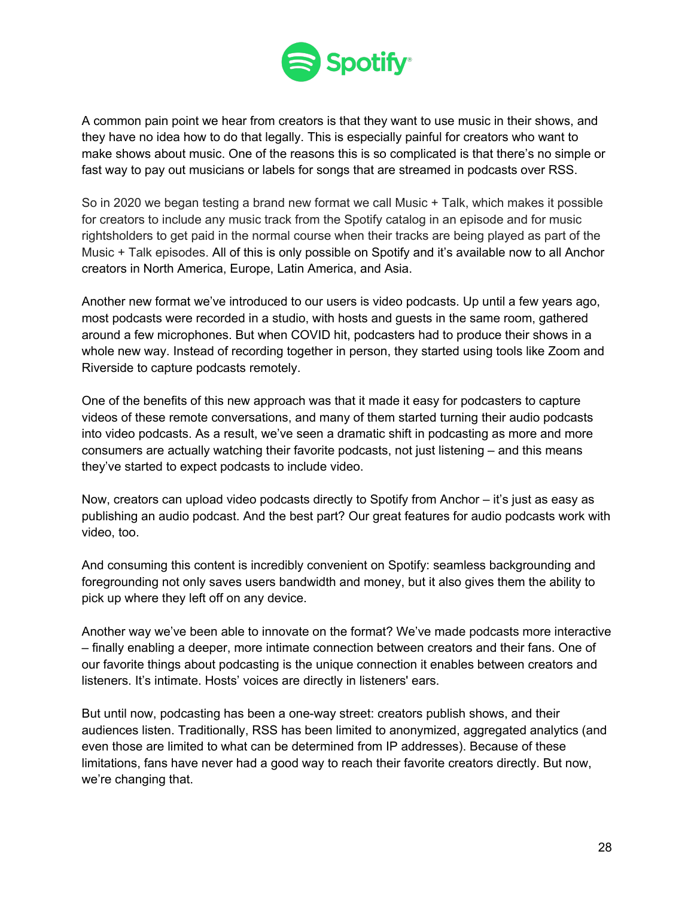A common pain point we hear from creators is that they want to use music in their shows, and they have no idea how to do that legally. This is especially painful for creators who want to make shows about music. One of the reasons this is so complicated is that there's no simple or fast way to pay out musicians or labels for songs that are streamed in podcasts over RSS.

So in 2020 we began testing a brand new format we call Music + Talk, which makes it possible for creators to include any music track from the Spotify catalog in an episode and for music rightsholders to get paid in the normal course when their tracks are being played as part of the Music + Talk episodes. All of this is only possible on Spotify and it's available now to all Anchor creators in North America, Europe, Latin America, and Asia.

Another new format we've introduced to our users is video podcasts. Up until a few years ago, most podcasts were recorded in a studio, with hosts and guests in the same room, gathered around a few microphones. But when COVID hit, podcasters had to produce their shows in a whole new way. Instead of recording together in person, they started using tools like Zoom and Riverside to capture podcasts remotely.

One of the benefits of this new approach was that it made it easy for podcasters to capture videos of these remote conversations, and many of them started turning their audio podcasts into video podcasts. As a result, we've seen a dramatic shift in podcasting as more and more consumers are actually watching their favorite podcasts, not just listening – and this means they've started to expect podcasts to include video.

Now, creators can upload video podcasts directly to Spotify from Anchor – it's just as easy as publishing an audio podcast. And the best part? Our great features for audio podcasts work with video, too.

And consuming this content is incredibly convenient on Spotify: seamless backgrounding and foregrounding not only saves users bandwidth and money, but it also gives them the ability to pick up where they left off on any device.

Another way we've been able to innovate on the format? We've made podcasts more interactive – finally enabling a deeper, more intimate connection between creators and their fans. One of our favorite things about podcasting is the unique connection it enables between creators and listeners. It's intimate. Hosts' voices are directly in listeners' ears.

But until now, podcasting has been a one-way street: creators publish shows, and their audiences listen. Traditionally, RSS has been limited to anonymized, aggregated analytics (and even those are limited to what can be determined from IP addresses). Because of these limitations, fans have never had a good way to reach their favorite creators directly. But now, we're changing that.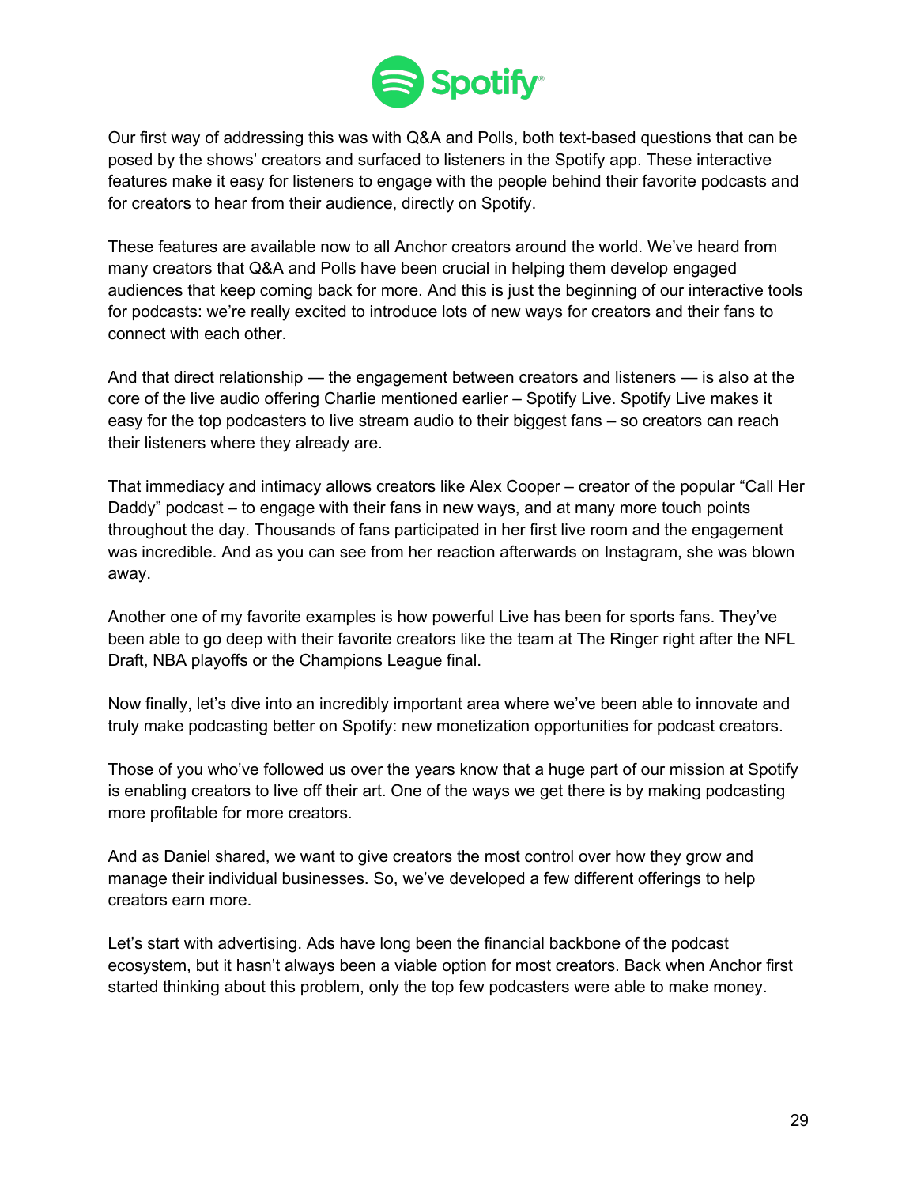Our first way of addressing this was with Q&A and Polls, both text-based questions that can be posed by the shows' creators and surfaced to listeners in the Spotify app. These interactive features make it easy for listeners to engage with the people behind their favorite podcasts and for creators to hear from their audience, directly on Spotify.

These features are available now to all Anchor creators around the world. We've heard from many creators that Q&A and Polls have been crucial in helping them develop engaged audiences that keep coming back for more. And this is just the beginning of our interactive tools for podcasts: we're really excited to introduce lots of new ways for creators and their fans to connect with each other.

And that direct relationship — the engagement between creators and listeners — is also at the core of the live audio offering Charlie mentioned earlier – Spotify Live. Spotify Live makes it easy for the top podcasters to live stream audio to their biggest fans – so creators can reach their listeners where they already are.

That immediacy and intimacy allows creators like Alex Cooper – creator of the popular "Call Her Daddy" podcast – to engage with their fans in new ways, and at many more touch points throughout the day. Thousands of fans participated in her first live room and the engagement was incredible. And as you can see from her reaction afterwards on Instagram, she was blown away.

Another one of my favorite examples is how powerful Live has been for sports fans. They've been able to go deep with their favorite creators like the team at The Ringer right after the NFL Draft, NBA playoffs or the Champions League final.

Now finally, let's dive into an incredibly important area where we've been able to innovate and truly make podcasting better on Spotify: new monetization opportunities for podcast creators.

Those of you who've followed us over the years know that a huge part of our mission at Spotify is enabling creators to live off their art. One of the ways we get there is by making podcasting more profitable for more creators.

And as Daniel shared, we want to give creators the most control over how they grow and manage their individual businesses. So, we've developed a few different offerings to help creators earn more.

Let's start with advertising. Ads have long been the financial backbone of the podcast ecosystem, but it hasn't always been a viable option for most creators. Back when Anchor first started thinking about this problem, only the top few podcasters were able to make money.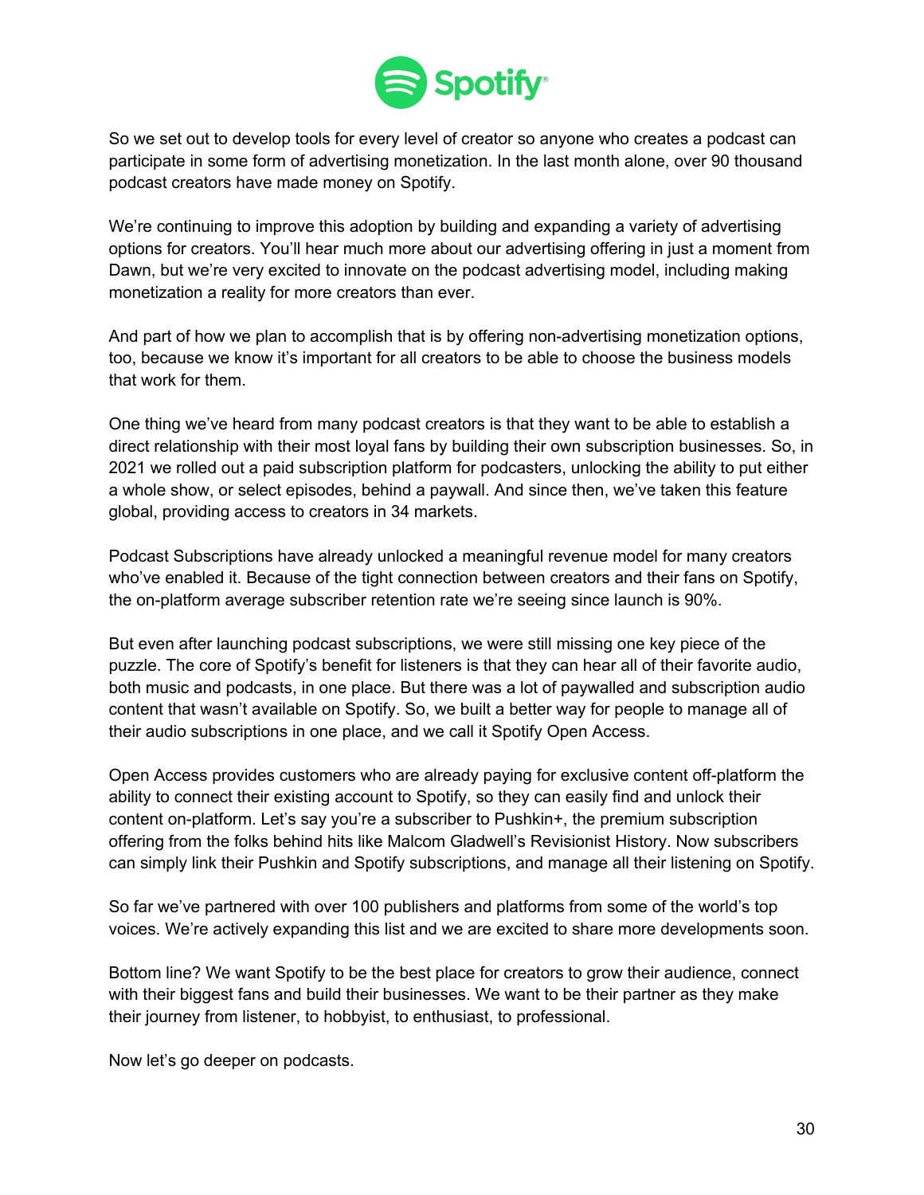So we set out to develop tools for every level of creator so anyone who creates a podcast can participate in some form of advertising monetization. In the last month alone, over 90 thousand podcast creators have made money on Spotify.

We're continuing to improve this adoption by building and expanding a variety of advertising options for creators. You'll hear much more about our advertising offering in just a moment from Dawn, but we're very excited to innovate on the podcast advertising model, including making monetization a reality for more creators than ever.

And part of how we plan to accomplish that is by offering non-advertising monetization options, too, because we know it's important for all creators to be able to choose the business models that work for them.

One thing we've heard from many podcast creators is that they want to be able to establish a direct relationship with their most loyal fans by building their own subscription businesses. So, in 2021 we rolled out a paid subscription platform for podcasters, unlocking the ability to put either a whole show, or select episodes, behind a paywall. And since then, we've taken this feature global, providing access to creators in 34 markets.

Podcast Subscriptions have already unlocked a meaningful revenue model for many creators who've enabled it. Because of the tight connection between creators and their fans on Spotify, the on-platform average subscriber retention rate we're seeing since launch is 90%.

But even after launching podcast subscriptions, we were still missing one key piece of the puzzle. The core of Spotify's benefit for listeners is that they can hear all of their favorite audio, both music and podcasts, in one place. But there was a lot of paywalled and subscription audio content that wasn't available on Spotify. So, we built a better way for people to manage all of their audio subscriptions in one place, and we call it Spotify Open Access.

Open Access provides customers who are already paying for exclusive content off-platform the ability to connect their existing account to Spotify, so they can easily find and unlock their content on-platform. Let's say you're a subscriber to Pushkin+, the premium subscription offering from the folks behind hits like Malcom Gladwell's Revisionist History. Now subscribers can simply link their Pushkin and Spotify subscriptions, and manage all their listening on Spotify.

So far we've partnered with over 100 publishers and platforms from some of the world's top voices. We're actively expanding this list and we are excited to share more developments soon.

Bottom line? We want Spotify to be the best place for creators to grow their audience, connect with their biggest fans and build their businesses. We want to be their partner as they make their journey from listener, to hobbyist, to enthusiast, to professional.

Now let's go deeper on podcasts.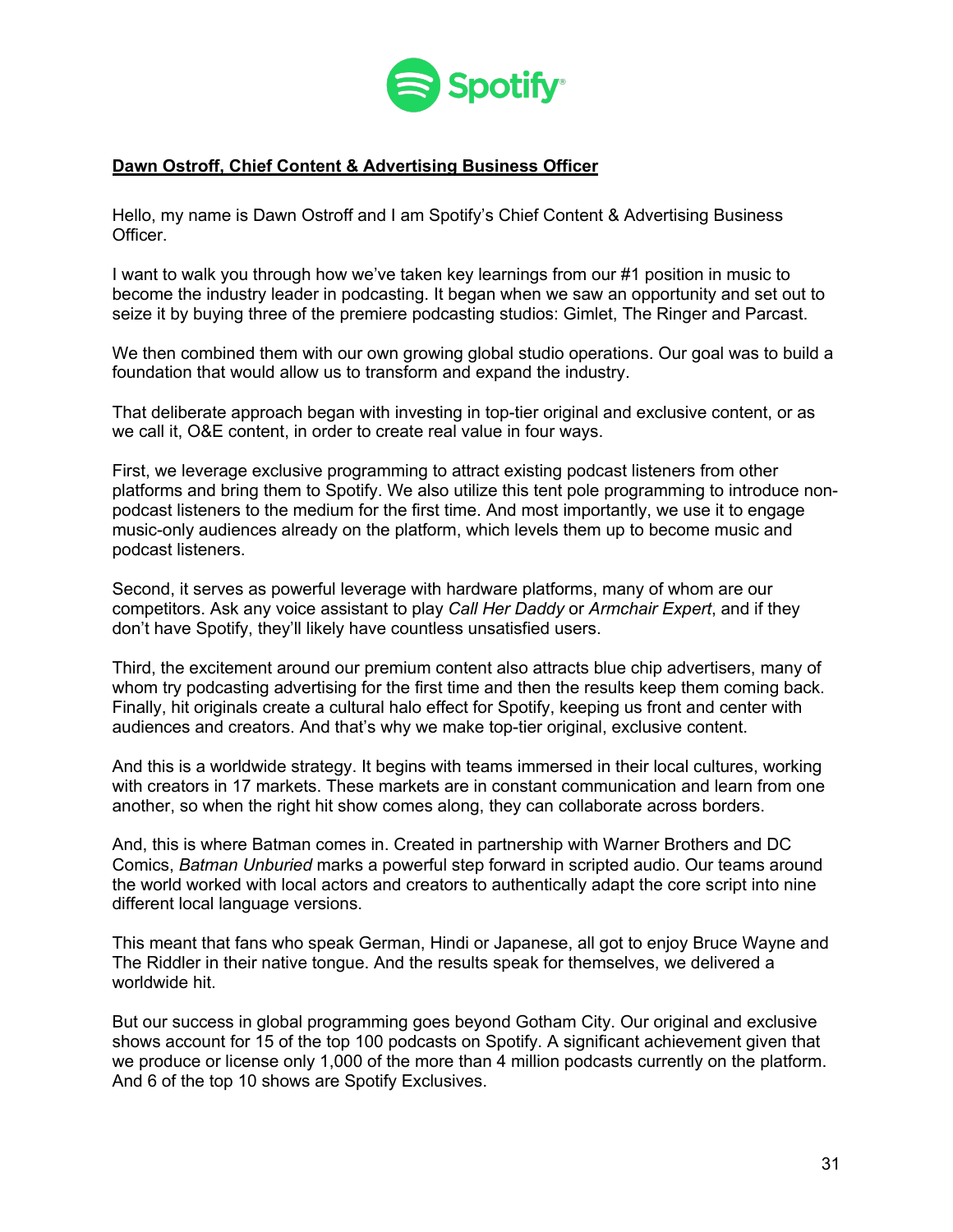**Dawn Ostroff, Chief Content & Advertising Business Officer**

Hello, my name is Dawn Ostroff and I am Spotify's Chief Content & Advertising Business Officer.

I want to walk you through how we've taken key learnings from our #1 position in music to become the industry leader in podcasting. It began when we saw an opportunity and set out to seize it by buying three of the premiere podcasting studios: Gimlet, The Ringer and Parcast.

We then combined them with our own growing global studio operations. Our goal was to build a foundation that would allow us to transform and expand the industry.

That deliberate approach began with investing in top-tier original and exclusive content, or as we call it, O&E content, in order to create real value in four ways.

First, we leverage exclusive programming to attract existing podcast listeners from other platforms and bring them to Spotify. We also utilize this tent pole programming to introduce non-podcast listeners to the medium for the first time. And most importantly, we use it to engage music-only audiences already on the platform, which levels them up to become music and podcast listeners.

Second, it serves as powerful leverage with hardware platforms, many of whom are our competitors. Ask any voice assistant to play *Call Her Daddy* or *Armchair Expert*, and if they don't have Spotify, they'll likely have countless unsatisfied users.

Third, the excitement around our premium content also attracts blue chip advertisers, many of whom try podcasting advertising for the first time and then the results keep them coming back. Finally, hit originals create a cultural halo effect for Spotify, keeping us front and center with audiences and creators. And that's why we make top-tier original, exclusive content.

And this is a worldwide strategy. It begins with teams immersed in their local cultures, working with creators in 17 markets. These markets are in constant communication and learn from one another, so when the right hit show comes along, they can collaborate across borders.

And, this is where Batman comes in. Created in partnership with Warner Brothers and DC Comics, *Batman Unburied* marks a powerful step forward in scripted audio. Our teams around the world worked with local actors and creators to authentically adapt the core script into nine different local language versions.

This meant that fans who speak German, Hindi or Japanese, all got to enjoy Bruce Wayne and The Riddler in their native tongue. And the results speak for themselves, we delivered a worldwide hit.

But our success in global programming goes beyond Gotham City. Our original and exclusive shows account for 15 of the top 100 podcasts on Spotify. A significant achievement given that we produce or license only 1,000 of the more than 4 million podcasts currently on the platform. And 6 of the top 10 shows are Spotify Exclusives.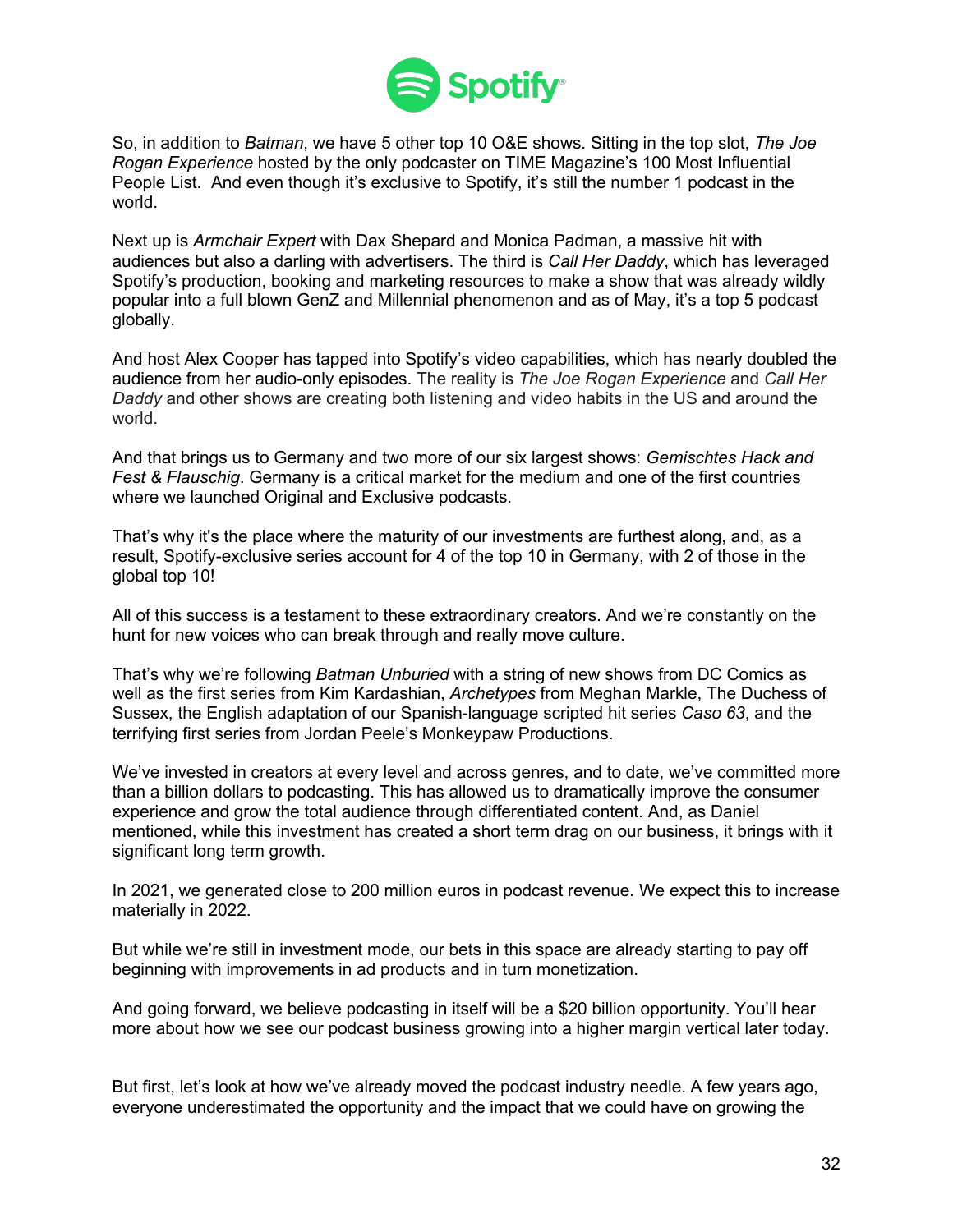So, in addition to *Batman*, we have 5 other top 10 O&E shows. Sitting in the top slot, *The Joe Rogan Experience* hosted by the only podcaster on TIME Magazine's 100 Most Influential People List. And even though it's exclusive to Spotify, it's still the number 1 podcast in the world.

Next up is *Armchair Expert* with Dax Shepard and Monica Padman, a massive hit with audiences but also a darling with advertisers. The third is *Call Her Daddy*, which has leveraged Spotify's production, booking and marketing resources to make a show that was already wildly popular into a full blown GenZ and Millennial phenomenon and as of May, it's a top 5 podcast globally.

And host Alex Cooper has tapped into Spotify's video capabilities, which has nearly doubled the audience from her audio-only episodes. The reality is *The Joe Rogan Experience* and *Call Her Daddy* and other shows are creating both listening and video habits in the US and around the world.

And that brings us to Germany and two more of our six largest shows: *Gemischtes Hack and Fest & Flauschig*. Germany is a critical market for the medium and one of the first countries where we launched Original and Exclusive podcasts.

That's why it's the place where the maturity of our investments are furthest along, and, as a result, Spotify-exclusive series account for 4 of the top 10 in Germany, with 2 of those in the global top 10!

All of this success is a testament to these extraordinary creators. And we're constantly on the hunt for new voices who can break through and really move culture.

That's why we're following *Batman Unburied* with a string of new shows from DC Comics as well as the first series from Kim Kardashian, *Archetypes* from Meghan Markle, The Duchess of Sussex, the English adaptation of our Spanish-language scripted hit series *Caso 63*, and the terrifying first series from Jordan Peele's Monkeypaw Productions.

We've invested in creators at every level and across genres, and to date, we've committed more than a billion dollars to podcasting. This has allowed us to dramatically improve the consumer experience and grow the total audience through differentiated content. And, as Daniel mentioned, while this investment has created a short term drag on our business, it brings with it significant long term growth.

In 2021, we generated close to 200 million euros in podcast revenue. We expect this to increase materially in 2022.

But while we're still in investment mode, our bets in this space are already starting to pay off beginning with improvements in ad products and in turn monetization.

And going forward, we believe podcasting in itself will be a $20 billion opportunity. You'll hear more about how we see our podcast business growing into a higher margin vertical later today.

But first, let's look at how we've already moved the podcast industry needle. A few years ago, everyone underestimated the opportunity and the impact that we could have on growing the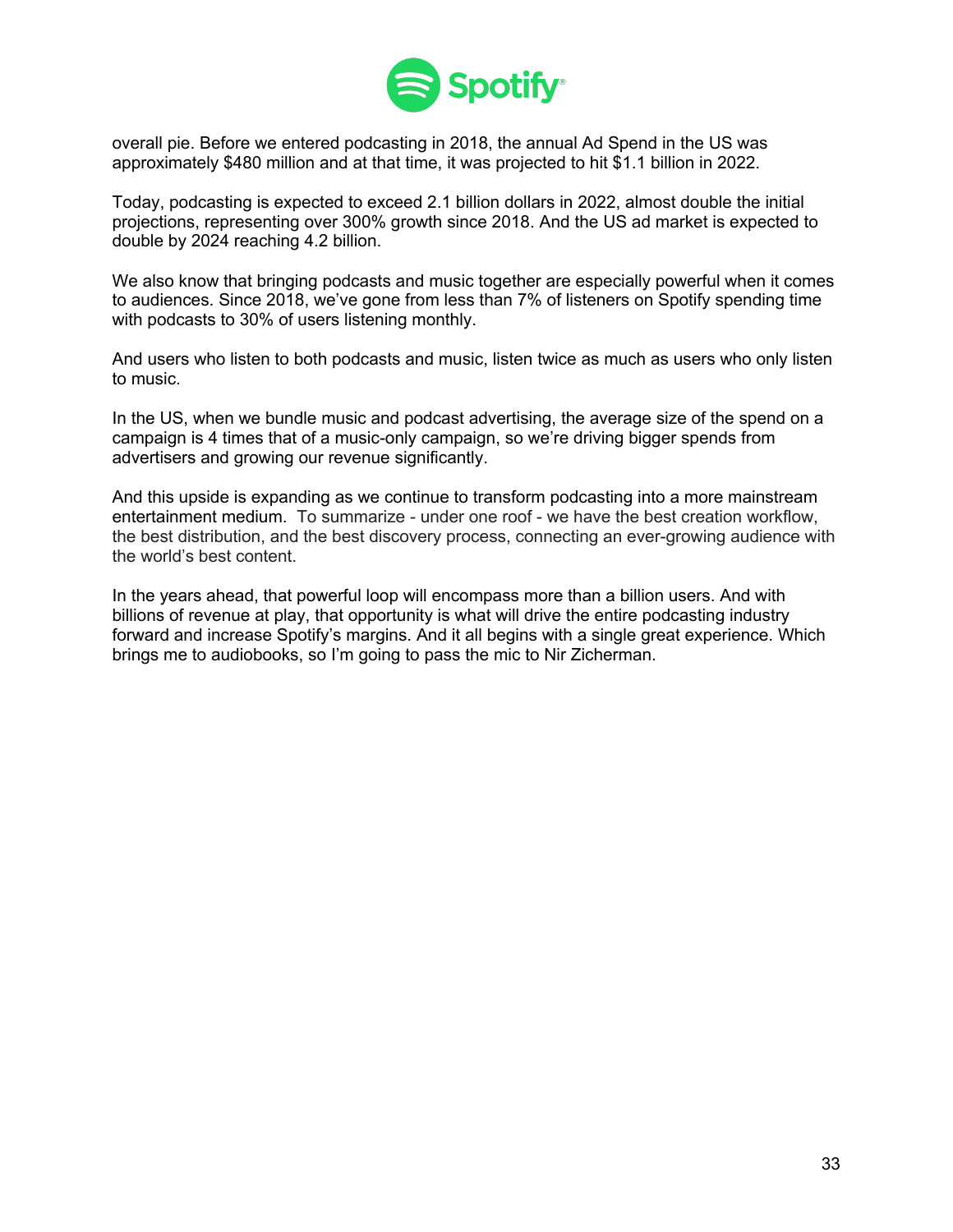overall pie. Before we entered podcasting in 2018, the annual Ad Spend in the US was approximately $480 million and at that time, it was projected to hit $1.1 billion in 2022.

Today, podcasting is expected to exceed 2.1 billion dollars in 2022, almost double the initial projections, representing over 300% growth since 2018. And the US ad market is expected to double by 2024 reaching 4.2 billion.

We also know that bringing podcasts and music together are especially powerful when it comes to audiences. Since 2018, we've gone from less than 7% of listeners on Spotify spending time with podcasts to 30% of users listening monthly.

And users who listen to both podcasts and music, listen twice as much as users who only listen to music.

In the US, when we bundle music and podcast advertising, the average size of the spend on a campaign is 4 times that of a music-only campaign, so we're driving bigger spends from advertisers and growing our revenue significantly.

And this upside is expanding as we continue to transform podcasting into a more mainstream entertainment medium. To summarize - under one roof - we have the best creation workflow, the best distribution, and the best discovery process, connecting an ever-growing audience with the world's best content.

In the years ahead, that powerful loop will encompass more than a billion users. And with billions of revenue at play, that opportunity is what will drive the entire podcasting industry forward and increase Spotify's margins. And it all begins with a single great experience. Which brings me to audiobooks, so I'm going to pass the mic to Nir Zicherman.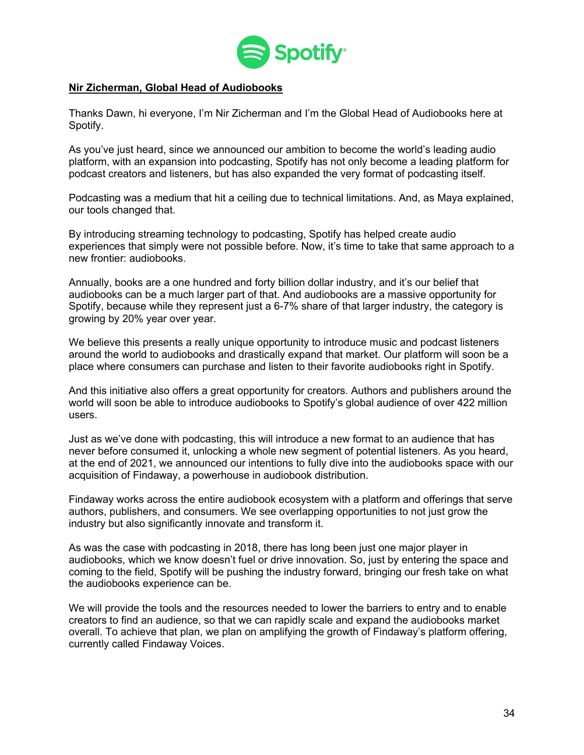**Nir Zicherman, Global Head of Audiobooks**

Thanks Dawn, hi everyone, I'm Nir Zicherman and I'm the Global Head of Audiobooks here at Spotify.

As you've just heard, since we announced our ambition to become the world's leading audio platform, with an expansion into podcasting, Spotify has not only become a leading platform for podcast creators and listeners, but has also expanded the very format of podcasting itself.

Podcasting was a medium that hit a ceiling due to technical limitations. And, as Maya explained, our tools changed that.

By introducing streaming technology to podcasting, Spotify has helped create audio experiences that simply were not possible before. Now, it's time to take that same approach to a new frontier: audiobooks.

Annually, books are a one hundred and forty billion dollar industry, and it's our belief that audiobooks can be a much larger part of that. And audiobooks are a massive opportunity for Spotify, because while they represent just a 6-7% share of that larger industry, the category is growing by 20% year over year.

We believe this presents a really unique opportunity to introduce music and podcast listeners around the world to audiobooks and drastically expand that market. Our platform will soon be a place where consumers can purchase and listen to their favorite audiobooks right in Spotify.

And this initiative also offers a great opportunity for creators. Authors and publishers around the world will soon be able to introduce audiobooks to Spotify's global audience of over 422 million users.

Just as we've done with podcasting, this will introduce a new format to an audience that has never before consumed it, unlocking a whole new segment of potential listeners. As you heard, at the end of 2021, we announced our intentions to fully dive into the audiobooks space with our acquisition of Findaway, a powerhouse in audiobook distribution.

Findaway works across the entire audiobook ecosystem with a platform and offerings that serve authors, publishers, and consumers. We see overlapping opportunities to not just grow the industry but also significantly innovate and transform it.

As was the case with podcasting in 2018, there has long been just one major player in audiobooks, which we know doesn't fuel or drive innovation. So, just by entering the space and coming to the field, Spotify will be pushing the industry forward, bringing our fresh take on what the audiobooks experience can be.

We will provide the tools and the resources needed to lower the barriers to entry and to enable creators to find an audience, so that we can rapidly scale and expand the audiobooks market overall. To achieve that plan, we plan on amplifying the growth of Findaway's platform offering, currently called Findaway Voices.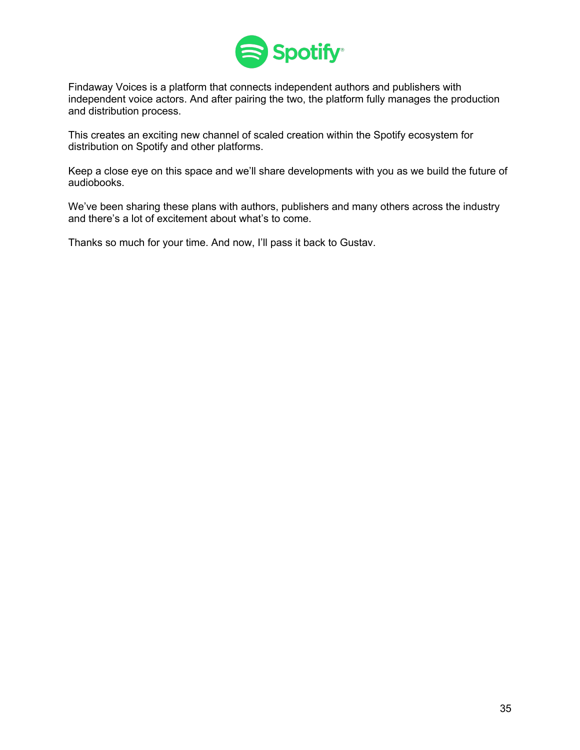Findaway Voices is a platform that connects independent authors and publishers with independent voice actors. And after pairing the two, the platform fully manages the production and distribution process.

This creates an exciting new channel of scaled creation within the Spotify ecosystem for distribution on Spotify and other platforms.

Keep a close eye on this space and we'll share developments with you as we build the future of audiobooks.

We've been sharing these plans with authors, publishers and many others across the industry and there's a lot of excitement about what's to come.

Thanks so much for your time. And now, I'll pass it back to Gustav.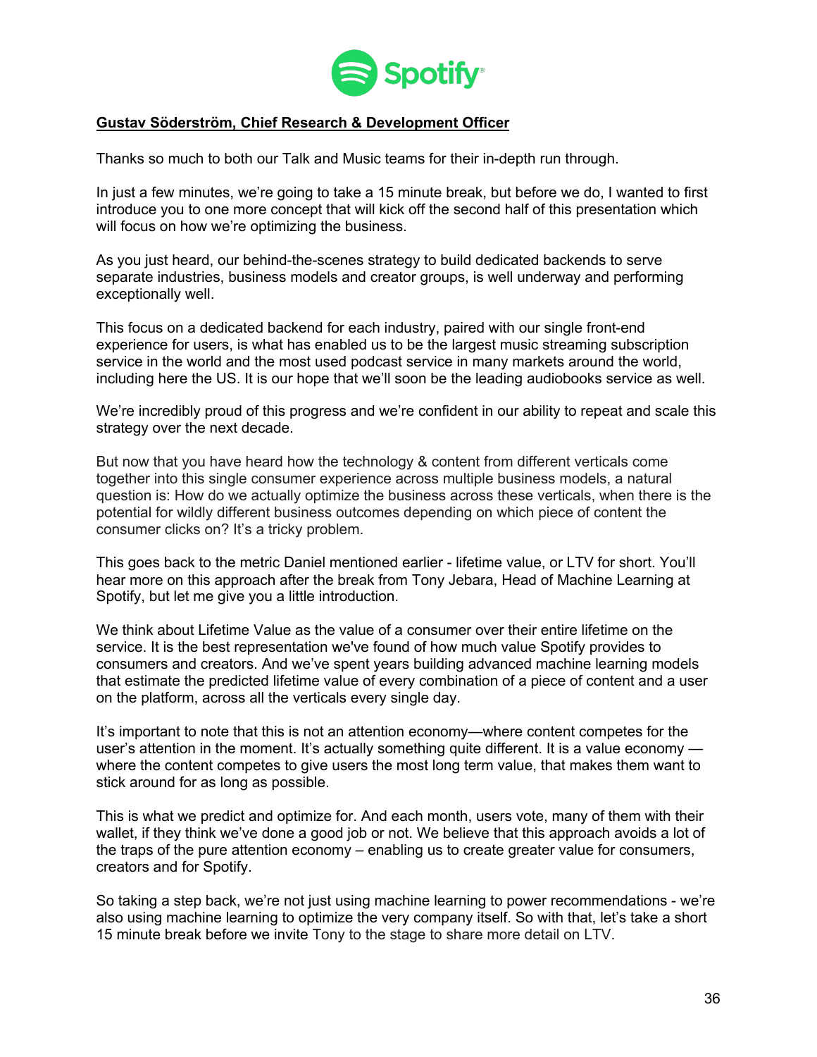**Gustav Söderström, Chief Research & Development Officer**

Thanks so much to both our Talk and Music teams for their in-depth run through.

In just a few minutes, we're going to take a 15 minute break, but before we do, I wanted to first introduce you to one more concept that will kick off the second half of this presentation which will focus on how we're optimizing the business.

As you just heard, our behind-the-scenes strategy to build dedicated backends to serve separate industries, business models and creator groups, is well underway and performing exceptionally well.

This focus on a dedicated backend for each industry, paired with our single front-end experience for users, is what has enabled us to be the largest music streaming subscription service in the world and the most used podcast service in many markets around the world, including here the US. It is our hope that we'll soon be the leading audiobooks service as well.

We're incredibly proud of this progress and we're confident in our ability to repeat and scale this strategy over the next decade.

But now that you have heard how the technology & content from different verticals come together into this single consumer experience across multiple business models, a natural question is: How do we actually optimize the business across these verticals, when there is the potential for wildly different business outcomes depending on which piece of content the consumer clicks on? It's a tricky problem.

This goes back to the metric Daniel mentioned earlier - lifetime value, or LTV for short. You'll hear more on this approach after the break from Tony Jebara, Head of Machine Learning at Spotify, but let me give you a little introduction.

We think about Lifetime Value as the value of a consumer over their entire lifetime on the service. It is the best representation we've found of how much value Spotify provides to consumers and creators. And we've spent years building advanced machine learning models that estimate the predicted lifetime value of every combination of a piece of content and a user on the platform, across all the verticals every single day.

It's important to note that this is not an attention economy—where content competes for the user's attention in the moment. It's actually something quite different. It is a value economy — where the content competes to give users the most long term value, that makes them want to stick around for as long as possible.

This is what we predict and optimize for. And each month, users vote, many of them with their wallet, if they think we've done a good job or not. We believe that this approach avoids a lot of the traps of the pure attention economy – enabling us to create greater value for consumers, creators and for Spotify.

So taking a step back, we're not just using machine learning to power recommendations - we're also using machine learning to optimize the very company itself. So with that, let's take a short 15 minute break before we invite Tony to the stage to share more detail on LTV.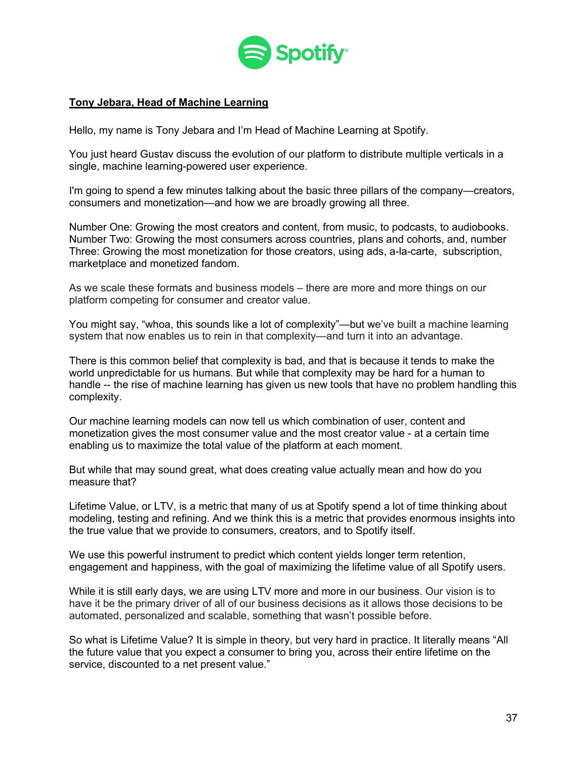**Tony Jebara, Head of Machine Learning**

Hello, my name is Tony Jebara and I'm Head of Machine Learning at Spotify.

You just heard Gustav discuss the evolution of our platform to distribute multiple verticals in a single, machine learning-powered user experience.

I'm going to spend a few minutes talking about the basic three pillars of the company—creators, consumers and monetization—and how we are broadly growing all three.

Number One: Growing the most creators and content, from music, to podcasts, to audiobooks. Number Two: Growing the most consumers across countries, plans and cohorts, and, number Three: Growing the most monetization for those creators, using ads, a-la-carte, subscription, marketplace and monetized fandom.

As we scale these formats and business models – there are more and more things on our platform competing for consumer and creator value.

You might say, "whoa, this sounds like a lot of complexity"—but we've built a machine learning system that now enables us to rein in that complexity—and turn it into an advantage.

There is this common belief that complexity is bad, and that is because it tends to make the world unpredictable for us humans. But while that complexity may be hard for a human to handle -- the rise of machine learning has given us new tools that have no problem handling this complexity.

Our machine learning models can now tell us which combination of user, content and monetization gives the most consumer value and the most creator value - at a certain time enabling us to maximize the total value of the platform at each moment.

But while that may sound great, what does creating value actually mean and how do you measure that?

Lifetime Value, or LTV, is a metric that many of us at Spotify spend a lot of time thinking about modeling, testing and refining. And we think this is a metric that provides enormous insights into the true value that we provide to consumers, creators, and to Spotify itself.

We use this powerful instrument to predict which content yields longer term retention, engagement and happiness, with the goal of maximizing the lifetime value of all Spotify users.

While it is still early days, we are using LTV more and more in our business. Our vision is to have it be the primary driver of all of our business decisions as it allows those decisions to be automated, personalized and scalable, something that wasn't possible before.

So what is Lifetime Value? It is simple in theory, but very hard in practice. It literally means "All the future value that you expect a consumer to bring you, across their entire lifetime on the service, discounted to a net present value."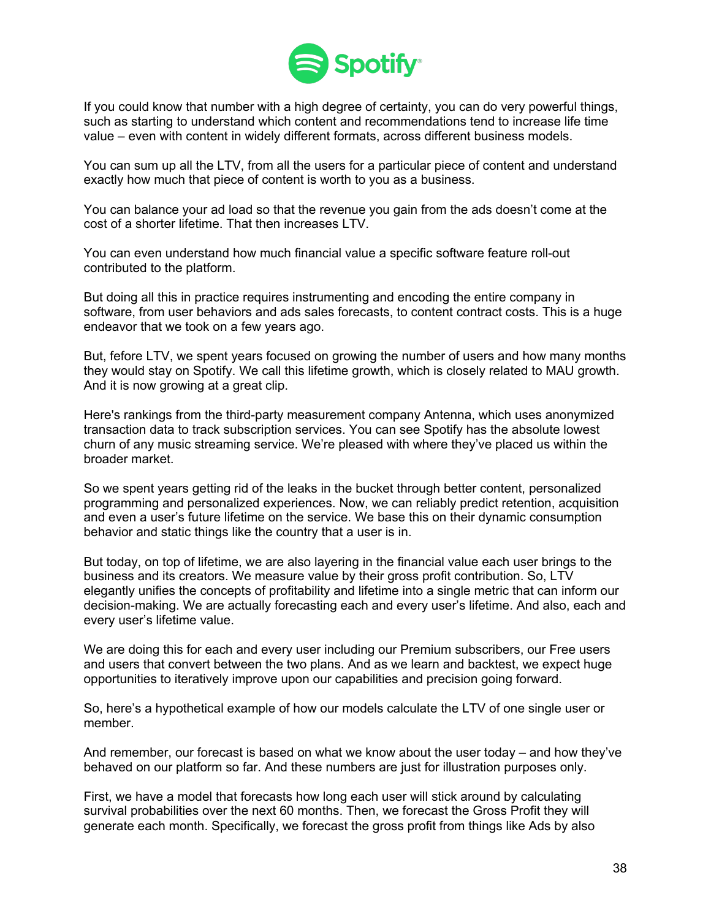If you could know that number with a high degree of certainty, you can do very powerful things, such as starting to understand which content and recommendations tend to increase life time value – even with content in widely different formats, across different business models.

You can sum up all the LTV, from all the users for a particular piece of content and understand exactly how much that piece of content is worth to you as a business.

You can balance your ad load so that the revenue you gain from the ads doesn't come at the cost of a shorter lifetime. That then increases LTV.

You can even understand how much financial value a specific software feature roll-out contributed to the platform.

But doing all this in practice requires instrumenting and encoding the entire company in software, from user behaviors and ads sales forecasts, to content contract costs. This is a huge endeavor that we took on a few years ago.

But, fefore LTV, we spent years focused on growing the number of users and how many months they would stay on Spotify. We call this lifetime growth, which is closely related to MAU growth. And it is now growing at a great clip.

Here's rankings from the third-party measurement company Antenna, which uses anonymized transaction data to track subscription services. You can see Spotify has the absolute lowest churn of any music streaming service. We're pleased with where they've placed us within the broader market.

So we spent years getting rid of the leaks in the bucket through better content, personalized programming and personalized experiences. Now, we can reliably predict retention, acquisition and even a user's future lifetime on the service. We base this on their dynamic consumption behavior and static things like the country that a user is in.

But today, on top of lifetime, we are also layering in the financial value each user brings to the business and its creators. We measure value by their gross profit contribution. So, LTV elegantly unifies the concepts of profitability and lifetime into a single metric that can inform our decision-making. We are actually forecasting each and every user's lifetime. And also, each and every user's lifetime value.

We are doing this for each and every user including our Premium subscribers, our Free users and users that convert between the two plans. And as we learn and backtest, we expect huge opportunities to iteratively improve upon our capabilities and precision going forward.

So, here's a hypothetical example of how our models calculate the LTV of one single user or member.

And remember, our forecast is based on what we know about the user today – and how they've behaved on our platform so far. And these numbers are just for illustration purposes only.

First, we have a model that forecasts how long each user will stick around by calculating survival probabilities over the next 60 months. Then, we forecast the Gross Profit they will generate each month. Specifically, we forecast the gross profit from things like Ads by also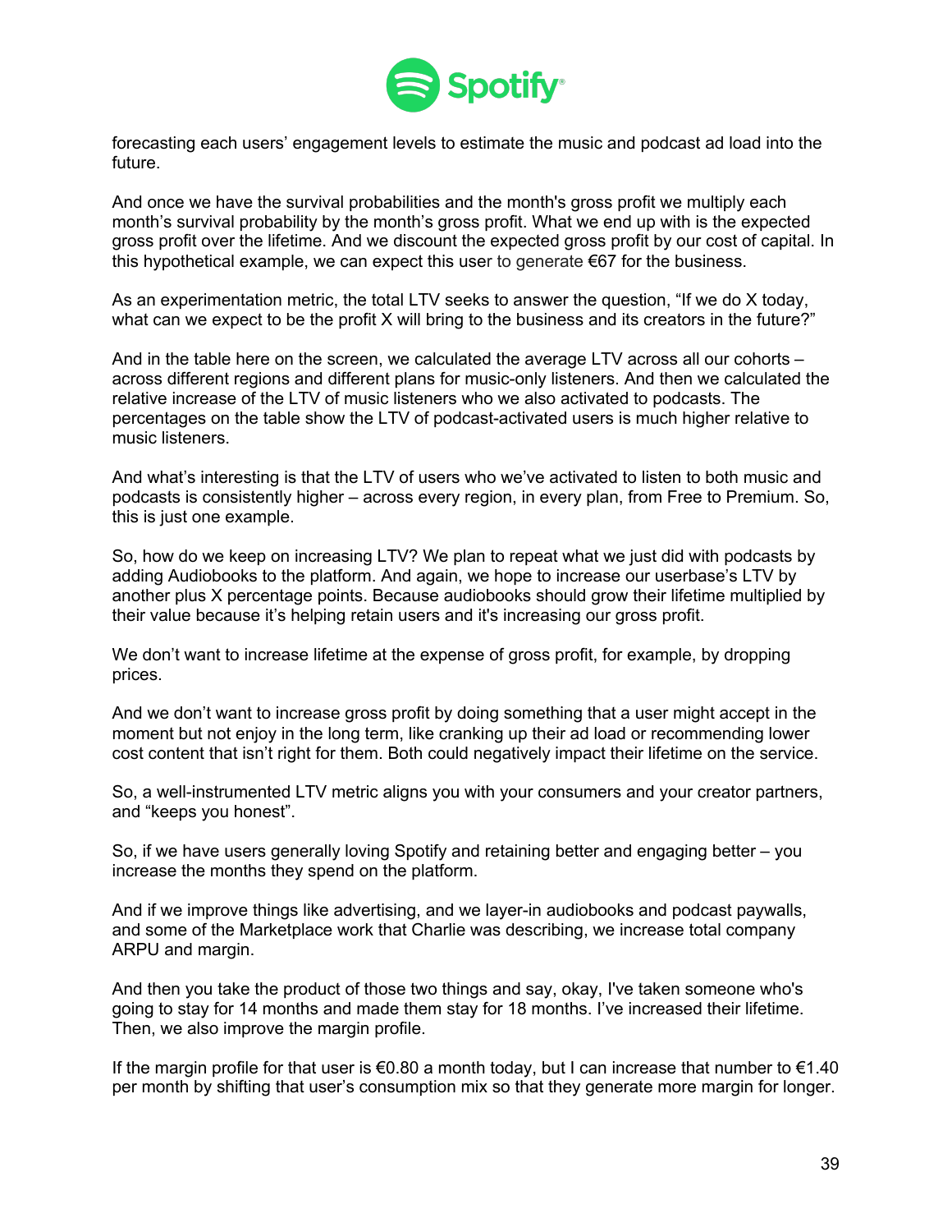forecasting each users' engagement levels to estimate the music and podcast ad load into the future.

And once we have the survival probabilities and the month's gross profit we multiply each month's survival probability by the month's gross profit. What we end up with is the expected gross profit over the lifetime. And we discount the expected gross profit by our cost of capital. In this hypothetical example, we can expect this user to generate €67 for the business.

As an experimentation metric, the total LTV seeks to answer the question, "If we do X today, what can we expect to be the profit X will bring to the business and its creators in the future?"

And in the table here on the screen, we calculated the average LTV across all our cohorts – across different regions and different plans for music-only listeners. And then we calculated the relative increase of the LTV of music listeners who we also activated to podcasts. The percentages on the table show the LTV of podcast-activated users is much higher relative to music listeners.

And what's interesting is that the LTV of users who we've activated to listen to both music and podcasts is consistently higher – across every region, in every plan, from Free to Premium. So, this is just one example.

So, how do we keep on increasing LTV? We plan to repeat what we just did with podcasts by adding Audiobooks to the platform. And again, we hope to increase our userbase's LTV by another plus X percentage points. Because audiobooks should grow their lifetime multiplied by their value because it's helping retain users and it's increasing our gross profit.

We don't want to increase lifetime at the expense of gross profit, for example, by dropping prices.

And we don't want to increase gross profit by doing something that a user might accept in the moment but not enjoy in the long term, like cranking up their ad load or recommending lower cost content that isn't right for them. Both could negatively impact their lifetime on the service.

So, a well-instrumented LTV metric aligns you with your consumers and your creator partners, and "keeps you honest".

So, if we have users generally loving Spotify and retaining better and engaging better – you increase the months they spend on the platform.

And if we improve things like advertising, and we layer-in audiobooks and podcast paywalls, and some of the Marketplace work that Charlie was describing, we increase total company ARPU and margin.

And then you take the product of those two things and say, okay, I've taken someone who's going to stay for 14 months and made them stay for 18 months. I've increased their lifetime. Then, we also improve the margin profile.

If the margin profile for that user is €0.80 a month today, but I can increase that number to €1.40 per month by shifting that user's consumption mix so that they generate more margin for longer.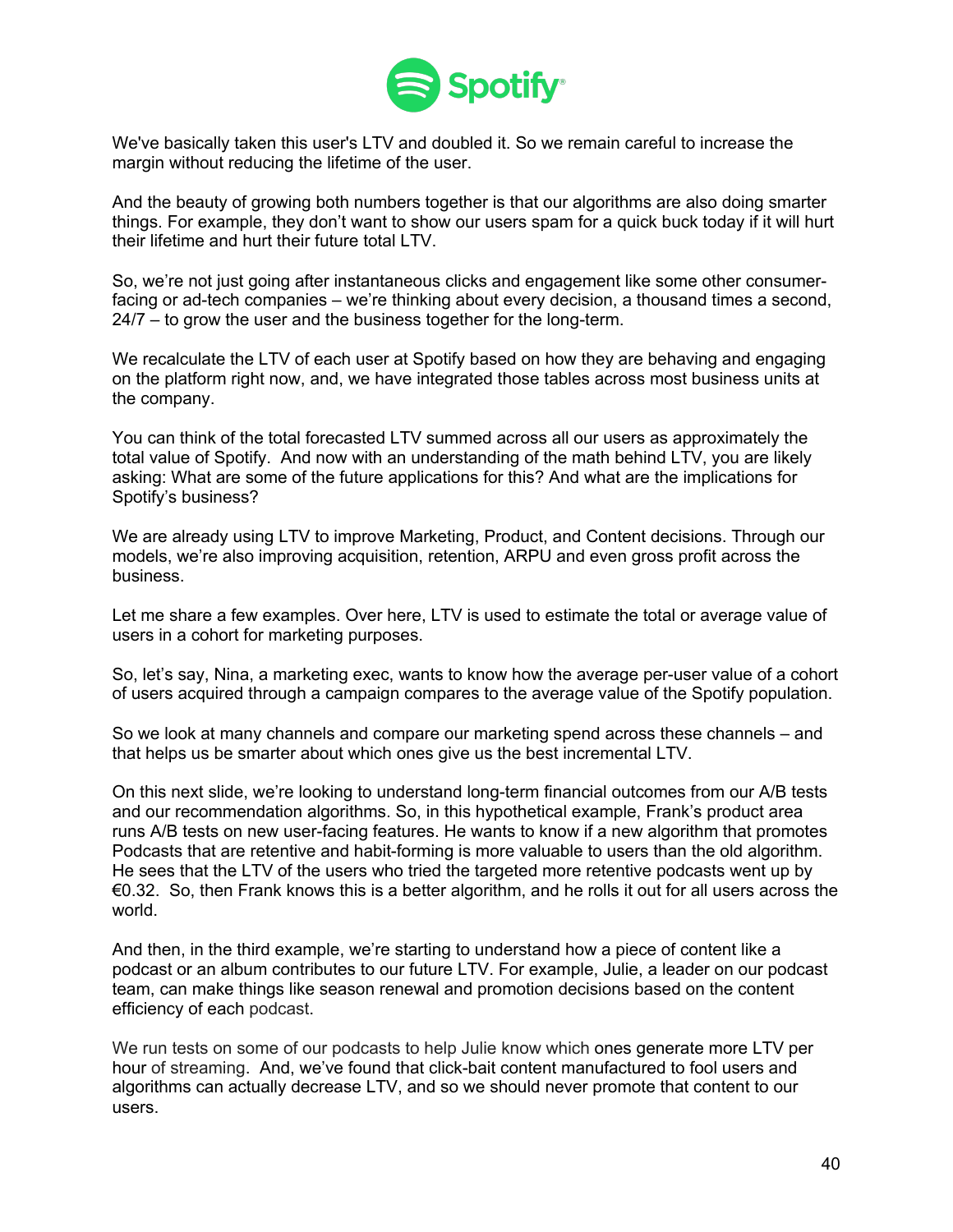We've basically taken this user's LTV and doubled it. So we remain careful to increase the margin without reducing the lifetime of the user.

And the beauty of growing both numbers together is that our algorithms are also doing smarter things. For example, they don't want to show our users spam for a quick buck today if it will hurt their lifetime and hurt their future total LTV.

So, we're not just going after instantaneous clicks and engagement like some other consumer-facing or ad-tech companies – we're thinking about every decision, a thousand times a second, 24/7 – to grow the user and the business together for the long-term.

We recalculate the LTV of each user at Spotify based on how they are behaving and engaging on the platform right now, and, we have integrated those tables across most business units at the company.

You can think of the total forecasted LTV summed across all our users as approximately the total value of Spotify. And now with an understanding of the math behind LTV, you are likely asking: What are some of the future applications for this? And what are the implications for Spotify's business?

We are already using LTV to improve Marketing, Product, and Content decisions. Through our models, we're also improving acquisition, retention, ARPU and even gross profit across the business.

Let me share a few examples. Over here, LTV is used to estimate the total or average value of users in a cohort for marketing purposes.

So, let's say, Nina, a marketing exec, wants to know how the average per-user value of a cohort of users acquired through a campaign compares to the average value of the Spotify population.

So we look at many channels and compare our marketing spend across these channels – and that helps us be smarter about which ones give us the best incremental LTV.

On this next slide, we're looking to understand long-term financial outcomes from our A/B tests and our recommendation algorithms. So, in this hypothetical example, Frank's product area runs A/B tests on new user-facing features. He wants to know if a new algorithm that promotes Podcasts that are retentive and habit-forming is more valuable to users than the old algorithm. He sees that the LTV of the users who tried the targeted more retentive podcasts went up by €0.32. So, then Frank knows this is a better algorithm, and he rolls it out for all users across the world.

And then, in the third example, we're starting to understand how a piece of content like a podcast or an album contributes to our future LTV. For example, Julie, a leader on our podcast team, can make things like season renewal and promotion decisions based on the content efficiency of each podcast.

We run tests on some of our podcasts to help Julie know which ones generate more LTV per hour of streaming. And, we've found that click-bait content manufactured to fool users and algorithms can actually decrease LTV, and so we should never promote that content to our users.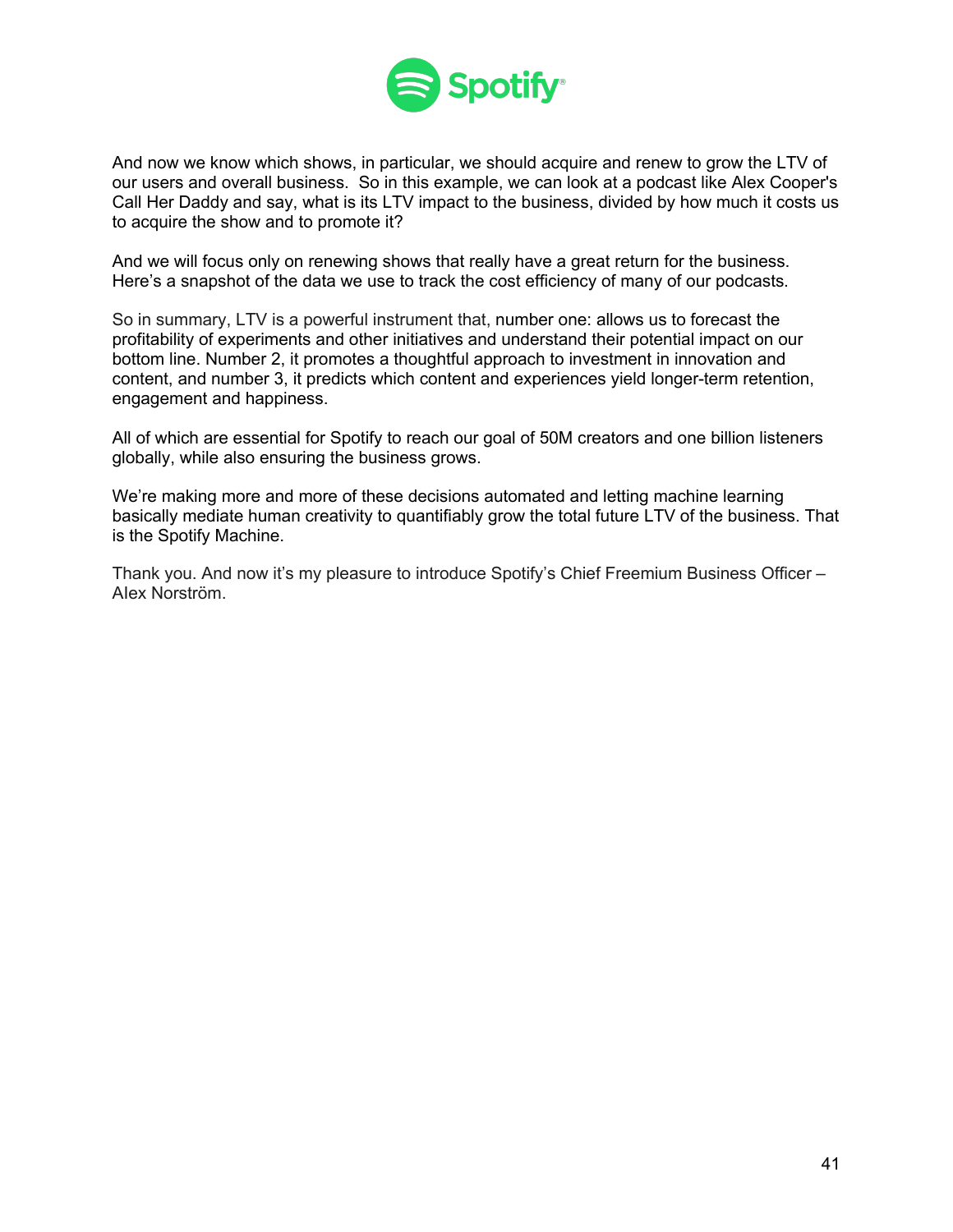And now we know which shows, in particular, we should acquire and renew to grow the LTV of our users and overall business. So in this example, we can look at a podcast like Alex Cooper's Call Her Daddy and say, what is its LTV impact to the business, divided by how much it costs us to acquire the show and to promote it?

And we will focus only on renewing shows that really have a great return for the business. Here's a snapshot of the data we use to track the cost efficiency of many of our podcasts.

So in summary, LTV is a powerful instrument that, number one: allows us to forecast the profitability of experiments and other initiatives and understand their potential impact on our bottom line. Number 2, it promotes a thoughtful approach to investment in innovation and content, and number 3, it predicts which content and experiences yield longer-term retention, engagement and happiness.

All of which are essential for Spotify to reach our goal of 50M creators and one billion listeners globally, while also ensuring the business grows.

We're making more and more of these decisions automated and letting machine learning basically mediate human creativity to quantifiably grow the total future LTV of the business. That is the Spotify Machine.

Thank you. And now it's my pleasure to introduce Spotify's Chief Freemium Business Officer – Alex Norström.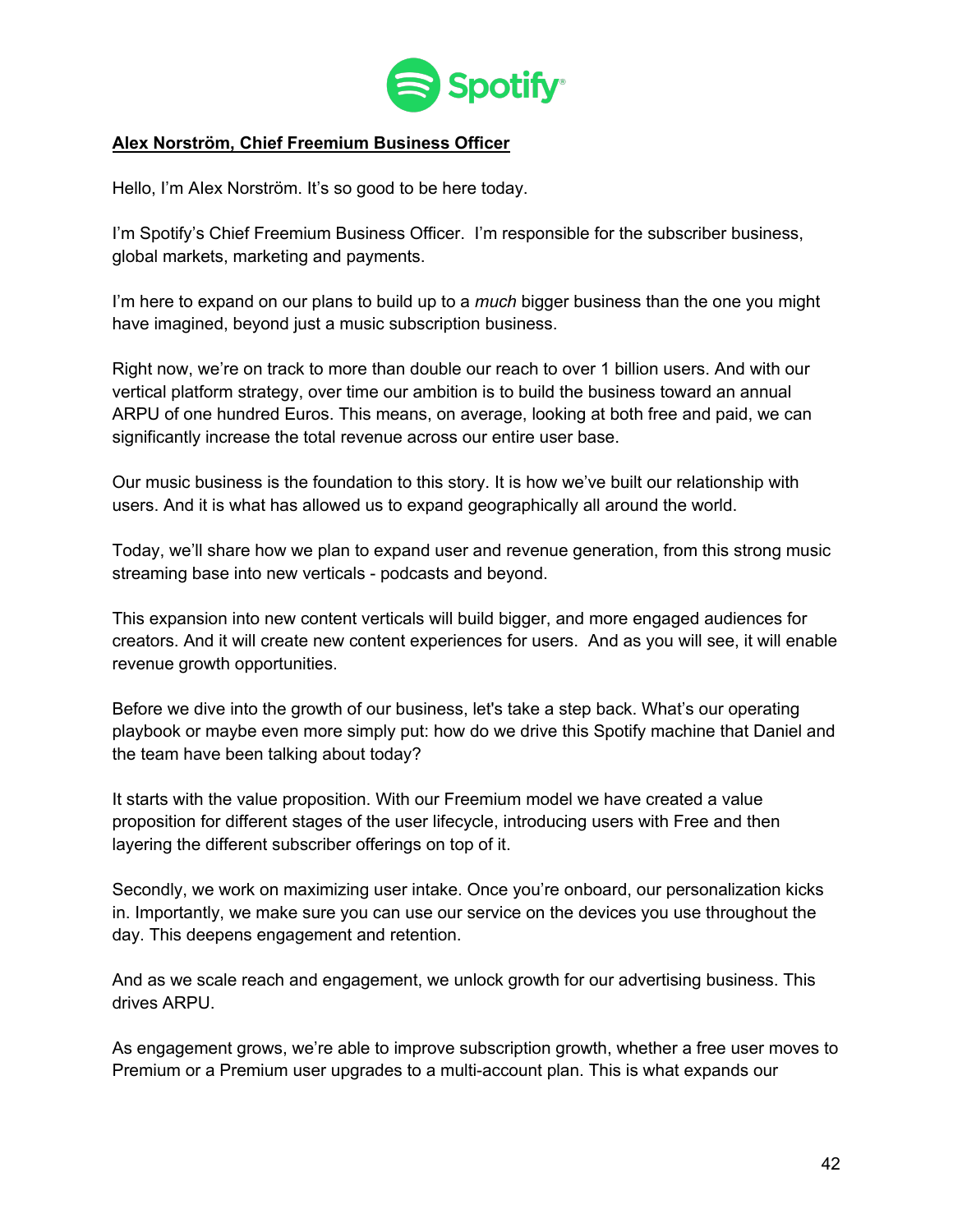**Alex Norström, Chief Freemium Business Officer**

Hello, I'm Alex Norström. It's so good to be here today.

I'm Spotify's Chief Freemium Business Officer. I'm responsible for the subscriber business, global markets, marketing and payments.

I'm here to expand on our plans to build up to a *much* bigger business than the one you might have imagined, beyond just a music subscription business.

Right now, we're on track to more than double our reach to over 1 billion users. And with our vertical platform strategy, over time our ambition is to build the business toward an annual ARPU of one hundred Euros. This means, on average, looking at both free and paid, we can significantly increase the total revenue across our entire user base.

Our music business is the foundation to this story. It is how we've built our relationship with users. And it is what has allowed us to expand geographically all around the world.

Today, we'll share how we plan to expand user and revenue generation, from this strong music streaming base into new verticals - podcasts and beyond.

This expansion into new content verticals will build bigger, and more engaged audiences for creators. And it will create new content experiences for users. And as you will see, it will enable revenue growth opportunities.

Before we dive into the growth of our business, let's take a step back. What's our operating playbook or maybe even more simply put: how do we drive this Spotify machine that Daniel and the team have been talking about today?

It starts with the value proposition. With our Freemium model we have created a value proposition for different stages of the user lifecycle, introducing users with Free and then layering the different subscriber offerings on top of it.

Secondly, we work on maximizing user intake. Once you're onboard, our personalization kicks in. Importantly, we make sure you can use our service on the devices you use throughout the day. This deepens engagement and retention.

And as we scale reach and engagement, we unlock growth for our advertising business. This drives ARPU.

As engagement grows, we're able to improve subscription growth, whether a free user moves to Premium or a Premium user upgrades to a multi-account plan. This is what expands our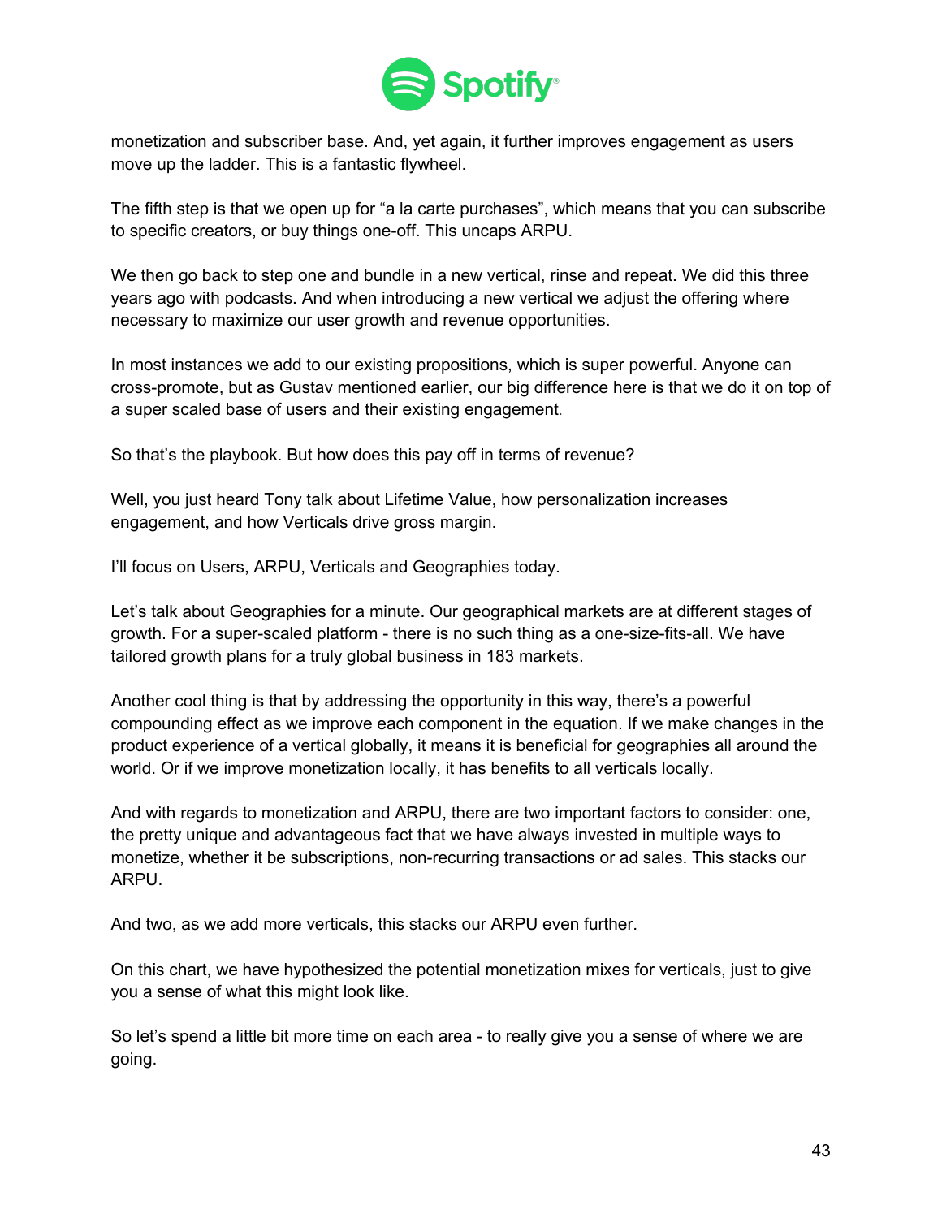monetization and subscriber base. And, yet again, it further improves engagement as users move up the ladder. This is a fantastic flywheel.

The fifth step is that we open up for “a la carte purchases”, which means that you can subscribe to specific creators, or buy things one-off. This uncaps ARPU.

We then go back to step one and bundle in a new vertical, rinse and repeat. We did this three years ago with podcasts. And when introducing a new vertical we adjust the offering where necessary to maximize our user growth and revenue opportunities.

In most instances we add to our existing propositions, which is super powerful. Anyone can cross-promote, but as Gustav mentioned earlier, our big difference here is that we do it on top of a super scaled base of users and their existing engagement.

So that’s the playbook. But how does this pay off in terms of revenue?

Well, you just heard Tony talk about Lifetime Value, how personalization increases engagement, and how Verticals drive gross margin.

I’ll focus on Users, ARPU, Verticals and Geographies today.

Let’s talk about Geographies for a minute. Our geographical markets are at different stages of growth. For a super-scaled platform - there is no such thing as a one-size-fits-all. We have tailored growth plans for a truly global business in 183 markets.

Another cool thing is that by addressing the opportunity in this way, there’s a powerful compounding effect as we improve each component in the equation. If we make changes in the product experience of a vertical globally, it means it is beneficial for geographies all around the world. Or if we improve monetization locally, it has benefits to all verticals locally.

And with regards to monetization and ARPU, there are two important factors to consider: one, the pretty unique and advantageous fact that we have always invested in multiple ways to monetize, whether it be subscriptions, non-recurring transactions or ad sales. This stacks our ARPU.

And two, as we add more verticals, this stacks our ARPU even further.

On this chart, we have hypothesized the potential monetization mixes for verticals, just to give you a sense of what this might look like.

So let’s spend a little bit more time on each area - to really give you a sense of where we are going.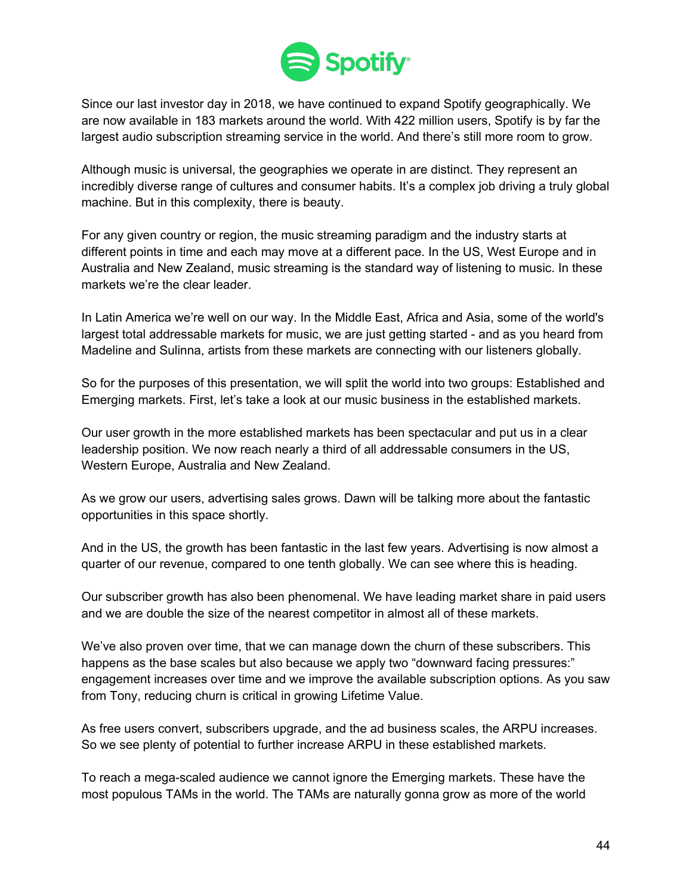Since our last investor day in 2018, we have continued to expand Spotify geographically. We are now available in 183 markets around the world. With 422 million users, Spotify is by far the largest audio subscription streaming service in the world. And there's still more room to grow.

Although music is universal, the geographies we operate in are distinct. They represent an incredibly diverse range of cultures and consumer habits. It's a complex job driving a truly global machine. But in this complexity, there is beauty.

For any given country or region, the music streaming paradigm and the industry starts at different points in time and each may move at a different pace. In the US, West Europe and in Australia and New Zealand, music streaming is the standard way of listening to music. In these markets we're the clear leader.

In Latin America we're well on our way. In the Middle East, Africa and Asia, some of the world's largest total addressable markets for music, we are just getting started - and as you heard from Madeline and Sulinna, artists from these markets are connecting with our listeners globally.

So for the purposes of this presentation, we will split the world into two groups: Established and Emerging markets. First, let's take a look at our music business in the established markets.

Our user growth in the more established markets has been spectacular and put us in a clear leadership position. We now reach nearly a third of all addressable consumers in the US, Western Europe, Australia and New Zealand.

As we grow our users, advertising sales grows. Dawn will be talking more about the fantastic opportunities in this space shortly.

And in the US, the growth has been fantastic in the last few years. Advertising is now almost a quarter of our revenue, compared to one tenth globally. We can see where this is heading.

Our subscriber growth has also been phenomenal. We have leading market share in paid users and we are double the size of the nearest competitor in almost all of these markets.

We've also proven over time, that we can manage down the churn of these subscribers. This happens as the base scales but also because we apply two "downward facing pressures:" engagement increases over time and we improve the available subscription options. As you saw from Tony, reducing churn is critical in growing Lifetime Value.

As free users convert, subscribers upgrade, and the ad business scales, the ARPU increases. So we see plenty of potential to further increase ARPU in these established markets.

To reach a mega-scaled audience we cannot ignore the Emerging markets. These have the most populous TAMs in the world. The TAMs are naturally gonna grow as more of the world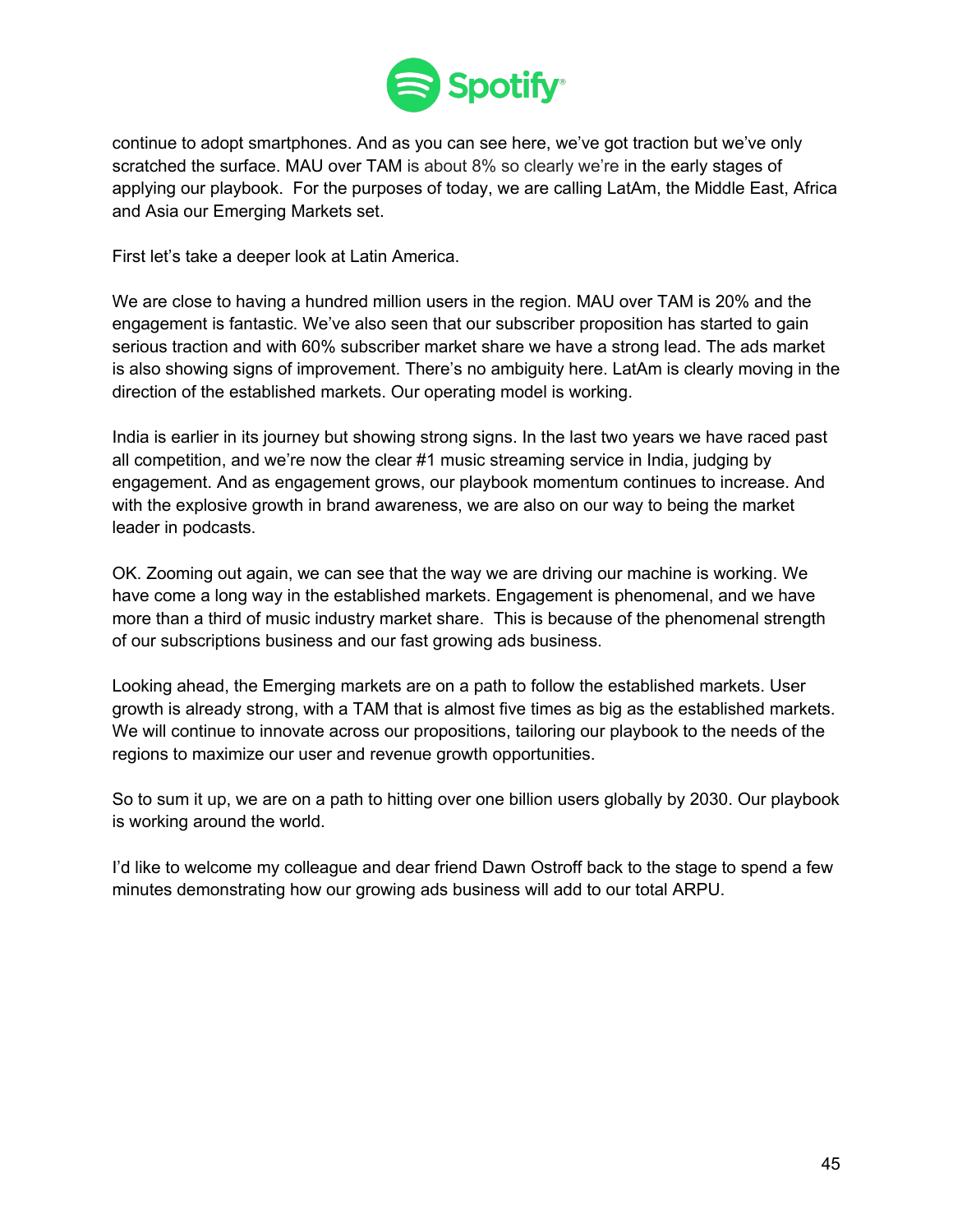continue to adopt smartphones. And as you can see here, we've got traction but we've only scratched the surface. MAU over TAM is about 8% so clearly we're in the early stages of applying our playbook. For the purposes of today, we are calling LatAm, the Middle East, Africa and Asia our Emerging Markets set.

First let's take a deeper look at Latin America.

We are close to having a hundred million users in the region. MAU over TAM is 20% and the engagement is fantastic. We've also seen that our subscriber proposition has started to gain serious traction and with 60% subscriber market share we have a strong lead. The ads market is also showing signs of improvement. There's no ambiguity here. LatAm is clearly moving in the direction of the established markets. Our operating model is working.

India is earlier in its journey but showing strong signs. In the last two years we have raced past all competition, and we're now the clear #1 music streaming service in India, judging by engagement. And as engagement grows, our playbook momentum continues to increase. And with the explosive growth in brand awareness, we are also on our way to being the market leader in podcasts.

OK. Zooming out again, we can see that the way we are driving our machine is working. We have come a long way in the established markets. Engagement is phenomenal, and we have more than a third of music industry market share. This is because of the phenomenal strength of our subscriptions business and our fast growing ads business.

Looking ahead, the Emerging markets are on a path to follow the established markets. User growth is already strong, with a TAM that is almost five times as big as the established markets. We will continue to innovate across our propositions, tailoring our playbook to the needs of the regions to maximize our user and revenue growth opportunities.

So to sum it up, we are on a path to hitting over one billion users globally by 2030. Our playbook is working around the world.

I'd like to welcome my colleague and dear friend Dawn Ostroff back to the stage to spend a few minutes demonstrating how our growing ads business will add to our total ARPU.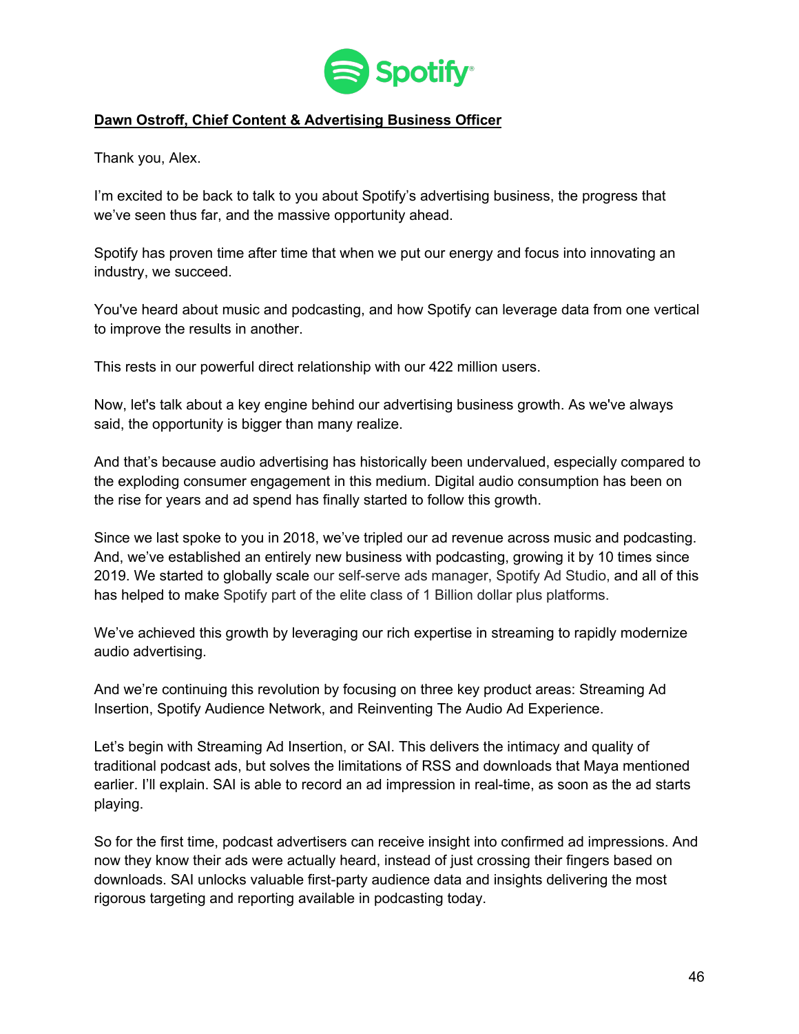**Dawn Ostroff, Chief Content & Advertising Business Officer**

Thank you, Alex.

I'm excited to be back to talk to you about Spotify's advertising business, the progress that we've seen thus far, and the massive opportunity ahead.

Spotify has proven time after time that when we put our energy and focus into innovating an industry, we succeed.

You've heard about music and podcasting, and how Spotify can leverage data from one vertical to improve the results in another.

This rests in our powerful direct relationship with our 422 million users.

Now, let's talk about a key engine behind our advertising business growth. As we've always said, the opportunity is bigger than many realize.

And that's because audio advertising has historically been undervalued, especially compared to the exploding consumer engagement in this medium. Digital audio consumption has been on the rise for years and ad spend has finally started to follow this growth.

Since we last spoke to you in 2018, we've tripled our ad revenue across music and podcasting. And, we've established an entirely new business with podcasting, growing it by 10 times since 2019. We started to globally scale our self-serve ads manager, Spotify Ad Studio, and all of this has helped to make Spotify part of the elite class of 1 Billion dollar plus platforms.

We've achieved this growth by leveraging our rich expertise in streaming to rapidly modernize audio advertising.

And we're continuing this revolution by focusing on three key product areas: Streaming Ad Insertion, Spotify Audience Network, and Reinventing The Audio Ad Experience.

Let's begin with Streaming Ad Insertion, or SAI. This delivers the intimacy and quality of traditional podcast ads, but solves the limitations of RSS and downloads that Maya mentioned earlier. I'll explain. SAI is able to record an ad impression in real-time, as soon as the ad starts playing.

So for the first time, podcast advertisers can receive insight into confirmed ad impressions. And now they know their ads were actually heard, instead of just crossing their fingers based on downloads. SAI unlocks valuable first-party audience data and insights delivering the most rigorous targeting and reporting available in podcasting today.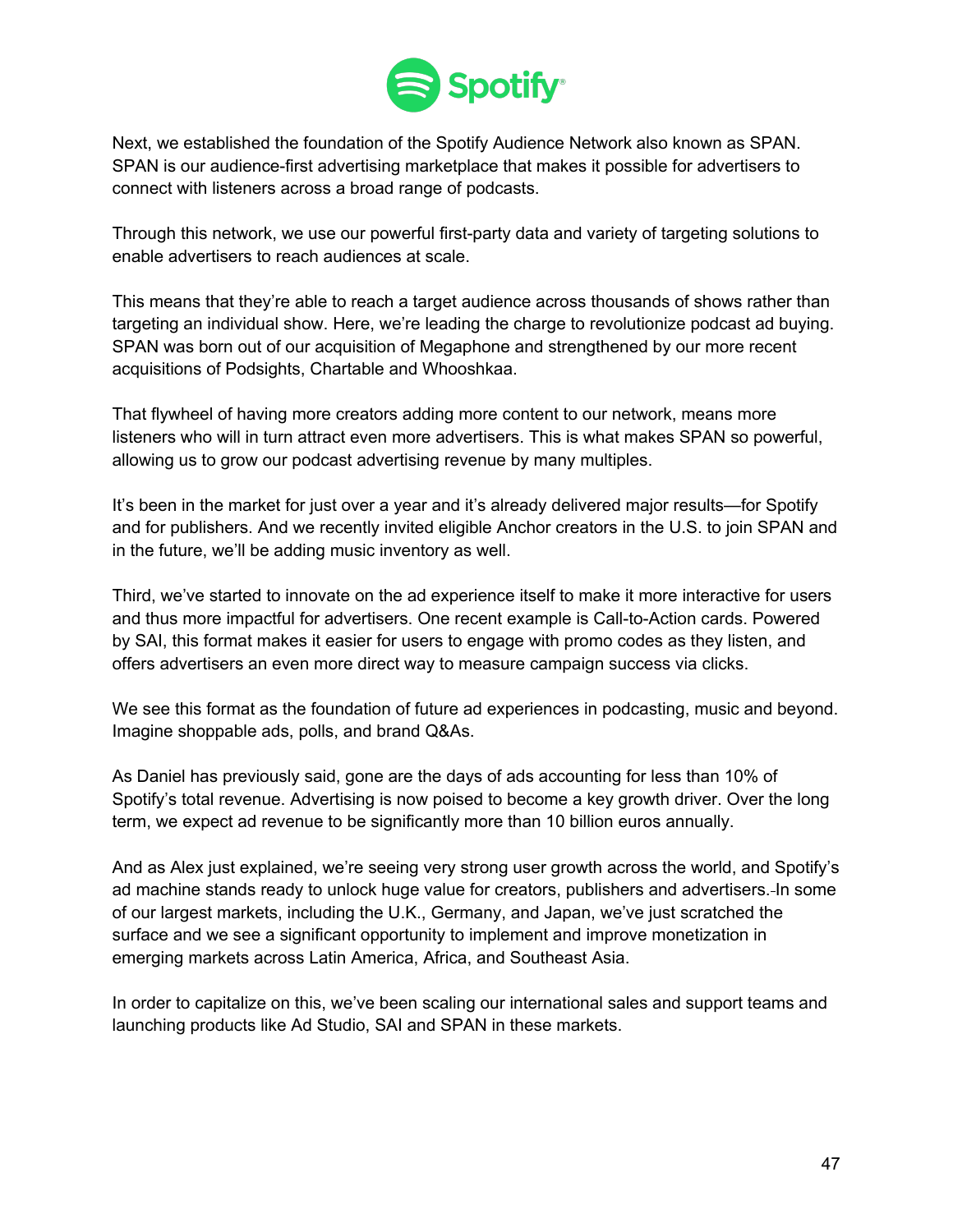Next, we established the foundation of the Spotify Audience Network also known as SPAN. SPAN is our audience-first advertising marketplace that makes it possible for advertisers to connect with listeners across a broad range of podcasts.

Through this network, we use our powerful first-party data and variety of targeting solutions to enable advertisers to reach audiences at scale.

This means that they're able to reach a target audience across thousands of shows rather than targeting an individual show. Here, we're leading the charge to revolutionize podcast ad buying. SPAN was born out of our acquisition of Megaphone and strengthened by our more recent acquisitions of Podsights, Chartable and Whooshkaa.

That flywheel of having more creators adding more content to our network, means more listeners who will in turn attract even more advertisers. This is what makes SPAN so powerful, allowing us to grow our podcast advertising revenue by many multiples.

It's been in the market for just over a year and it's already delivered major results—for Spotify and for publishers. And we recently invited eligible Anchor creators in the U.S. to join SPAN and in the future, we'll be adding music inventory as well.

Third, we've started to innovate on the ad experience itself to make it more interactive for users and thus more impactful for advertisers. One recent example is Call-to-Action cards. Powered by SAI, this format makes it easier for users to engage with promo codes as they listen, and offers advertisers an even more direct way to measure campaign success via clicks.

We see this format as the foundation of future ad experiences in podcasting, music and beyond. Imagine shoppable ads, polls, and brand Q&As.

As Daniel has previously said, gone are the days of ads accounting for less than 10% of Spotify's total revenue. Advertising is now poised to become a key growth driver. Over the long term, we expect ad revenue to be significantly more than 10 billion euros annually.

And as Alex just explained, we're seeing very strong user growth across the world, and Spotify's ad machine stands ready to unlock huge value for creators, publishers and advertisers. In some of our largest markets, including the U.K., Germany, and Japan, we've just scratched the surface and we see a significant opportunity to implement and improve monetization in emerging markets across Latin America, Africa, and Southeast Asia.

In order to capitalize on this, we've been scaling our international sales and support teams and launching products like Ad Studio, SAI and SPAN in these markets.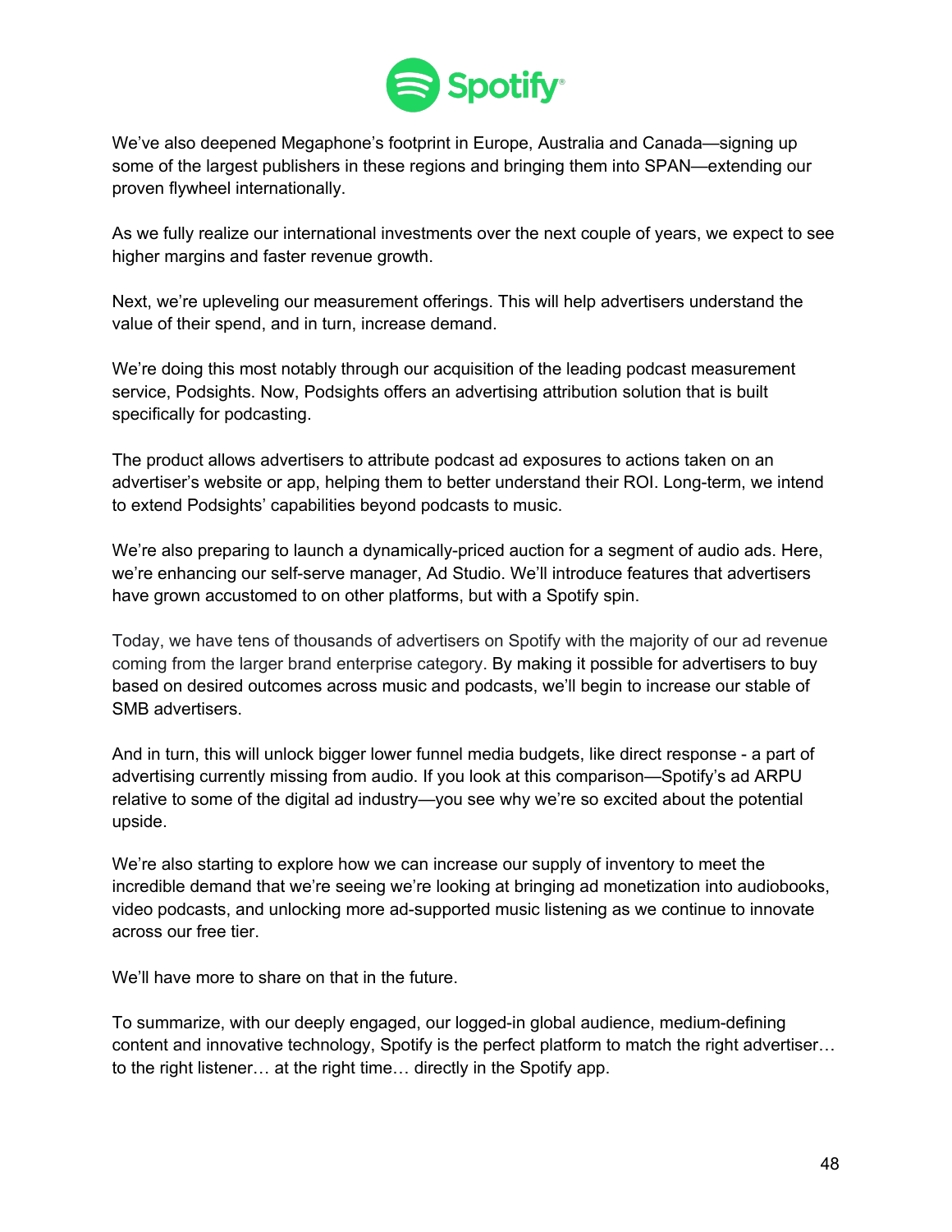We've also deepened Megaphone's footprint in Europe, Australia and Canada—signing up some of the largest publishers in these regions and bringing them into SPAN—extending our proven flywheel internationally.

As we fully realize our international investments over the next couple of years, we expect to see higher margins and faster revenue growth.

Next, we're upleveling our measurement offerings. This will help advertisers understand the value of their spend, and in turn, increase demand.

We're doing this most notably through our acquisition of the leading podcast measurement service, Podsights. Now, Podsights offers an advertising attribution solution that is built specifically for podcasting.

The product allows advertisers to attribute podcast ad exposures to actions taken on an advertiser's website or app, helping them to better understand their ROI. Long-term, we intend to extend Podsights' capabilities beyond podcasts to music.

We're also preparing to launch a dynamically-priced auction for a segment of audio ads. Here, we're enhancing our self-serve manager, Ad Studio. We'll introduce features that advertisers have grown accustomed to on other platforms, but with a Spotify spin.

Today, we have tens of thousands of advertisers on Spotify with the majority of our ad revenue coming from the larger brand enterprise category. By making it possible for advertisers to buy based on desired outcomes across music and podcasts, we'll begin to increase our stable of SMB advertisers.

And in turn, this will unlock bigger lower funnel media budgets, like direct response - a part of advertising currently missing from audio. If you look at this comparison—Spotify's ad ARPU relative to some of the digital ad industry—you see why we're so excited about the potential upside.

We're also starting to explore how we can increase our supply of inventory to meet the incredible demand that we're seeing we're looking at bringing ad monetization into audiobooks, video podcasts, and unlocking more ad-supported music listening as we continue to innovate across our free tier.

We'll have more to share on that in the future.

To summarize, with our deeply engaged, our logged-in global audience, medium-defining content and innovative technology, Spotify is the perfect platform to match the right advertiser… to the right listener… at the right time… directly in the Spotify app.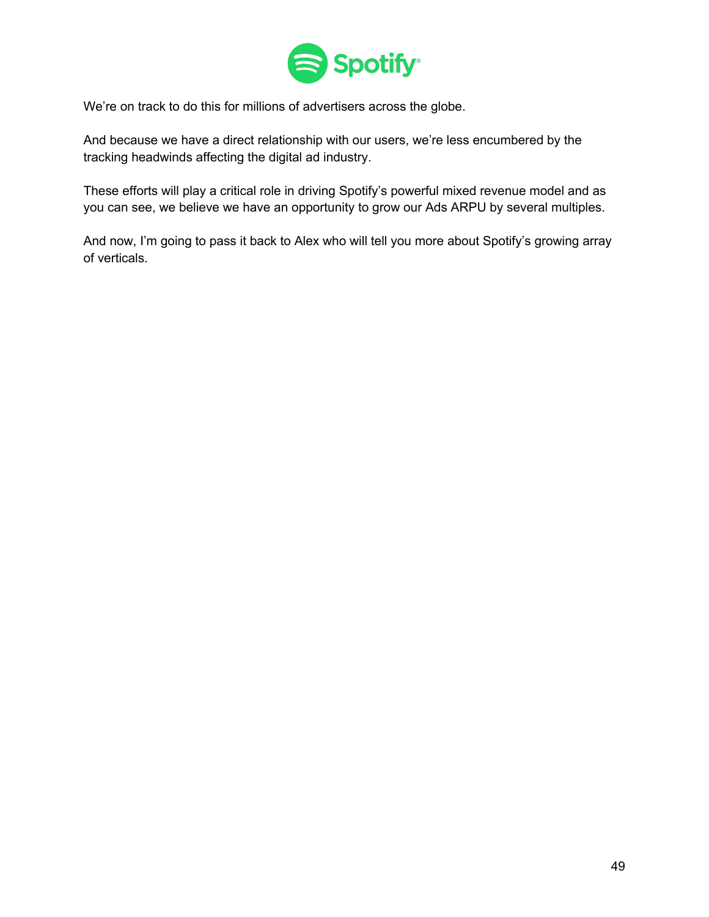We're on track to do this for millions of advertisers across the globe.

And because we have a direct relationship with our users, we're less encumbered by the tracking headwinds affecting the digital ad industry.

These efforts will play a critical role in driving Spotify's powerful mixed revenue model and as you can see, we believe we have an opportunity to grow our Ads ARPU by several multiples.

And now, I'm going to pass it back to Alex who will tell you more about Spotify's growing array of verticals.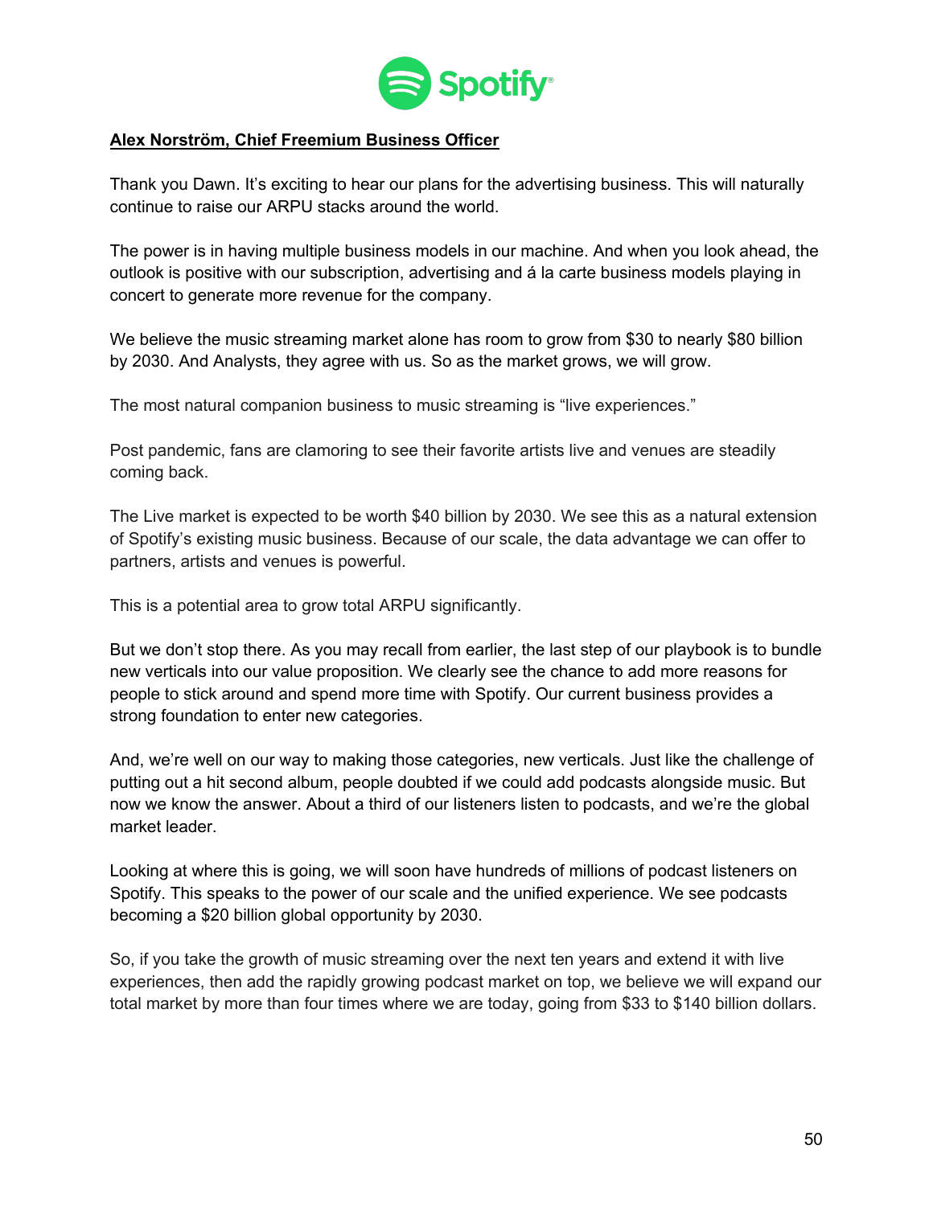**Alex Norström, Chief Freemium Business Officer**

Thank you Dawn. It's exciting to hear our plans for the advertising business. This will naturally continue to raise our ARPU stacks around the world.

The power is in having multiple business models in our machine. And when you look ahead, the outlook is positive with our subscription, advertising and á la carte business models playing in concert to generate more revenue for the company.

We believe the music streaming market alone has room to grow from $30 to nearly $80 billion by 2030. And Analysts, they agree with us. So as the market grows, we will grow.

The most natural companion business to music streaming is "live experiences."

Post pandemic, fans are clamoring to see their favorite artists live and venues are steadily coming back.

The Live market is expected to be worth $40 billion by 2030. We see this as a natural extension of Spotify's existing music business. Because of our scale, the data advantage we can offer to partners, artists and venues is powerful.

This is a potential area to grow total ARPU significantly.

But we don't stop there. As you may recall from earlier, the last step of our playbook is to bundle new verticals into our value proposition. We clearly see the chance to add more reasons for people to stick around and spend more time with Spotify. Our current business provides a strong foundation to enter new categories.

And, we're well on our way to making those categories, new verticals. Just like the challenge of putting out a hit second album, people doubted if we could add podcasts alongside music. But now we know the answer. About a third of our listeners listen to podcasts, and we're the global market leader.

Looking at where this is going, we will soon have hundreds of millions of podcast listeners on Spotify. This speaks to the power of our scale and the unified experience. We see podcasts becoming a $20 billion global opportunity by 2030.

So, if you take the growth of music streaming over the next ten years and extend it with live experiences, then add the rapidly growing podcast market on top, we believe we will expand our total market by more than four times where we are today, going from $33 to $140 billion dollars.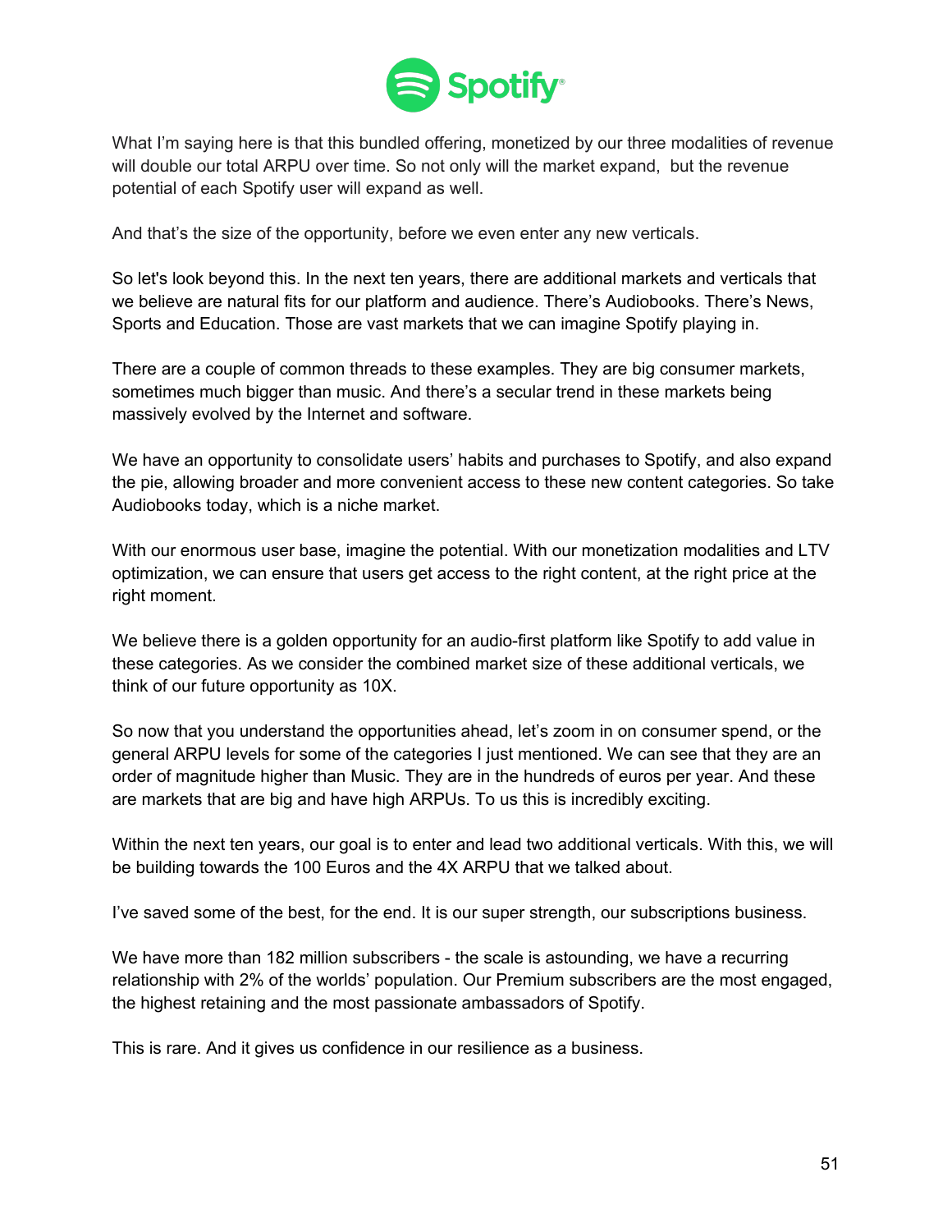What I'm saying here is that this bundled offering, monetized by our three modalities of revenue will double our total ARPU over time. So not only will the market expand,  but the revenue potential of each Spotify user will expand as well.

And that's the size of the opportunity, before we even enter any new verticals.

So let's look beyond this. In the next ten years, there are additional markets and verticals that we believe are natural fits for our platform and audience. There's Audiobooks. There's News, Sports and Education. Those are vast markets that we can imagine Spotify playing in.

There are a couple of common threads to these examples. They are big consumer markets, sometimes much bigger than music. And there's a secular trend in these markets being massively evolved by the Internet and software.

We have an opportunity to consolidate users' habits and purchases to Spotify, and also expand the pie, allowing broader and more convenient access to these new content categories. So take Audiobooks today, which is a niche market.

With our enormous user base, imagine the potential. With our monetization modalities and LTV optimization, we can ensure that users get access to the right content, at the right price at the right moment.

We believe there is a golden opportunity for an audio-first platform like Spotify to add value in these categories. As we consider the combined market size of these additional verticals, we think of our future opportunity as 10X.

So now that you understand the opportunities ahead, let's zoom in on consumer spend, or the general ARPU levels for some of the categories I just mentioned. We can see that they are an order of magnitude higher than Music. They are in the hundreds of euros per year. And these are markets that are big and have high ARPUs. To us this is incredibly exciting.

Within the next ten years, our goal is to enter and lead two additional verticals. With this, we will be building towards the 100 Euros and the 4X ARPU that we talked about.

I've saved some of the best, for the end. It is our super strength, our subscriptions business.

We have more than 182 million subscribers - the scale is astounding, we have a recurring relationship with 2% of the worlds' population. Our Premium subscribers are the most engaged, the highest retaining and the most passionate ambassadors of Spotify.

This is rare. And it gives us confidence in our resilience as a business.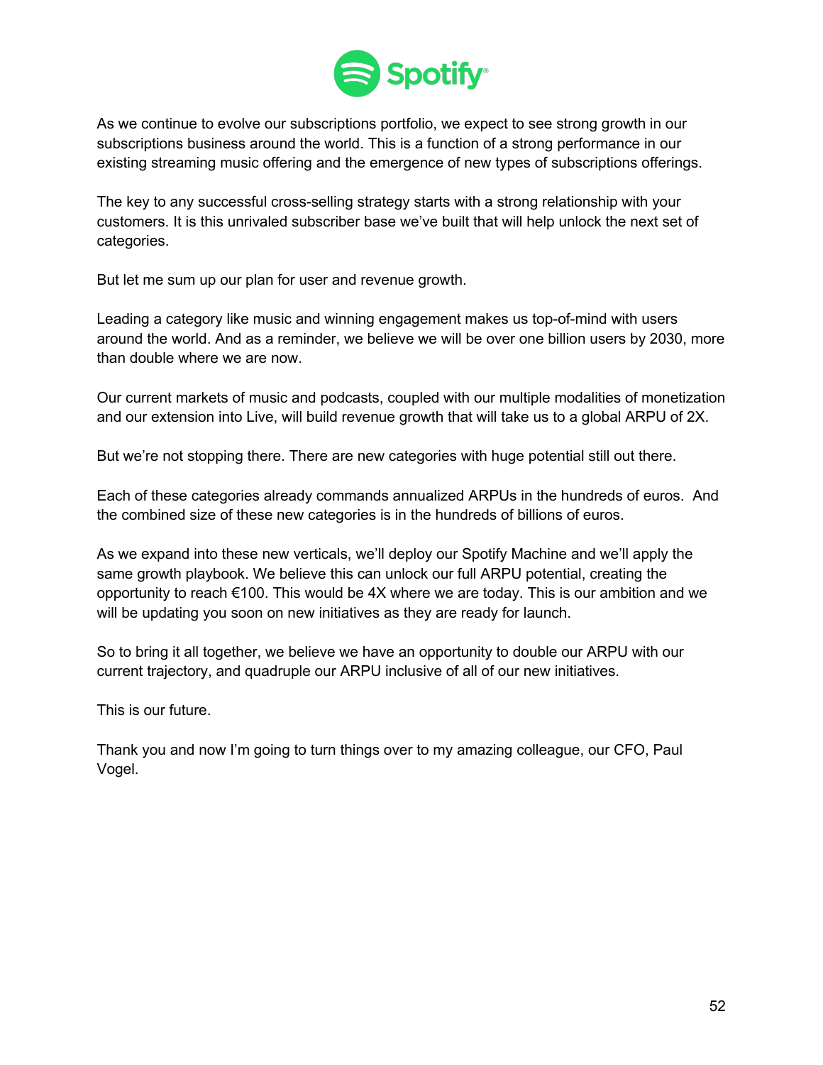As we continue to evolve our subscriptions portfolio, we expect to see strong growth in our subscriptions business around the world. This is a function of a strong performance in our existing streaming music offering and the emergence of new types of subscriptions offerings.

The key to any successful cross-selling strategy starts with a strong relationship with your customers. It is this unrivaled subscriber base we've built that will help unlock the next set of categories.

But let me sum up our plan for user and revenue growth.

Leading a category like music and winning engagement makes us top-of-mind with users around the world. And as a reminder, we believe we will be over one billion users by 2030, more than double where we are now.

Our current markets of music and podcasts, coupled with our multiple modalities of monetization and our extension into Live, will build revenue growth that will take us to a global ARPU of 2X.

But we're not stopping there. There are new categories with huge potential still out there.

Each of these categories already commands annualized ARPUs in the hundreds of euros. And the combined size of these new categories is in the hundreds of billions of euros.

As we expand into these new verticals, we'll deploy our Spotify Machine and we'll apply the same growth playbook. We believe this can unlock our full ARPU potential, creating the opportunity to reach €100. This would be 4X where we are today. This is our ambition and we will be updating you soon on new initiatives as they are ready for launch.

So to bring it all together, we believe we have an opportunity to double our ARPU with our current trajectory, and quadruple our ARPU inclusive of all of our new initiatives.

This is our future.

Thank you and now I'm going to turn things over to my amazing colleague, our CFO, Paul Vogel.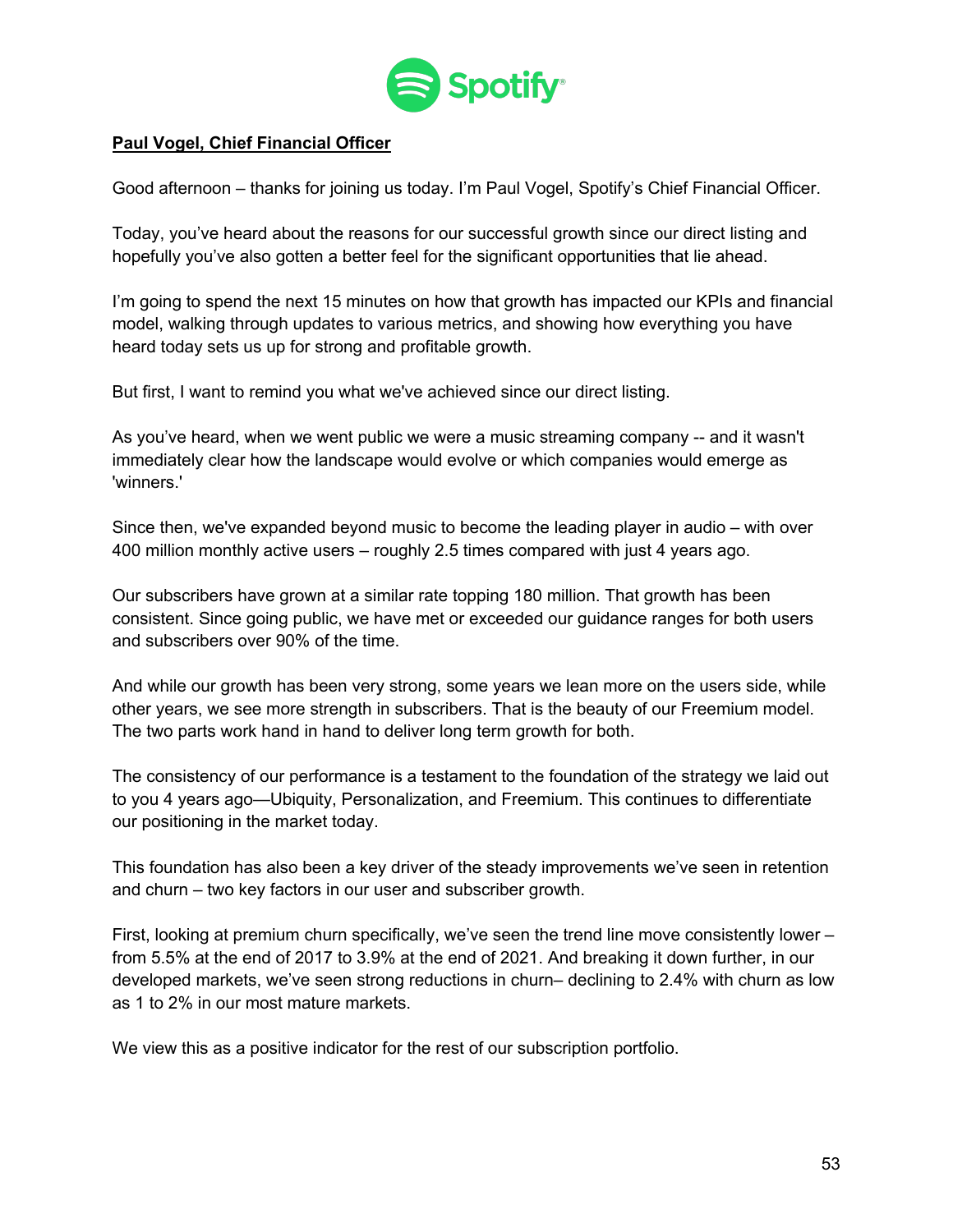**Paul Vogel, Chief Financial Officer**

Good afternoon – thanks for joining us today. I'm Paul Vogel, Spotify's Chief Financial Officer.

Today, you've heard about the reasons for our successful growth since our direct listing and hopefully you've also gotten a better feel for the significant opportunities that lie ahead.

I'm going to spend the next 15 minutes on how that growth has impacted our KPIs and financial model, walking through updates to various metrics, and showing how everything you have heard today sets us up for strong and profitable growth.

But first, I want to remind you what we've achieved since our direct listing.

As you've heard, when we went public we were a music streaming company -- and it wasn't immediately clear how the landscape would evolve or which companies would emerge as 'winners.'

Since then, we've expanded beyond music to become the leading player in audio – with over 400 million monthly active users – roughly 2.5 times compared with just 4 years ago.

Our subscribers have grown at a similar rate topping 180 million. That growth has been consistent. Since going public, we have met or exceeded our guidance ranges for both users and subscribers over 90% of the time.

And while our growth has been very strong, some years we lean more on the users side, while other years, we see more strength in subscribers. That is the beauty of our Freemium model. The two parts work hand in hand to deliver long term growth for both.

The consistency of our performance is a testament to the foundation of the strategy we laid out to you 4 years ago—Ubiquity, Personalization, and Freemium. This continues to differentiate our positioning in the market today.

This foundation has also been a key driver of the steady improvements we've seen in retention and churn – two key factors in our user and subscriber growth.

First, looking at premium churn specifically, we've seen the trend line move consistently lower – from 5.5% at the end of 2017 to 3.9% at the end of 2021. And breaking it down further, in our developed markets, we've seen strong reductions in churn– declining to 2.4% with churn as low as 1 to 2% in our most mature markets.

We view this as a positive indicator for the rest of our subscription portfolio.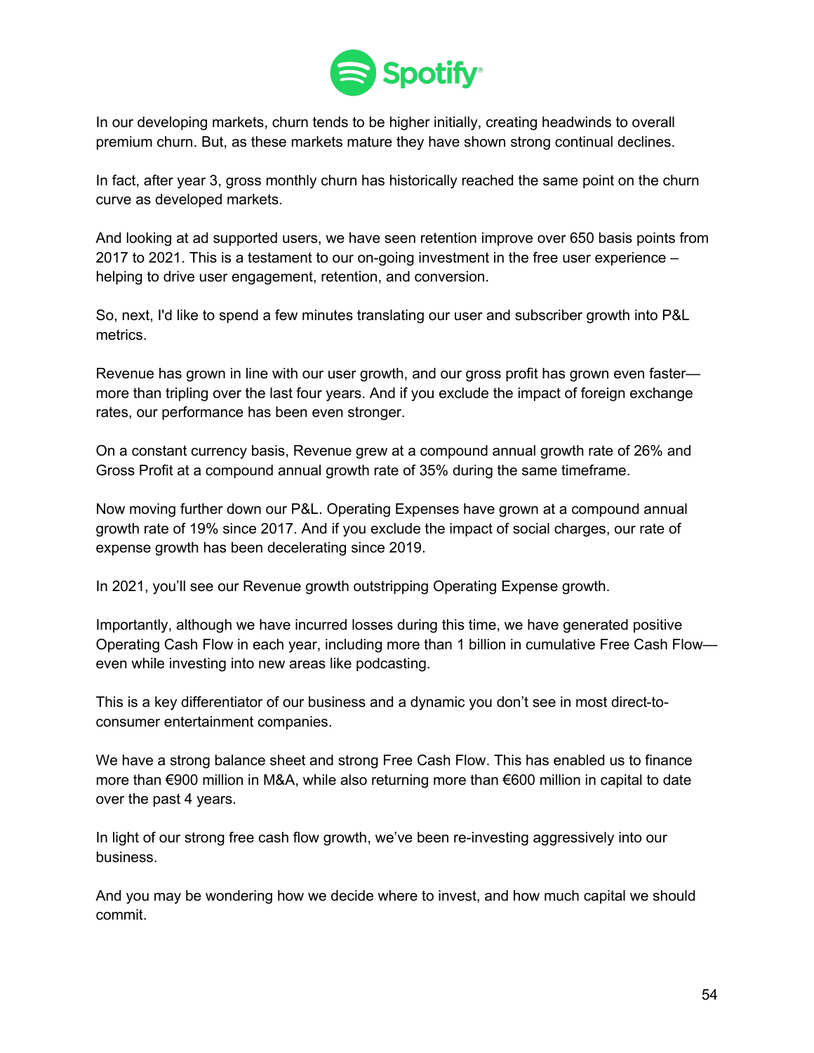In our developing markets, churn tends to be higher initially, creating headwinds to overall premium churn. But, as these markets mature they have shown strong continual declines.

In fact, after year 3, gross monthly churn has historically reached the same point on the churn curve as developed markets.

And looking at ad supported users, we have seen retention improve over 650 basis points from 2017 to 2021. This is a testament to our on-going investment in the free user experience – helping to drive user engagement, retention, and conversion.

So, next, I'd like to spend a few minutes translating our user and subscriber growth into P&L metrics.

Revenue has grown in line with our user growth, and our gross profit has grown even faster—more than tripling over the last four years. And if you exclude the impact of foreign exchange rates, our performance has been even stronger.

On a constant currency basis, Revenue grew at a compound annual growth rate of 26% and Gross Profit at a compound annual growth rate of 35% during the same timeframe.

Now moving further down our P&L. Operating Expenses have grown at a compound annual growth rate of 19% since 2017. And if you exclude the impact of social charges, our rate of expense growth has been decelerating since 2019.

In 2021, you'll see our Revenue growth outstripping Operating Expense growth.

Importantly, although we have incurred losses during this time, we have generated positive Operating Cash Flow in each year, including more than 1 billion in cumulative Free Cash Flow—even while investing into new areas like podcasting.

This is a key differentiator of our business and a dynamic you don't see in most direct-to-consumer entertainment companies.

We have a strong balance sheet and strong Free Cash Flow. This has enabled us to finance more than €900 million in M&A, while also returning more than €600 million in capital to date over the past 4 years.

In light of our strong free cash flow growth, we've been re-investing aggressively into our business.

And you may be wondering how we decide where to invest, and how much capital we should commit.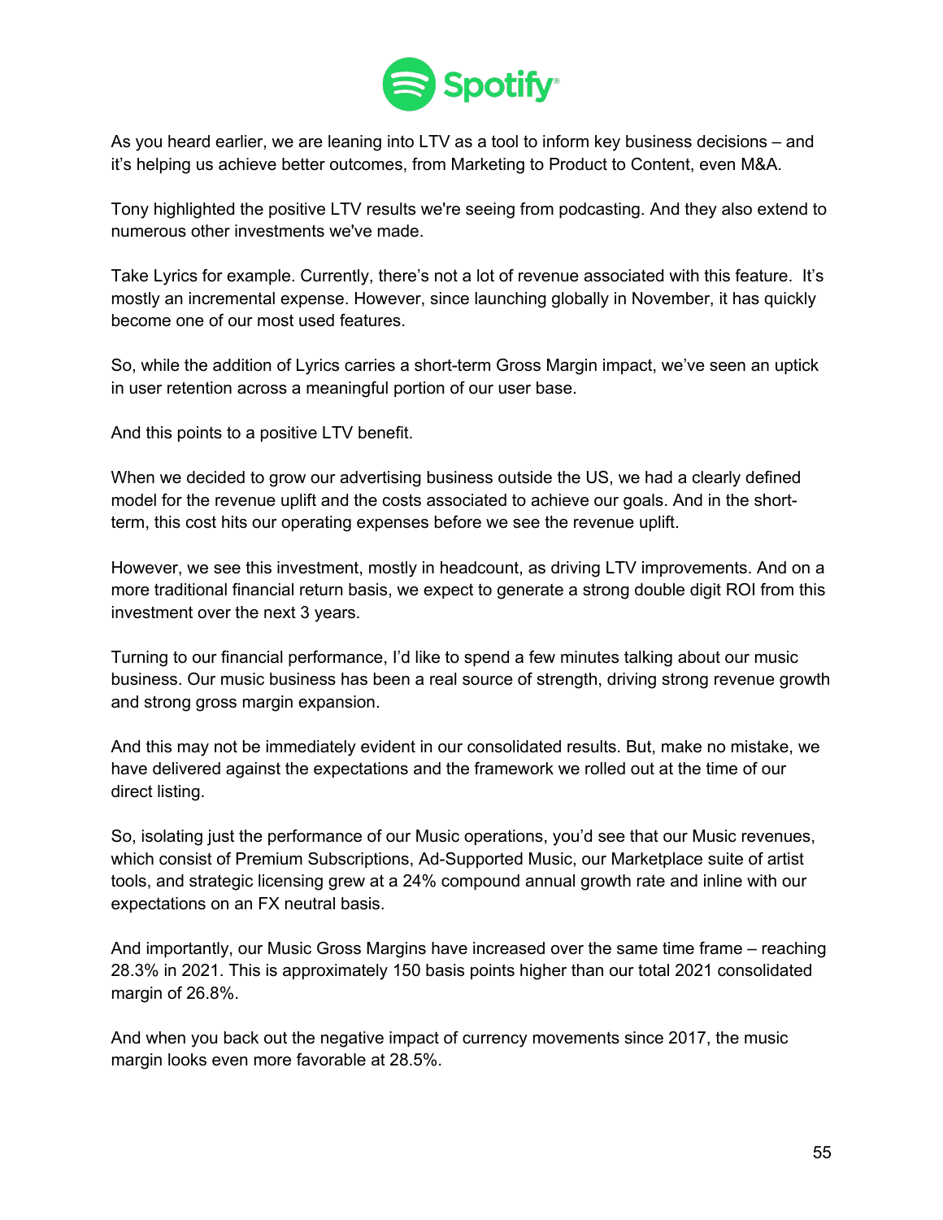As you heard earlier, we are leaning into LTV as a tool to inform key business decisions – and it's helping us achieve better outcomes, from Marketing to Product to Content, even M&A.

Tony highlighted the positive LTV results we're seeing from podcasting. And they also extend to numerous other investments we've made.

Take Lyrics for example. Currently, there's not a lot of revenue associated with this feature. It's mostly an incremental expense. However, since launching globally in November, it has quickly become one of our most used features.

So, while the addition of Lyrics carries a short-term Gross Margin impact, we've seen an uptick in user retention across a meaningful portion of our user base.

And this points to a positive LTV benefit.

When we decided to grow our advertising business outside the US, we had a clearly defined model for the revenue uplift and the costs associated to achieve our goals. And in the short-term, this cost hits our operating expenses before we see the revenue uplift.

However, we see this investment, mostly in headcount, as driving LTV improvements. And on a more traditional financial return basis, we expect to generate a strong double digit ROI from this investment over the next 3 years.

Turning to our financial performance, I'd like to spend a few minutes talking about our music business. Our music business has been a real source of strength, driving strong revenue growth and strong gross margin expansion.

And this may not be immediately evident in our consolidated results. But, make no mistake, we have delivered against the expectations and the framework we rolled out at the time of our direct listing.

So, isolating just the performance of our Music operations, you'd see that our Music revenues, which consist of Premium Subscriptions, Ad-Supported Music, our Marketplace suite of artist tools, and strategic licensing grew at a 24% compound annual growth rate and inline with our expectations on an FX neutral basis.

And importantly, our Music Gross Margins have increased over the same time frame – reaching 28.3% in 2021. This is approximately 150 basis points higher than our total 2021 consolidated margin of 26.8%.

And when you back out the negative impact of currency movements since 2017, the music margin looks even more favorable at 28.5%.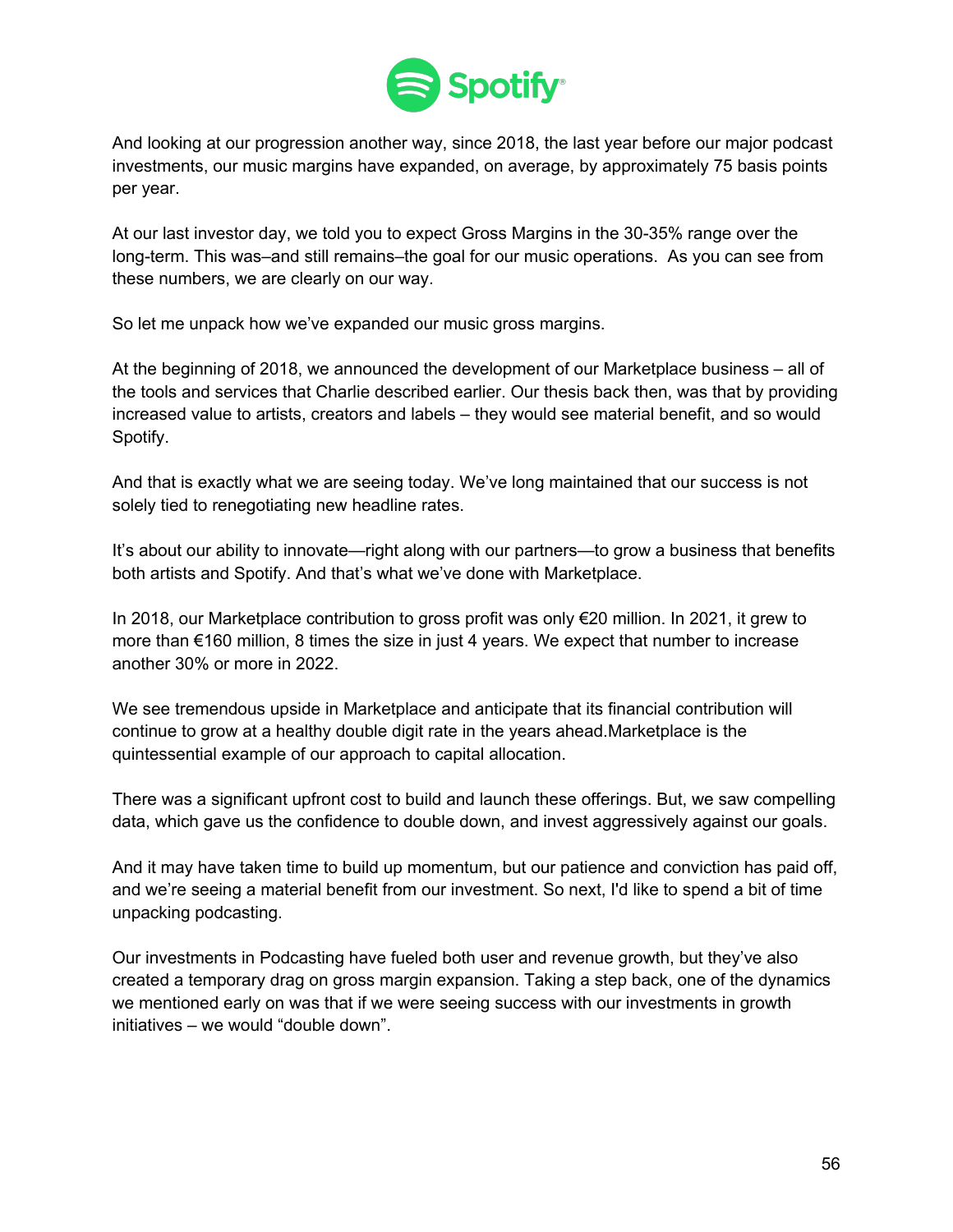And looking at our progression another way, since 2018, the last year before our major podcast investments, our music margins have expanded, on average, by approximately 75 basis points per year.

At our last investor day, we told you to expect Gross Margins in the 30-35% range over the long-term. This was–and still remains–the goal for our music operations.  As you can see from these numbers, we are clearly on our way.

So let me unpack how we've expanded our music gross margins.

At the beginning of 2018, we announced the development of our Marketplace business – all of the tools and services that Charlie described earlier. Our thesis back then, was that by providing increased value to artists, creators and labels – they would see material benefit, and so would Spotify.

And that is exactly what we are seeing today. We've long maintained that our success is not solely tied to renegotiating new headline rates.

It's about our ability to innovate—right along with our partners—to grow a business that benefits both artists and Spotify. And that's what we've done with Marketplace.

In 2018, our Marketplace contribution to gross profit was only €20 million. In 2021, it grew to more than €160 million, 8 times the size in just 4 years. We expect that number to increase another 30% or more in 2022.

We see tremendous upside in Marketplace and anticipate that its financial contribution will continue to grow at a healthy double digit rate in the years ahead.Marketplace is the quintessential example of our approach to capital allocation.

There was a significant upfront cost to build and launch these offerings. But, we saw compelling data, which gave us the confidence to double down, and invest aggressively against our goals.

And it may have taken time to build up momentum, but our patience and conviction has paid off, and we're seeing a material benefit from our investment. So next, I'd like to spend a bit of time unpacking podcasting.

Our investments in Podcasting have fueled both user and revenue growth, but they've also created a temporary drag on gross margin expansion. Taking a step back, one of the dynamics we mentioned early on was that if we were seeing success with our investments in growth initiatives – we would "double down".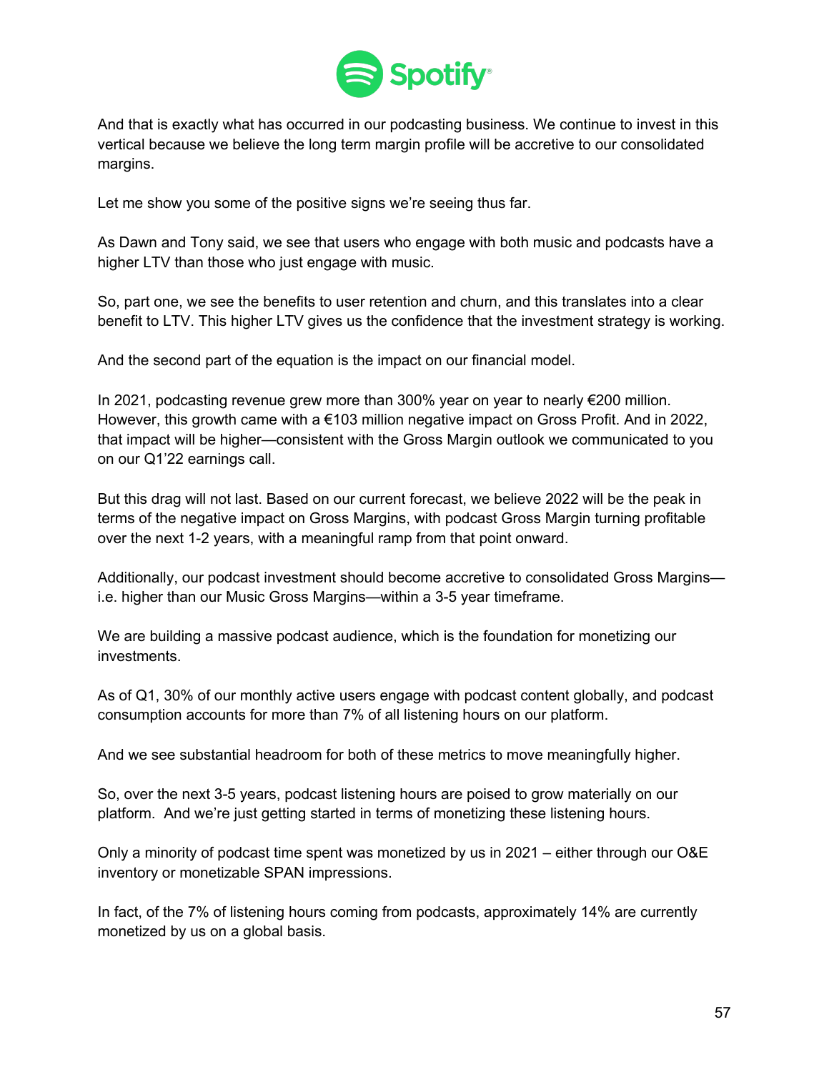And that is exactly what has occurred in our podcasting business. We continue to invest in this vertical because we believe the long term margin profile will be accretive to our consolidated margins.

Let me show you some of the positive signs we're seeing thus far.

As Dawn and Tony said, we see that users who engage with both music and podcasts have a higher LTV than those who just engage with music.

So, part one, we see the benefits to user retention and churn, and this translates into a clear benefit to LTV. This higher LTV gives us the confidence that the investment strategy is working.

And the second part of the equation is the impact on our financial model.

In 2021, podcasting revenue grew more than 300% year on year to nearly €200 million. However, this growth came with a €103 million negative impact on Gross Profit. And in 2022, that impact will be higher—consistent with the Gross Margin outlook we communicated to you on our Q1'22 earnings call.

But this drag will not last. Based on our current forecast, we believe 2022 will be the peak in terms of the negative impact on Gross Margins, with podcast Gross Margin turning profitable over the next 1-2 years, with a meaningful ramp from that point onward.

Additionally, our podcast investment should become accretive to consolidated Gross Margins—i.e. higher than our Music Gross Margins—within a 3-5 year timeframe.

We are building a massive podcast audience, which is the foundation for monetizing our investments.

As of Q1, 30% of our monthly active users engage with podcast content globally, and podcast consumption accounts for more than 7% of all listening hours on our platform.

And we see substantial headroom for both of these metrics to move meaningfully higher.

So, over the next 3-5 years, podcast listening hours are poised to grow materially on our platform. And we're just getting started in terms of monetizing these listening hours.

Only a minority of podcast time spent was monetized by us in 2021 – either through our O&E inventory or monetizable SPAN impressions.

In fact, of the 7% of listening hours coming from podcasts, approximately 14% are currently monetized by us on a global basis.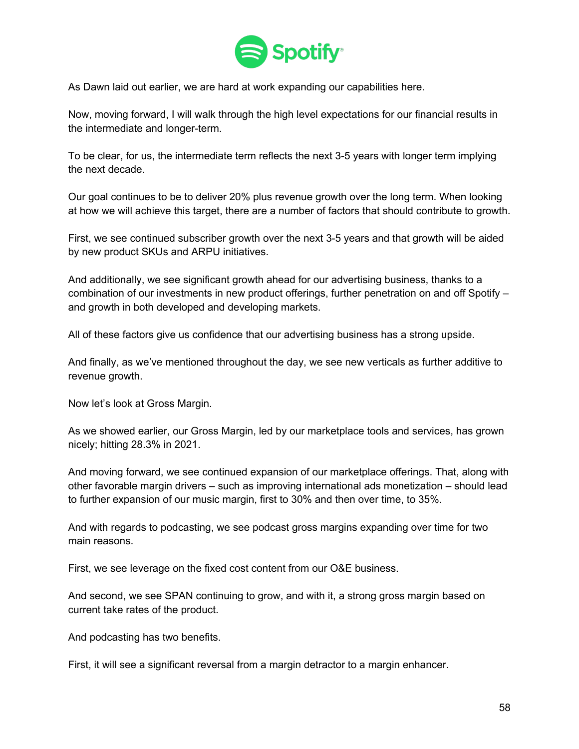As Dawn laid out earlier, we are hard at work expanding our capabilities here.

Now, moving forward, I will walk through the high level expectations for our financial results in the intermediate and longer-term.

To be clear, for us, the intermediate term reflects the next 3-5 years with longer term implying the next decade.

Our goal continues to be to deliver 20% plus revenue growth over the long term. When looking at how we will achieve this target, there are a number of factors that should contribute to growth.

First, we see continued subscriber growth over the next 3-5 years and that growth will be aided by new product SKUs and ARPU initiatives.

And additionally, we see significant growth ahead for our advertising business, thanks to a combination of our investments in new product offerings, further penetration on and off Spotify – and growth in both developed and developing markets.

All of these factors give us confidence that our advertising business has a strong upside.

And finally, as we've mentioned throughout the day, we see new verticals as further additive to revenue growth.

Now let's look at Gross Margin.

As we showed earlier, our Gross Margin, led by our marketplace tools and services, has grown nicely; hitting 28.3% in 2021.

And moving forward, we see continued expansion of our marketplace offerings. That, along with other favorable margin drivers – such as improving international ads monetization – should lead to further expansion of our music margin, first to 30% and then over time, to 35%.

And with regards to podcasting, we see podcast gross margins expanding over time for two main reasons.

First, we see leverage on the fixed cost content from our O&E business.

And second, we see SPAN continuing to grow, and with it, a strong gross margin based on current take rates of the product.

And podcasting has two benefits.

First, it will see a significant reversal from a margin detractor to a margin enhancer.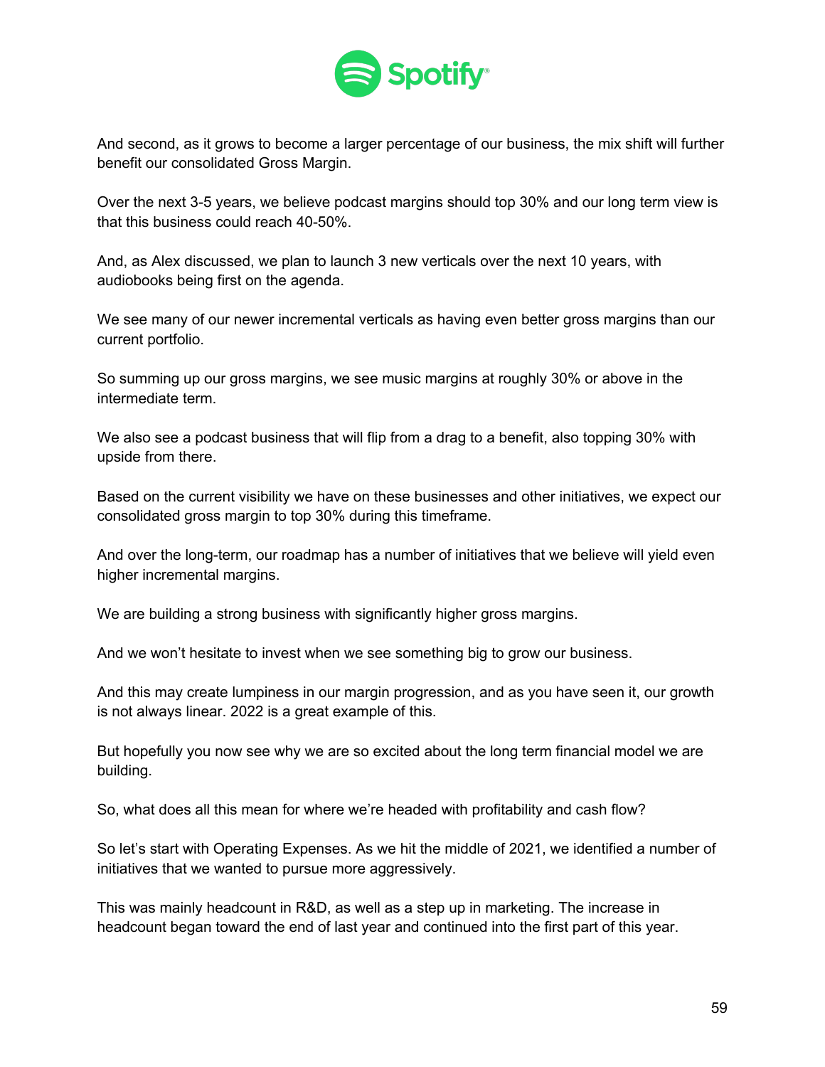And second, as it grows to become a larger percentage of our business, the mix shift will further benefit our consolidated Gross Margin.

Over the next 3-5 years, we believe podcast margins should top 30% and our long term view is that this business could reach 40-50%.

And, as Alex discussed, we plan to launch 3 new verticals over the next 10 years, with audiobooks being first on the agenda.

We see many of our newer incremental verticals as having even better gross margins than our current portfolio.

So summing up our gross margins, we see music margins at roughly 30% or above in the intermediate term.

We also see a podcast business that will flip from a drag to a benefit, also topping 30% with upside from there.

Based on the current visibility we have on these businesses and other initiatives, we expect our consolidated gross margin to top 30% during this timeframe.

And over the long-term, our roadmap has a number of initiatives that we believe will yield even higher incremental margins.

We are building a strong business with significantly higher gross margins.

And we won't hesitate to invest when we see something big to grow our business.

And this may create lumpiness in our margin progression, and as you have seen it, our growth is not always linear. 2022 is a great example of this.

But hopefully you now see why we are so excited about the long term financial model we are building.

So, what does all this mean for where we're headed with profitability and cash flow?

So let's start with Operating Expenses. As we hit the middle of 2021, we identified a number of initiatives that we wanted to pursue more aggressively.

This was mainly headcount in R&D, as well as a step up in marketing. The increase in headcount began toward the end of last year and continued into the first part of this year.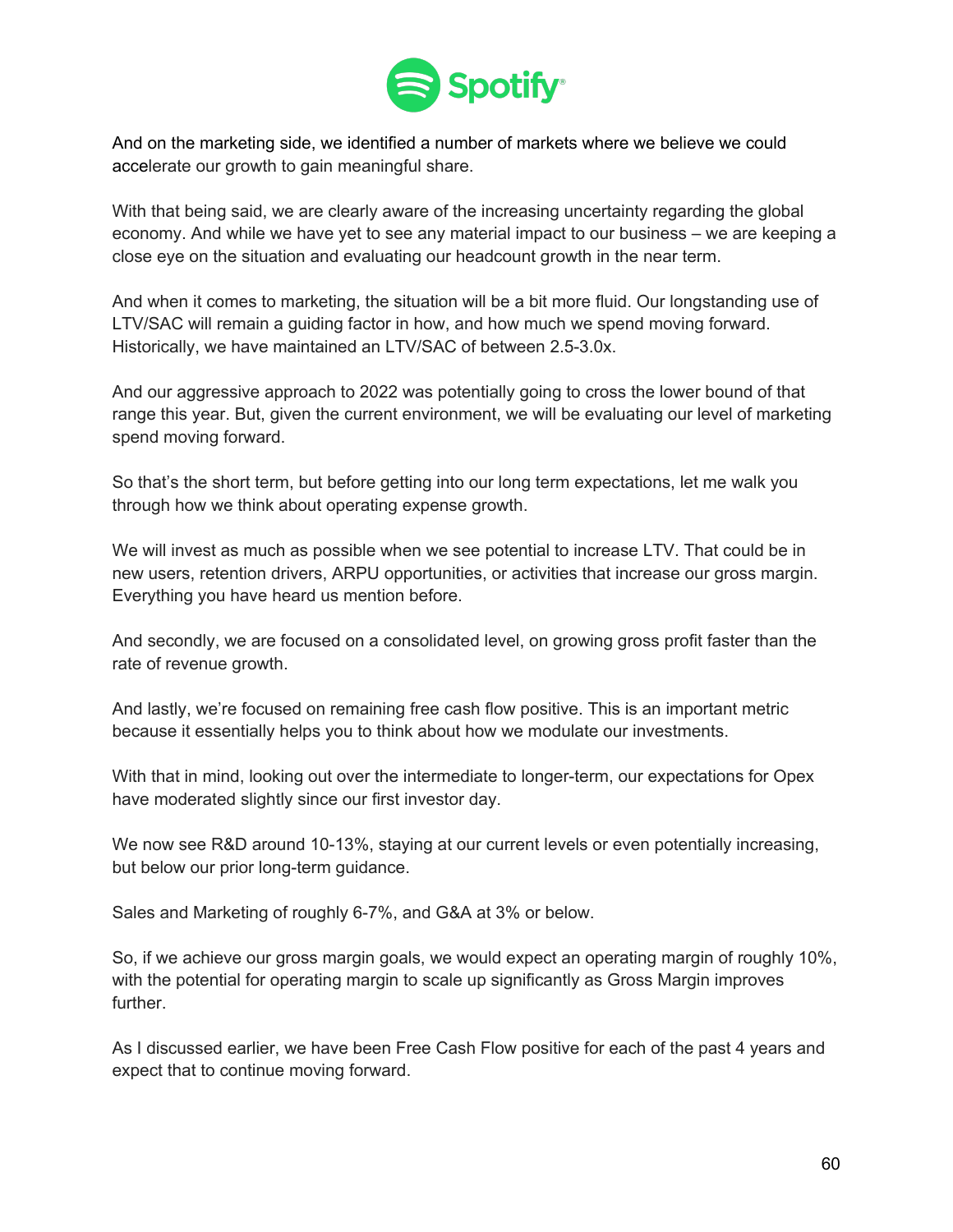And on the marketing side, we identified a number of markets where we believe we could accelerate our growth to gain meaningful share.

With that being said, we are clearly aware of the increasing uncertainty regarding the global economy. And while we have yet to see any material impact to our business – we are keeping a close eye on the situation and evaluating our headcount growth in the near term.

And when it comes to marketing, the situation will be a bit more fluid. Our longstanding use of LTV/SAC will remain a guiding factor in how, and how much we spend moving forward. Historically, we have maintained an LTV/SAC of between 2.5-3.0x.

And our aggressive approach to 2022 was potentially going to cross the lower bound of that range this year. But, given the current environment, we will be evaluating our level of marketing spend moving forward.

So that's the short term, but before getting into our long term expectations, let me walk you through how we think about operating expense growth.

We will invest as much as possible when we see potential to increase LTV. That could be in new users, retention drivers, ARPU opportunities, or activities that increase our gross margin. Everything you have heard us mention before.

And secondly, we are focused on a consolidated level, on growing gross profit faster than the rate of revenue growth.

And lastly, we're focused on remaining free cash flow positive. This is an important metric because it essentially helps you to think about how we modulate our investments.

With that in mind, looking out over the intermediate to longer-term, our expectations for Opex have moderated slightly since our first investor day.

We now see R&D around 10-13%, staying at our current levels or even potentially increasing, but below our prior long-term guidance.

Sales and Marketing of roughly 6-7%, and G&A at 3% or below.

So, if we achieve our gross margin goals, we would expect an operating margin of roughly 10%, with the potential for operating margin to scale up significantly as Gross Margin improves further.

As I discussed earlier, we have been Free Cash Flow positive for each of the past 4 years and expect that to continue moving forward.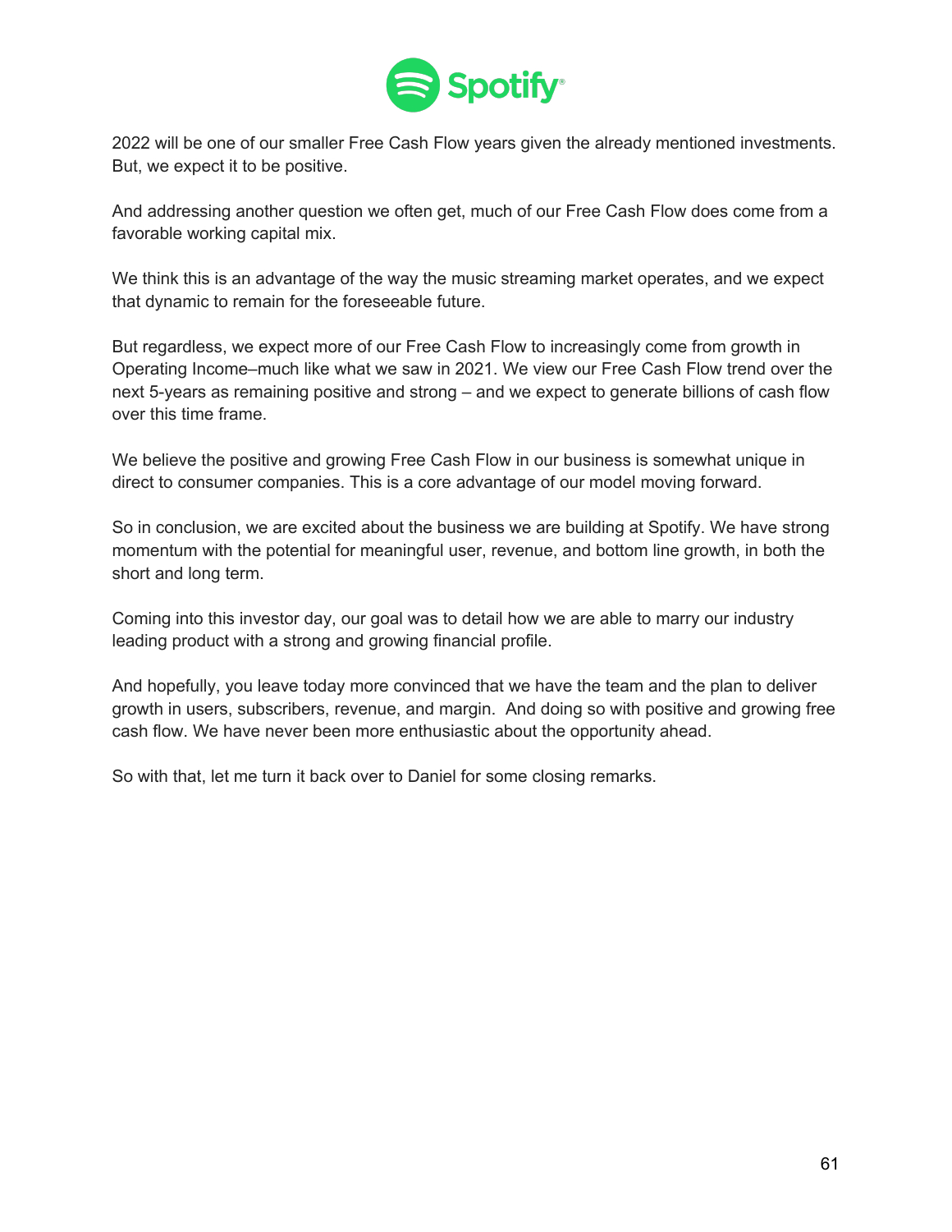2022 will be one of our smaller Free Cash Flow years given the already mentioned investments. But, we expect it to be positive.

And addressing another question we often get, much of our Free Cash Flow does come from a favorable working capital mix.

We think this is an advantage of the way the music streaming market operates, and we expect that dynamic to remain for the foreseeable future.

But regardless, we expect more of our Free Cash Flow to increasingly come from growth in Operating Income–much like what we saw in 2021. We view our Free Cash Flow trend over the next 5-years as remaining positive and strong – and we expect to generate billions of cash flow over this time frame.

We believe the positive and growing Free Cash Flow in our business is somewhat unique in direct to consumer companies. This is a core advantage of our model moving forward.

So in conclusion, we are excited about the business we are building at Spotify. We have strong momentum with the potential for meaningful user, revenue, and bottom line growth, in both the short and long term.

Coming into this investor day, our goal was to detail how we are able to marry our industry leading product with a strong and growing financial profile.

And hopefully, you leave today more convinced that we have the team and the plan to deliver growth in users, subscribers, revenue, and margin. And doing so with positive and growing free cash flow. We have never been more enthusiastic about the opportunity ahead.

So with that, let me turn it back over to Daniel for some closing remarks.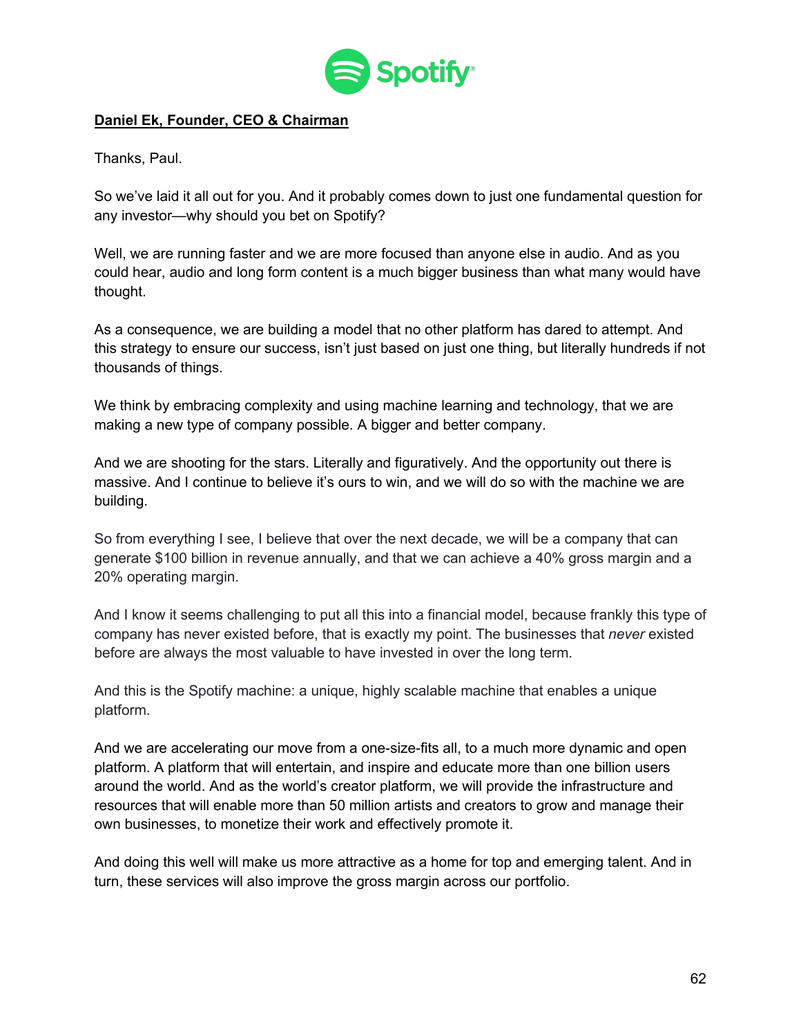**Daniel Ek, Founder, CEO & Chairman**

Thanks, Paul.

So we've laid it all out for you. And it probably comes down to just one fundamental question for any investor—why should you bet on Spotify?

Well, we are running faster and we are more focused than anyone else in audio. And as you could hear, audio and long form content is a much bigger business than what many would have thought.

As a consequence, we are building a model that no other platform has dared to attempt. And this strategy to ensure our success, isn't just based on just one thing, but literally hundreds if not thousands of things.

We think by embracing complexity and using machine learning and technology, that we are making a new type of company possible. A bigger and better company.

And we are shooting for the stars. Literally and figuratively. And the opportunity out there is massive. And I continue to believe it's ours to win, and we will do so with the machine we are building.

So from everything I see, I believe that over the next decade, we will be a company that can generate $100 billion in revenue annually, and that we can achieve a 40% gross margin and a 20% operating margin.

And I know it seems challenging to put all this into a financial model, because frankly this type of company has never existed before, that is exactly my point. The businesses that *never* existed before are always the most valuable to have invested in over the long term.

And this is the Spotify machine: a unique, highly scalable machine that enables a unique platform.

And we are accelerating our move from a one-size-fits all, to a much more dynamic and open platform. A platform that will entertain, and inspire and educate more than one billion users around the world. And as the world's creator platform, we will provide the infrastructure and resources that will enable more than 50 million artists and creators to grow and manage their own businesses, to monetize their work and effectively promote it.

And doing this well will make us more attractive as a home for top and emerging talent. And in turn, these services will also improve the gross margin across our portfolio.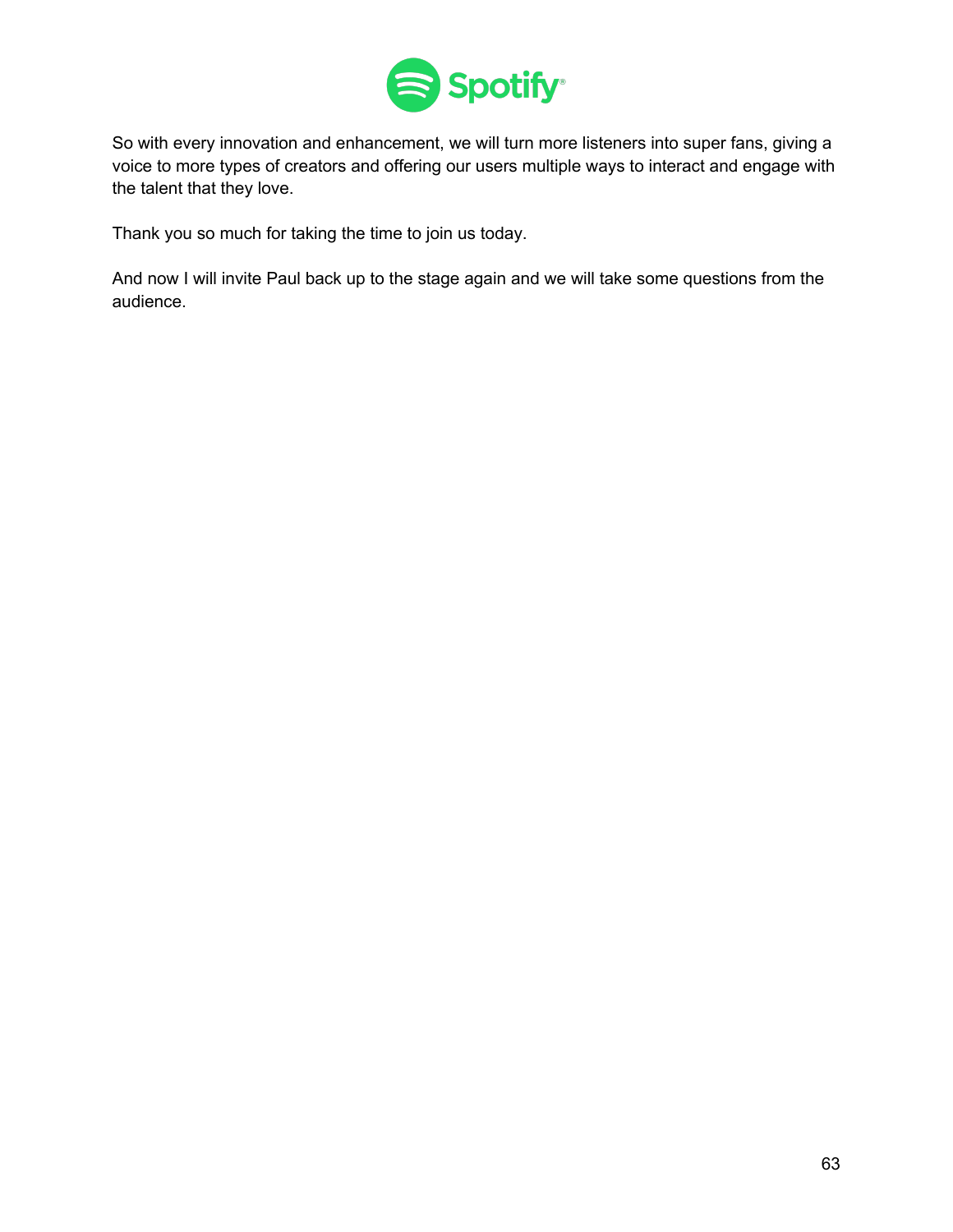So with every innovation and enhancement, we will turn more listeners into super fans, giving a voice to more types of creators and offering our users multiple ways to interact and engage with the talent that they love.

Thank you so much for taking the time to join us today.

And now I will invite Paul back up to the stage again and we will take some questions from the audience.